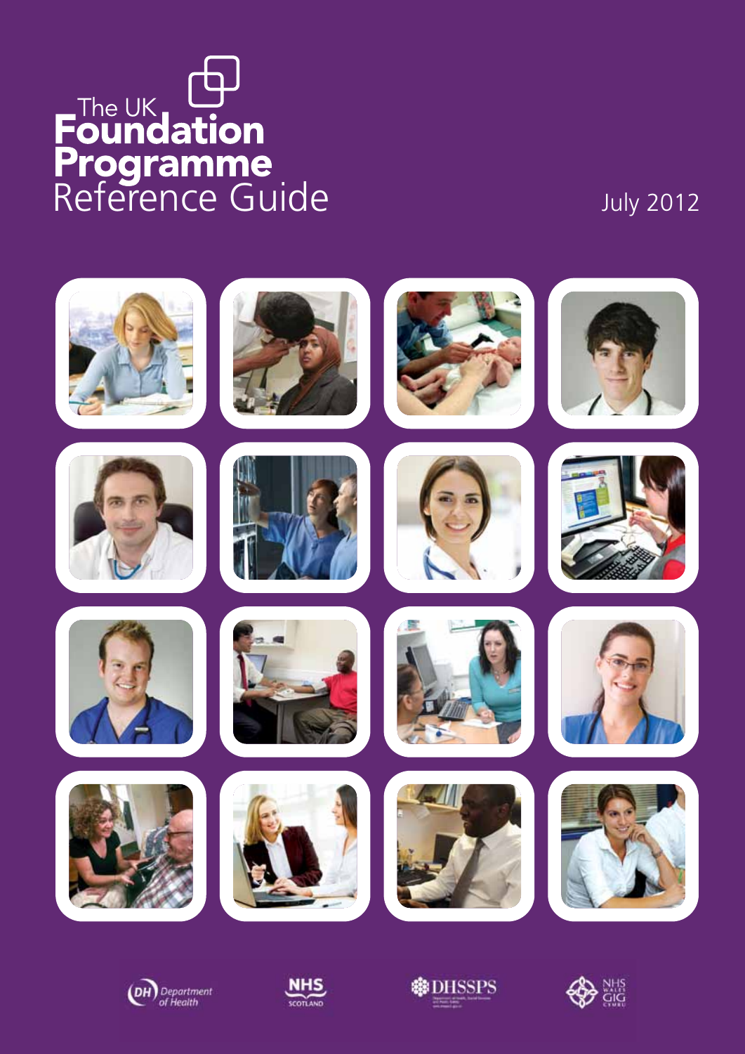# The UK Foundation Programme Reference Guide

July 2012

Department of Health

NHS Scotland

DHSSPS

NHS Wales GIG Cymru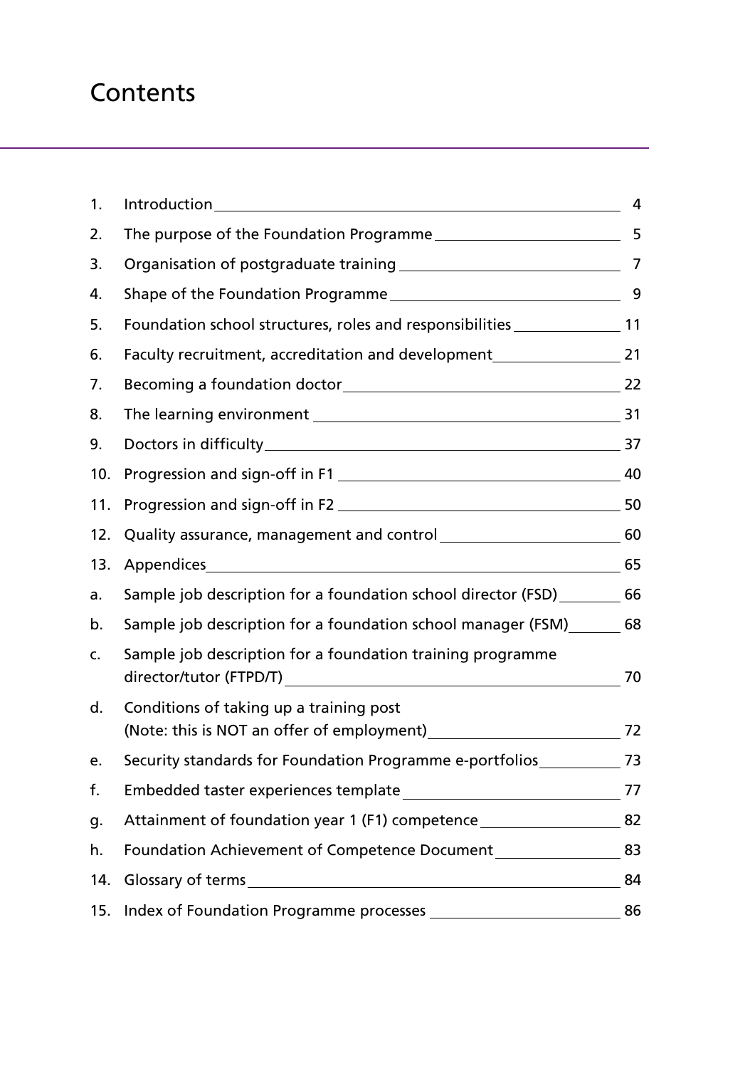# Contents

1. Introduction 4
2. The purpose of the Foundation Programme 5
3. Organisation of postgraduate training 7
4. Shape of the Foundation Programme 9
5. Foundation school structures, roles and responsibilities 11
6. Faculty recruitment, accreditation and development 21
7. Becoming a foundation doctor 22
8. The learning environment 31
9. Doctors in difficulty 37
10. Progression and sign-off in F1 40
11. Progression and sign-off in F2 50
12. Quality assurance, management and control 60
13. Appendices 65

a. Sample job description for a foundation school director (FSD) 66
b. Sample job description for a foundation school manager (FSM) 68
c. Sample job description for a foundation training programme director/tutor (FTPD/T) 70
d. Conditions of taking up a training post (Note: this is NOT an offer of employment) 72
e. Security standards for Foundation Programme e-portfolios 73
f. Embedded taster experiences template 77
g. Attainment of foundation year 1 (F1) competence 82
h. Foundation Achievement of Competence Document 83

14. Glossary of terms 84
15. Index of Foundation Programme processes 86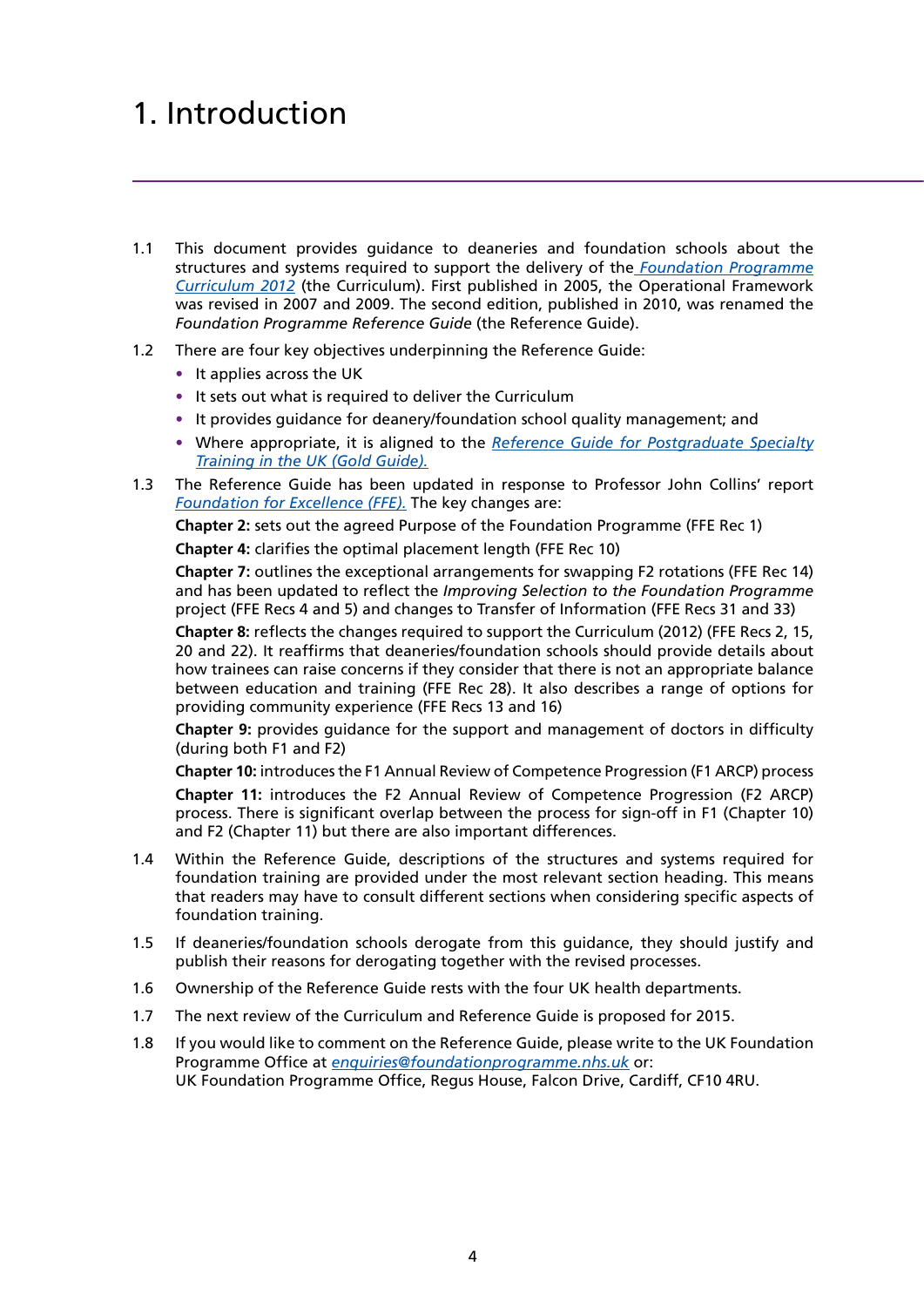# 1. Introduction

1.1 This document provides guidance to deaneries and foundation schools about the structures and systems required to support the delivery of the *Foundation Programme Curriculum 2012* (the Curriculum). First published in 2005, the Operational Framework was revised in 2007 and 2009. The second edition, published in 2010, was renamed the *Foundation Programme Reference Guide* (the Reference Guide).

1.2 There are four key objectives underpinning the Reference Guide:

- It applies across the UK
- It sets out what is required to deliver the Curriculum
- It provides guidance for deanery/foundation school quality management; and
- Where appropriate, it is aligned to the *Reference Guide for Postgraduate Specialty Training in the UK (Gold Guide).*

1.3 The Reference Guide has been updated in response to Professor John Collins' report *Foundation for Excellence (FFE).* The key changes are:

**Chapter 2:** sets out the agreed Purpose of the Foundation Programme (FFE Rec 1)

**Chapter 4:** clarifies the optimal placement length (FFE Rec 10)

**Chapter 7:** outlines the exceptional arrangements for swapping F2 rotations (FFE Rec 14) and has been updated to reflect the *Improving Selection to the Foundation Programme* project (FFE Recs 4 and 5) and changes to Transfer of Information (FFE Recs 31 and 33)

**Chapter 8:** reflects the changes required to support the Curriculum (2012) (FFE Recs 2, 15, 20 and 22). It reaffirms that deaneries/foundation schools should provide details about how trainees can raise concerns if they consider that there is not an appropriate balance between education and training (FFE Rec 28). It also describes a range of options for providing community experience (FFE Recs 13 and 16)

**Chapter 9:** provides guidance for the support and management of doctors in difficulty (during both F1 and F2)

**Chapter 10:** introduces the F1 Annual Review of Competence Progression (F1 ARCP) process

**Chapter 11:** introduces the F2 Annual Review of Competence Progression (F2 ARCP) process. There is significant overlap between the process for sign-off in F1 (Chapter 10) and F2 (Chapter 11) but there are also important differences.

1.4 Within the Reference Guide, descriptions of the structures and systems required for foundation training are provided under the most relevant section heading. This means that readers may have to consult different sections when considering specific aspects of foundation training.

1.5 If deaneries/foundation schools derogate from this guidance, they should justify and publish their reasons for derogating together with the revised processes.

1.6 Ownership of the Reference Guide rests with the four UK health departments.

1.7 The next review of the Curriculum and Reference Guide is proposed for 2015.

1.8 If you would like to comment on the Reference Guide, please write to the UK Foundation Programme Office at enquiries@foundationprogramme.nhs.uk or:
UK Foundation Programme Office, Regus House, Falcon Drive, Cardiff, CF10 4RU.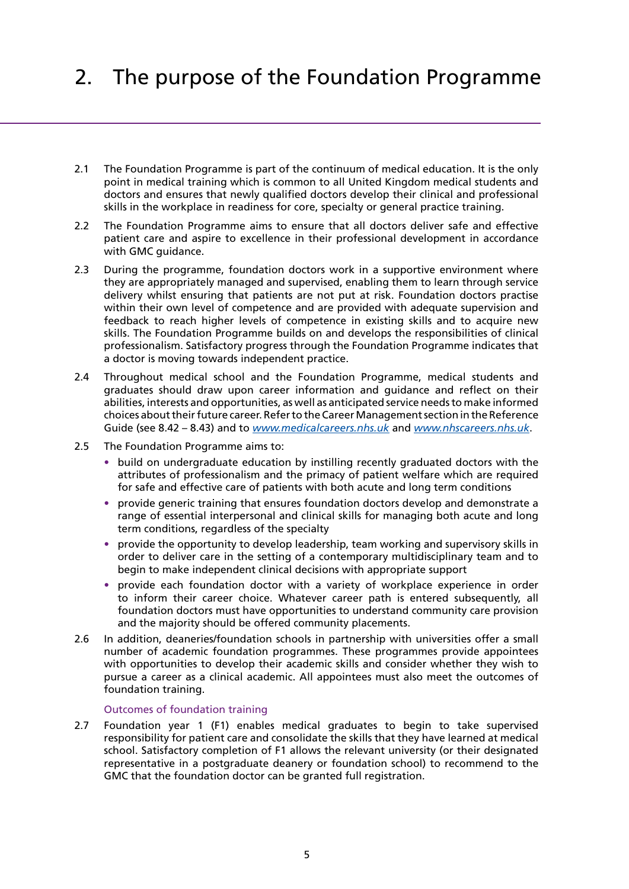# 2. The purpose of the Foundation Programme

2.1 The Foundation Programme is part of the continuum of medical education. It is the only point in medical training which is common to all United Kingdom medical students and doctors and ensures that newly qualified doctors develop their clinical and professional skills in the workplace in readiness for core, specialty or general practice training.

2.2 The Foundation Programme aims to ensure that all doctors deliver safe and effective patient care and aspire to excellence in their professional development in accordance with GMC guidance.

2.3 During the programme, foundation doctors work in a supportive environment where they are appropriately managed and supervised, enabling them to learn through service delivery whilst ensuring that patients are not put at risk. Foundation doctors practise within their own level of competence and are provided with adequate supervision and feedback to reach higher levels of competence in existing skills and to acquire new skills. The Foundation Programme builds on and develops the responsibilities of clinical professionalism. Satisfactory progress through the Foundation Programme indicates that a doctor is moving towards independent practice.

2.4 Throughout medical school and the Foundation Programme, medical students and graduates should draw upon career information and guidance and reflect on their abilities, interests and opportunities, as well as anticipated service needs to make informed choices about their future career. Refer to the Career Management section in the Reference Guide (see 8.42 – 8.43) and to *www.medicalcareers.nhs.uk* and *www.nhscareers.nhs.uk*.

2.5 The Foundation Programme aims to:

- build on undergraduate education by instilling recently graduated doctors with the attributes of professionalism and the primacy of patient welfare which are required for safe and effective care of patients with both acute and long term conditions
- provide generic training that ensures foundation doctors develop and demonstrate a range of essential interpersonal and clinical skills for managing both acute and long term conditions, regardless of the specialty
- provide the opportunity to develop leadership, team working and supervisory skills in order to deliver care in the setting of a contemporary multidisciplinary team and to begin to make independent clinical decisions with appropriate support
- provide each foundation doctor with a variety of workplace experience in order to inform their career choice. Whatever career path is entered subsequently, all foundation doctors must have opportunities to understand community care provision and the majority should be offered community placements.

2.6 In addition, deaneries/foundation schools in partnership with universities offer a small number of academic foundation programmes. These programmes provide appointees with opportunities to develop their academic skills and consider whether they wish to pursue a career as a clinical academic. All appointees must also meet the outcomes of foundation training.

### Outcomes of foundation training

2.7 Foundation year 1 (F1) enables medical graduates to begin to take supervised responsibility for patient care and consolidate the skills that they have learned at medical school. Satisfactory completion of F1 allows the relevant university (or their designated representative in a postgraduate deanery or foundation school) to recommend to the GMC that the foundation doctor can be granted full registration.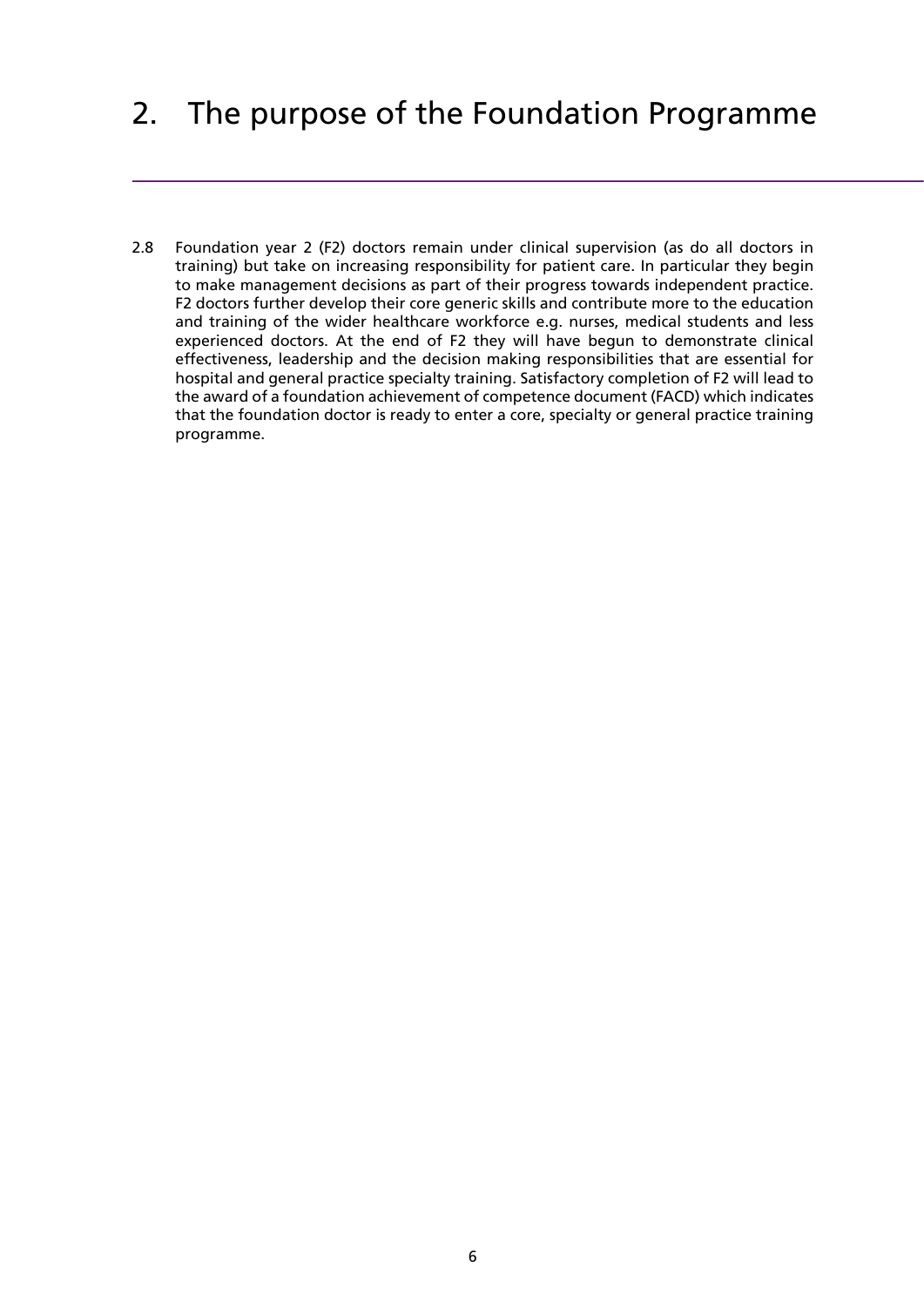# 2. The purpose of the Foundation Programme

2.8 Foundation year 2 (F2) doctors remain under clinical supervision (as do all doctors in training) but take on increasing responsibility for patient care. In particular they begin to make management decisions as part of their progress towards independent practice. F2 doctors further develop their core generic skills and contribute more to the education and training of the wider healthcare workforce e.g. nurses, medical students and less experienced doctors. At the end of F2 they will have begun to demonstrate clinical effectiveness, leadership and the decision making responsibilities that are essential for hospital and general practice specialty training. Satisfactory completion of F2 will lead to the award of a foundation achievement of competence document (FACD) which indicates that the foundation doctor is ready to enter a core, specialty or general practice training programme.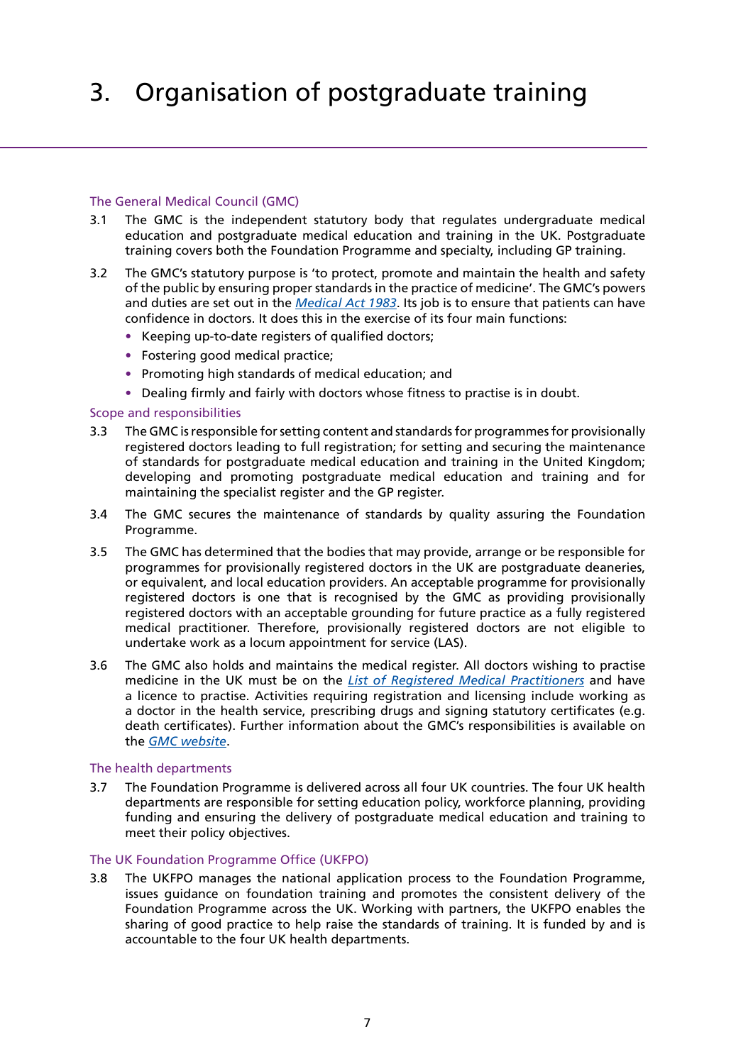# 3. Organisation of postgraduate training

## The General Medical Council (GMC)

3.1 The GMC is the independent statutory body that regulates undergraduate medical education and postgraduate medical education and training in the UK. Postgraduate training covers both the Foundation Programme and specialty, including GP training.

3.2 The GMC's statutory purpose is 'to protect, promote and maintain the health and safety of the public by ensuring proper standards in the practice of medicine'. The GMC's powers and duties are set out in the *Medical Act 1983*. Its job is to ensure that patients can have confidence in doctors. It does this in the exercise of its four main functions:

- Keeping up-to-date registers of qualified doctors;
- Fostering good medical practice;
- Promoting high standards of medical education; and
- Dealing firmly and fairly with doctors whose fitness to practise is in doubt.

## Scope and responsibilities

3.3 The GMC is responsible for setting content and standards for programmes for provisionally registered doctors leading to full registration; for setting and securing the maintenance of standards for postgraduate medical education and training in the United Kingdom; developing and promoting postgraduate medical education and training and for maintaining the specialist register and the GP register.

3.4 The GMC secures the maintenance of standards by quality assuring the Foundation Programme.

3.5 The GMC has determined that the bodies that may provide, arrange or be responsible for programmes for provisionally registered doctors in the UK are postgraduate deaneries, or equivalent, and local education providers. An acceptable programme for provisionally registered doctors is one that is recognised by the GMC as providing provisionally registered doctors with an acceptable grounding for future practice as a fully registered medical practitioner. Therefore, provisionally registered doctors are not eligible to undertake work as a locum appointment for service (LAS).

3.6 The GMC also holds and maintains the medical register. All doctors wishing to practise medicine in the UK must be on the *List of Registered Medical Practitioners* and have a licence to practise. Activities requiring registration and licensing include working as a doctor in the health service, prescribing drugs and signing statutory certificates (e.g. death certificates). Further information about the GMC's responsibilities is available on the *GMC website*.

## The health departments

3.7 The Foundation Programme is delivered across all four UK countries. The four UK health departments are responsible for setting education policy, workforce planning, providing funding and ensuring the delivery of postgraduate medical education and training to meet their policy objectives.

## The UK Foundation Programme Office (UKFPO)

3.8 The UKFPO manages the national application process to the Foundation Programme, issues guidance on foundation training and promotes the consistent delivery of the Foundation Programme across the UK. Working with partners, the UKFPO enables the sharing of good practice to help raise the standards of training. It is funded by and is accountable to the four UK health departments.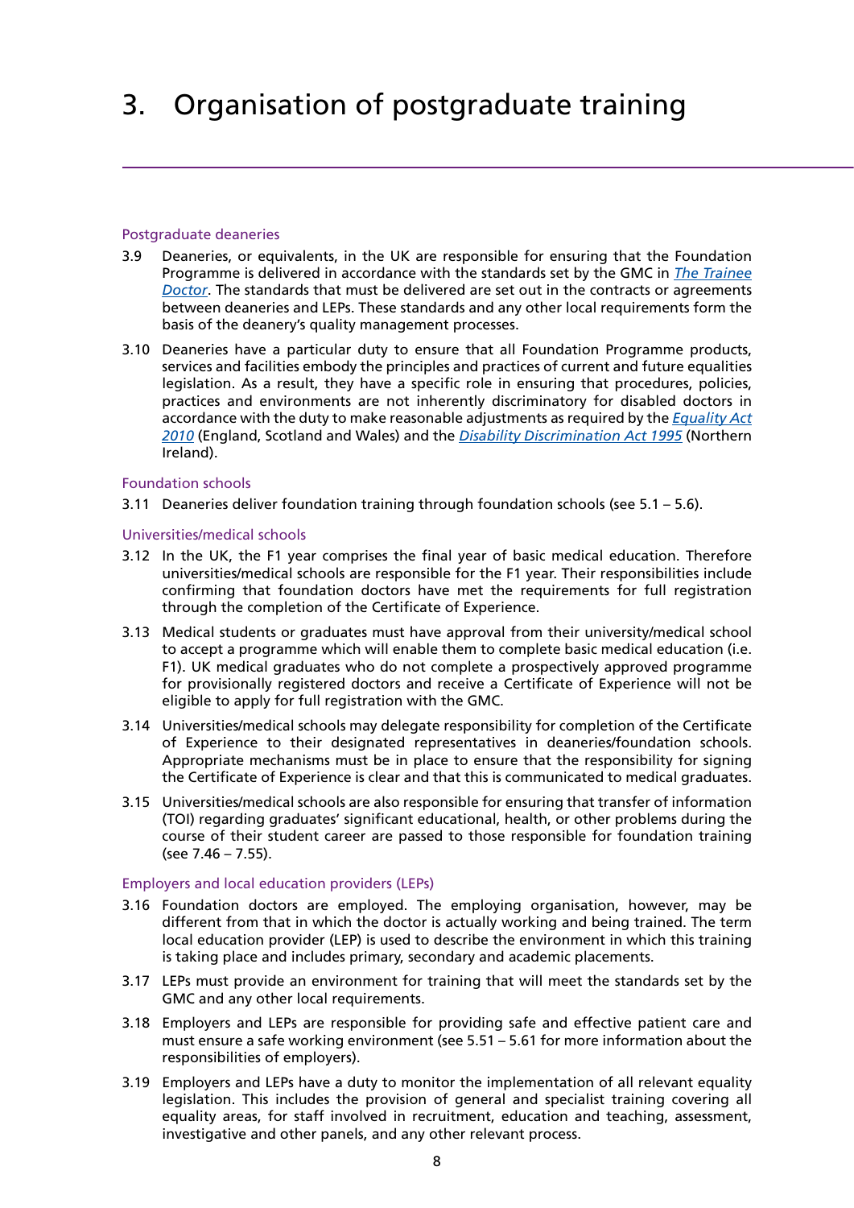# 3. Organisation of postgraduate training

### Postgraduate deaneries

3.9 Deaneries, or equivalents, in the UK are responsible for ensuring that the Foundation Programme is delivered in accordance with the standards set by the GMC in *The Trainee Doctor*. The standards that must be delivered are set out in the contracts or agreements between deaneries and LEPs. These standards and any other local requirements form the basis of the deanery's quality management processes.

3.10 Deaneries have a particular duty to ensure that all Foundation Programme products, services and facilities embody the principles and practices of current and future equalities legislation. As a result, they have a specific role in ensuring that procedures, policies, practices and environments are not inherently discriminatory for disabled doctors in accordance with the duty to make reasonable adjustments as required by the *Equality Act 2010* (England, Scotland and Wales) and the *Disability Discrimination Act 1995* (Northern Ireland).

### Foundation schools

3.11 Deaneries deliver foundation training through foundation schools (see 5.1 – 5.6).

### Universities/medical schools

3.12 In the UK, the F1 year comprises the final year of basic medical education. Therefore universities/medical schools are responsible for the F1 year. Their responsibilities include confirming that foundation doctors have met the requirements for full registration through the completion of the Certificate of Experience.

3.13 Medical students or graduates must have approval from their university/medical school to accept a programme which will enable them to complete basic medical education (i.e. F1). UK medical graduates who do not complete a prospectively approved programme for provisionally registered doctors and receive a Certificate of Experience will not be eligible to apply for full registration with the GMC.

3.14 Universities/medical schools may delegate responsibility for completion of the Certificate of Experience to their designated representatives in deaneries/foundation schools. Appropriate mechanisms must be in place to ensure that the responsibility for signing the Certificate of Experience is clear and that this is communicated to medical graduates.

3.15 Universities/medical schools are also responsible for ensuring that transfer of information (TOI) regarding graduates' significant educational, health, or other problems during the course of their student career are passed to those responsible for foundation training (see 7.46 – 7.55).

### Employers and local education providers (LEPs)

3.16 Foundation doctors are employed. The employing organisation, however, may be different from that in which the doctor is actually working and being trained. The term local education provider (LEP) is used to describe the environment in which this training is taking place and includes primary, secondary and academic placements.

3.17 LEPs must provide an environment for training that will meet the standards set by the GMC and any other local requirements.

3.18 Employers and LEPs are responsible for providing safe and effective patient care and must ensure a safe working environment (see 5.51 – 5.61 for more information about the responsibilities of employers).

3.19 Employers and LEPs have a duty to monitor the implementation of all relevant equality legislation. This includes the provision of general and specialist training covering all equality areas, for staff involved in recruitment, education and teaching, assessment, investigative and other panels, and any other relevant process.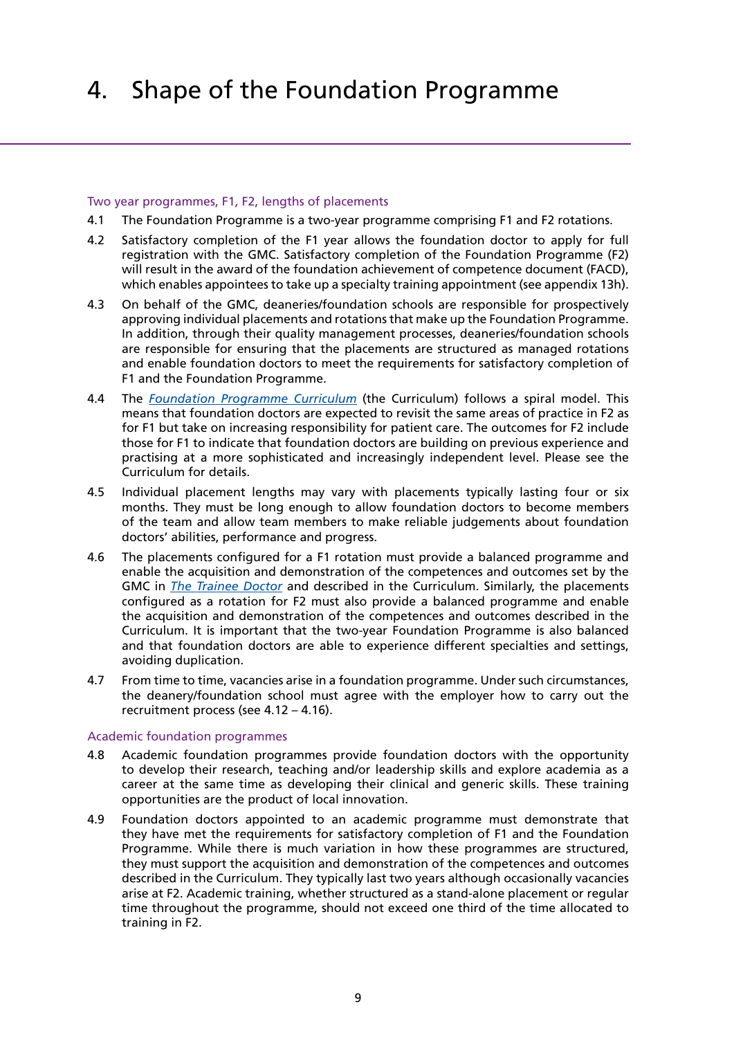# 4. Shape of the Foundation Programme

### Two year programmes, F1, F2, lengths of placements

4.1 The Foundation Programme is a two-year programme comprising F1 and F2 rotations.

4.2 Satisfactory completion of the F1 year allows the foundation doctor to apply for full registration with the GMC. Satisfactory completion of the Foundation Programme (F2) will result in the award of the foundation achievement of competence document (FACD), which enables appointees to take up a specialty training appointment (see appendix 13h).

4.3 On behalf of the GMC, deaneries/foundation schools are responsible for prospectively approving individual placements and rotations that make up the Foundation Programme. In addition, through their quality management processes, deaneries/foundation schools are responsible for ensuring that the placements are structured as managed rotations and enable foundation doctors to meet the requirements for satisfactory completion of F1 and the Foundation Programme.

4.4 The *Foundation Programme Curriculum* (the Curriculum) follows a spiral model. This means that foundation doctors are expected to revisit the same areas of practice in F2 as for F1 but take on increasing responsibility for patient care. The outcomes for F2 include those for F1 to indicate that foundation doctors are building on previous experience and practising at a more sophisticated and increasingly independent level. Please see the Curriculum for details.

4.5 Individual placement lengths may vary with placements typically lasting four or six months. They must be long enough to allow foundation doctors to become members of the team and allow team members to make reliable judgements about foundation doctors' abilities, performance and progress.

4.6 The placements configured for a F1 rotation must provide a balanced programme and enable the acquisition and demonstration of the competences and outcomes set by the GMC in *The Trainee Doctor* and described in the Curriculum. Similarly, the placements configured as a rotation for F2 must also provide a balanced programme and enable the acquisition and demonstration of the competences and outcomes described in the Curriculum. It is important that the two-year Foundation Programme is also balanced and that foundation doctors are able to experience different specialties and settings, avoiding duplication.

4.7 From time to time, vacancies arise in a foundation programme. Under such circumstances, the deanery/foundation school must agree with the employer how to carry out the recruitment process (see 4.12 – 4.16).

### Academic foundation programmes

4.8 Academic foundation programmes provide foundation doctors with the opportunity to develop their research, teaching and/or leadership skills and explore academia as a career at the same time as developing their clinical and generic skills. These training opportunities are the product of local innovation.

4.9 Foundation doctors appointed to an academic programme must demonstrate that they have met the requirements for satisfactory completion of F1 and the Foundation Programme. While there is much variation in how these programmes are structured, they must support the acquisition and demonstration of the competences and outcomes described in the Curriculum. They typically last two years although occasionally vacancies arise at F2. Academic training, whether structured as a stand-alone placement or regular time throughout the programme, should not exceed one third of the time allocated to training in F2.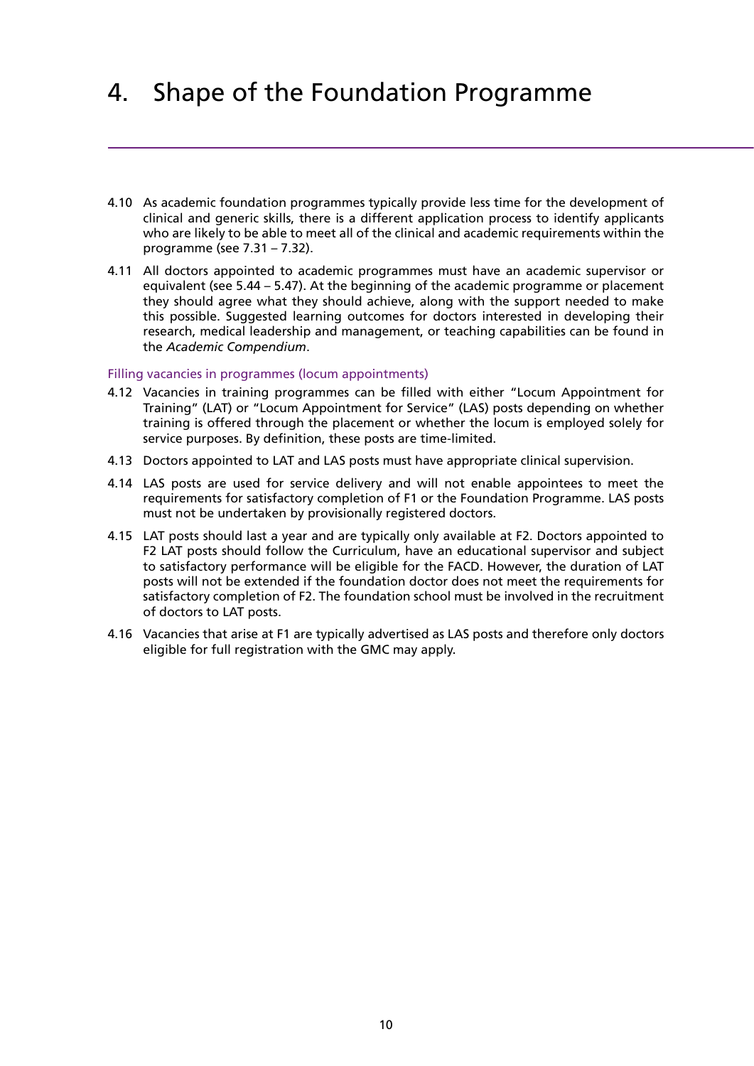# 4. Shape of the Foundation Programme

4.10 As academic foundation programmes typically provide less time for the development of clinical and generic skills, there is a different application process to identify applicants who are likely to be able to meet all of the clinical and academic requirements within the programme (see 7.31 – 7.32).

4.11 All doctors appointed to academic programmes must have an academic supervisor or equivalent (see 5.44 – 5.47). At the beginning of the academic programme or placement they should agree what they should achieve, along with the support needed to make this possible. Suggested learning outcomes for doctors interested in developing their research, medical leadership and management, or teaching capabilities can be found in the *Academic Compendium*.

### Filling vacancies in programmes (locum appointments)

4.12 Vacancies in training programmes can be filled with either "Locum Appointment for Training" (LAT) or "Locum Appointment for Service" (LAS) posts depending on whether training is offered through the placement or whether the locum is employed solely for service purposes. By definition, these posts are time-limited.

4.13 Doctors appointed to LAT and LAS posts must have appropriate clinical supervision.

4.14 LAS posts are used for service delivery and will not enable appointees to meet the requirements for satisfactory completion of F1 or the Foundation Programme. LAS posts must not be undertaken by provisionally registered doctors.

4.15 LAT posts should last a year and are typically only available at F2. Doctors appointed to F2 LAT posts should follow the Curriculum, have an educational supervisor and subject to satisfactory performance will be eligible for the FACD. However, the duration of LAT posts will not be extended if the foundation doctor does not meet the requirements for satisfactory completion of F2. The foundation school must be involved in the recruitment of doctors to LAT posts.

4.16 Vacancies that arise at F1 are typically advertised as LAS posts and therefore only doctors eligible for full registration with the GMC may apply.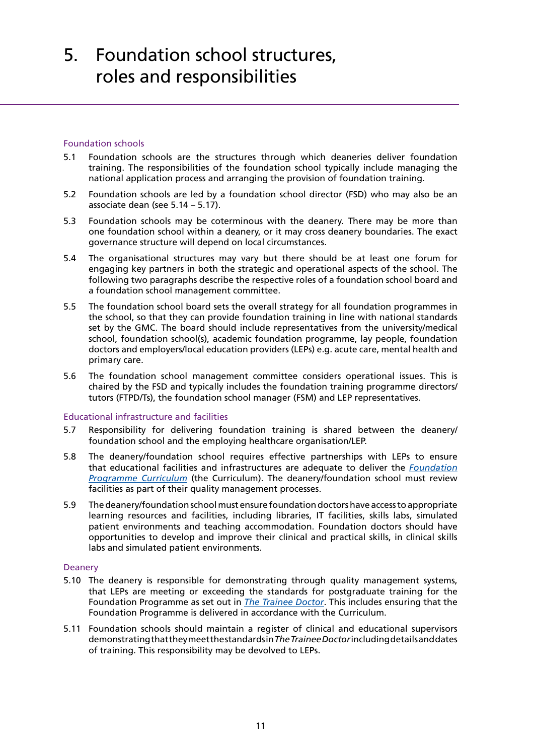# 5. Foundation school structures, roles and responsibilities

## Foundation schools

5.1 Foundation schools are the structures through which deaneries deliver foundation training. The responsibilities of the foundation school typically include managing the national application process and arranging the provision of foundation training.

5.2 Foundation schools are led by a foundation school director (FSD) who may also be an associate dean (see 5.14 – 5.17).

5.3 Foundation schools may be coterminous with the deanery. There may be more than one foundation school within a deanery, or it may cross deanery boundaries. The exact governance structure will depend on local circumstances.

5.4 The organisational structures may vary but there should be at least one forum for engaging key partners in both the strategic and operational aspects of the school. The following two paragraphs describe the respective roles of a foundation school board and a foundation school management committee.

5.5 The foundation school board sets the overall strategy for all foundation programmes in the school, so that they can provide foundation training in line with national standards set by the GMC. The board should include representatives from the university/medical school, foundation school(s), academic foundation programme, lay people, foundation doctors and employers/local education providers (LEPs) e.g. acute care, mental health and primary care.

5.6 The foundation school management committee considers operational issues. This is chaired by the FSD and typically includes the foundation training programme directors/ tutors (FTPD/Ts), the foundation school manager (FSM) and LEP representatives.

## Educational infrastructure and facilities

5.7 Responsibility for delivering foundation training is shared between the deanery/ foundation school and the employing healthcare organisation/LEP.

5.8 The deanery/foundation school requires effective partnerships with LEPs to ensure that educational facilities and infrastructures are adequate to deliver the *Foundation Programme Curriculum* (the Curriculum). The deanery/foundation school must review facilities as part of their quality management processes.

5.9 The deanery/foundation school must ensure foundation doctors have access to appropriate learning resources and facilities, including libraries, IT facilities, skills labs, simulated patient environments and teaching accommodation. Foundation doctors should have opportunities to develop and improve their clinical and practical skills, in clinical skills labs and simulated patient environments.

## Deanery

5.10 The deanery is responsible for demonstrating through quality management systems, that LEPs are meeting or exceeding the standards for postgraduate training for the Foundation Programme as set out in *The Trainee Doctor*. This includes ensuring that the Foundation Programme is delivered in accordance with the Curriculum.

5.11 Foundation schools should maintain a register of clinical and educational supervisors demonstrating that they meet the standards in *The Trainee Doctor* including details and dates of training. This responsibility may be devolved to LEPs.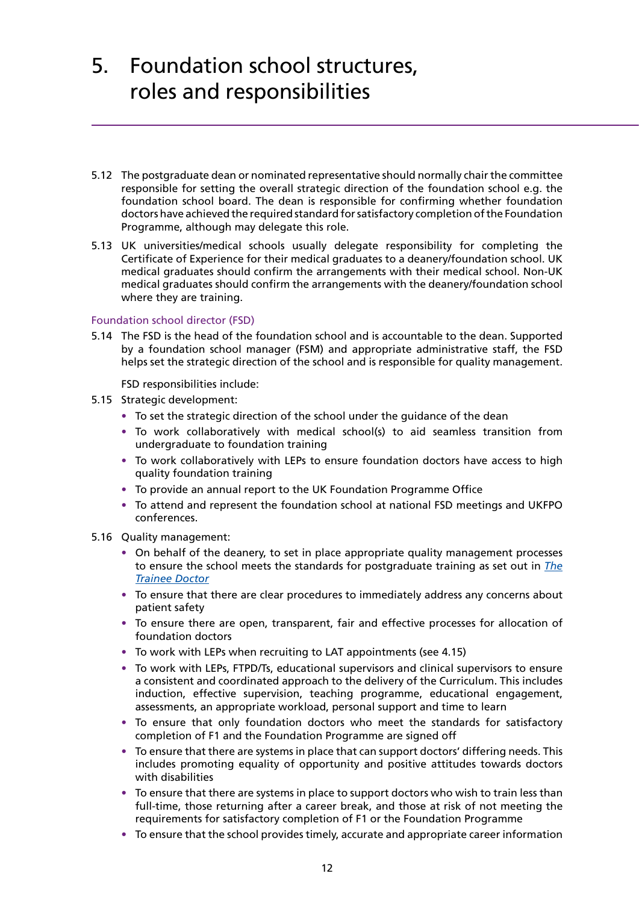# 5. Foundation school structures, roles and responsibilities

5.12 The postgraduate dean or nominated representative should normally chair the committee responsible for setting the overall strategic direction of the foundation school e.g. the foundation school board. The dean is responsible for confirming whether foundation doctors have achieved the required standard for satisfactory completion of the Foundation Programme, although may delegate this role.

5.13 UK universities/medical schools usually delegate responsibility for completing the Certificate of Experience for their medical graduates to a deanery/foundation school. UK medical graduates should confirm the arrangements with their medical school. Non-UK medical graduates should confirm the arrangements with the deanery/foundation school where they are training.

### Foundation school director (FSD)

5.14 The FSD is the head of the foundation school and is accountable to the dean. Supported by a foundation school manager (FSM) and appropriate administrative staff, the FSD helps set the strategic direction of the school and is responsible for quality management.

FSD responsibilities include:

5.15 Strategic development:

- To set the strategic direction of the school under the guidance of the dean
- To work collaboratively with medical school(s) to aid seamless transition from undergraduate to foundation training
- To work collaboratively with LEPs to ensure foundation doctors have access to high quality foundation training
- To provide an annual report to the UK Foundation Programme Office
- To attend and represent the foundation school at national FSD meetings and UKFPO conferences.

5.16 Quality management:

- On behalf of the deanery, to set in place appropriate quality management processes to ensure the school meets the standards for postgraduate training as set out in *The Trainee Doctor*
- To ensure that there are clear procedures to immediately address any concerns about patient safety
- To ensure there are open, transparent, fair and effective processes for allocation of foundation doctors
- To work with LEPs when recruiting to LAT appointments (see 4.15)
- To work with LEPs, FTPD/Ts, educational supervisors and clinical supervisors to ensure a consistent and coordinated approach to the delivery of the Curriculum. This includes induction, effective supervision, teaching programme, educational engagement, assessments, an appropriate workload, personal support and time to learn
- To ensure that only foundation doctors who meet the standards for satisfactory completion of F1 and the Foundation Programme are signed off
- To ensure that there are systems in place that can support doctors' differing needs. This includes promoting equality of opportunity and positive attitudes towards doctors with disabilities
- To ensure that there are systems in place to support doctors who wish to train less than full-time, those returning after a career break, and those at risk of not meeting the requirements for satisfactory completion of F1 or the Foundation Programme
- To ensure that the school provides timely, accurate and appropriate career information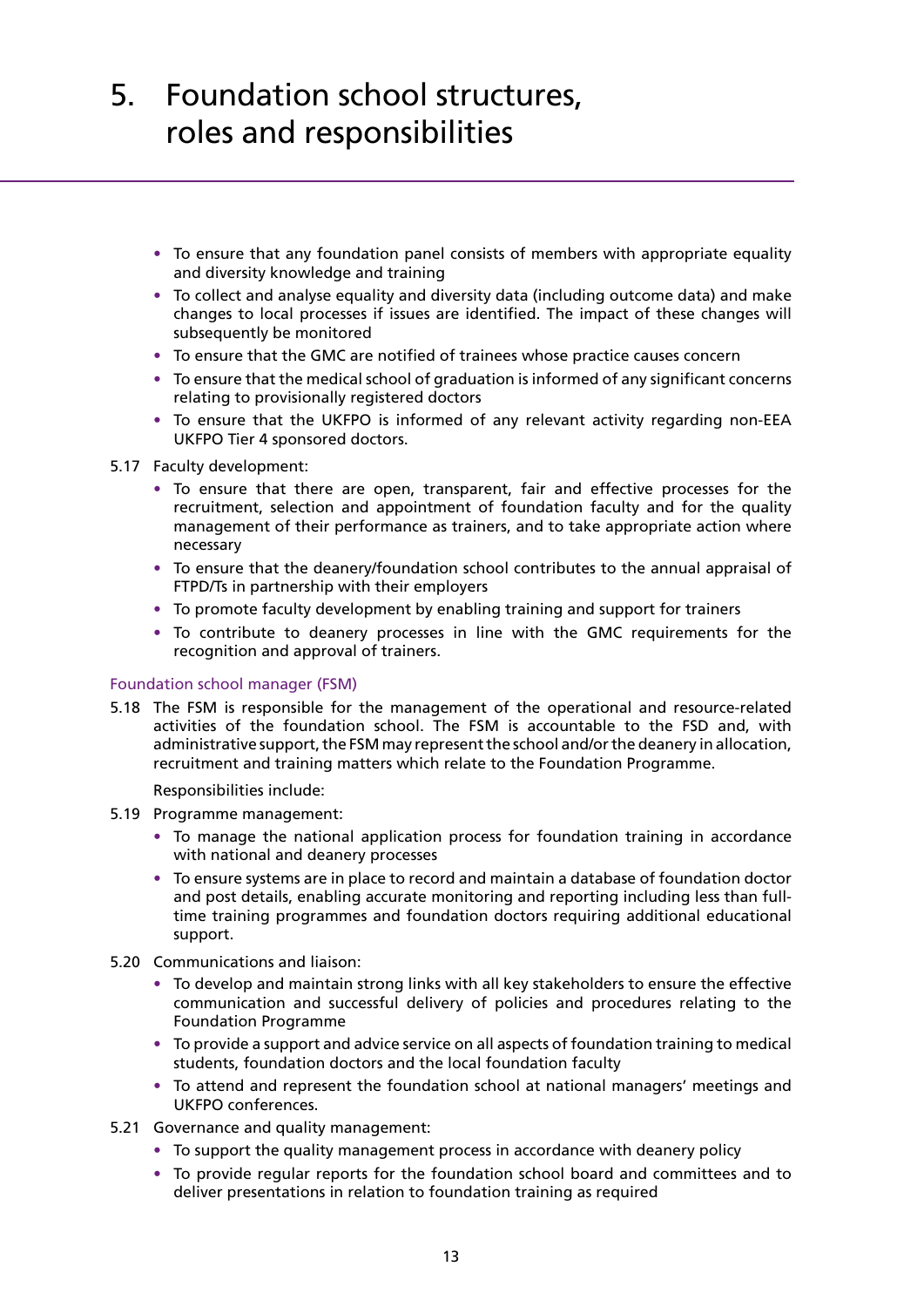# 5. Foundation school structures, roles and responsibilities

- To ensure that any foundation panel consists of members with appropriate equality and diversity knowledge and training
- To collect and analyse equality and diversity data (including outcome data) and make changes to local processes if issues are identified. The impact of these changes will subsequently be monitored
- To ensure that the GMC are notified of trainees whose practice causes concern
- To ensure that the medical school of graduation is informed of any significant concerns relating to provisionally registered doctors
- To ensure that the UKFPO is informed of any relevant activity regarding non-EEA UKFPO Tier 4 sponsored doctors.

5.17 Faculty development:

- To ensure that there are open, transparent, fair and effective processes for the recruitment, selection and appointment of foundation faculty and for the quality management of their performance as trainers, and to take appropriate action where necessary
- To ensure that the deanery/foundation school contributes to the annual appraisal of FTPD/Ts in partnership with their employers
- To promote faculty development by enabling training and support for trainers
- To contribute to deanery processes in line with the GMC requirements for the recognition and approval of trainers.

### Foundation school manager (FSM)

5.18 The FSM is responsible for the management of the operational and resource-related activities of the foundation school. The FSM is accountable to the FSD and, with administrative support, the FSM may represent the school and/or the deanery in allocation, recruitment and training matters which relate to the Foundation Programme.

Responsibilities include:

5.19 Programme management:

- To manage the national application process for foundation training in accordance with national and deanery processes
- To ensure systems are in place to record and maintain a database of foundation doctor and post details, enabling accurate monitoring and reporting including less than full-time training programmes and foundation doctors requiring additional educational support.

5.20 Communications and liaison:

- To develop and maintain strong links with all key stakeholders to ensure the effective communication and successful delivery of policies and procedures relating to the Foundation Programme
- To provide a support and advice service on all aspects of foundation training to medical students, foundation doctors and the local foundation faculty
- To attend and represent the foundation school at national managers' meetings and UKFPO conferences.

5.21 Governance and quality management:

- To support the quality management process in accordance with deanery policy
- To provide regular reports for the foundation school board and committees and to deliver presentations in relation to foundation training as required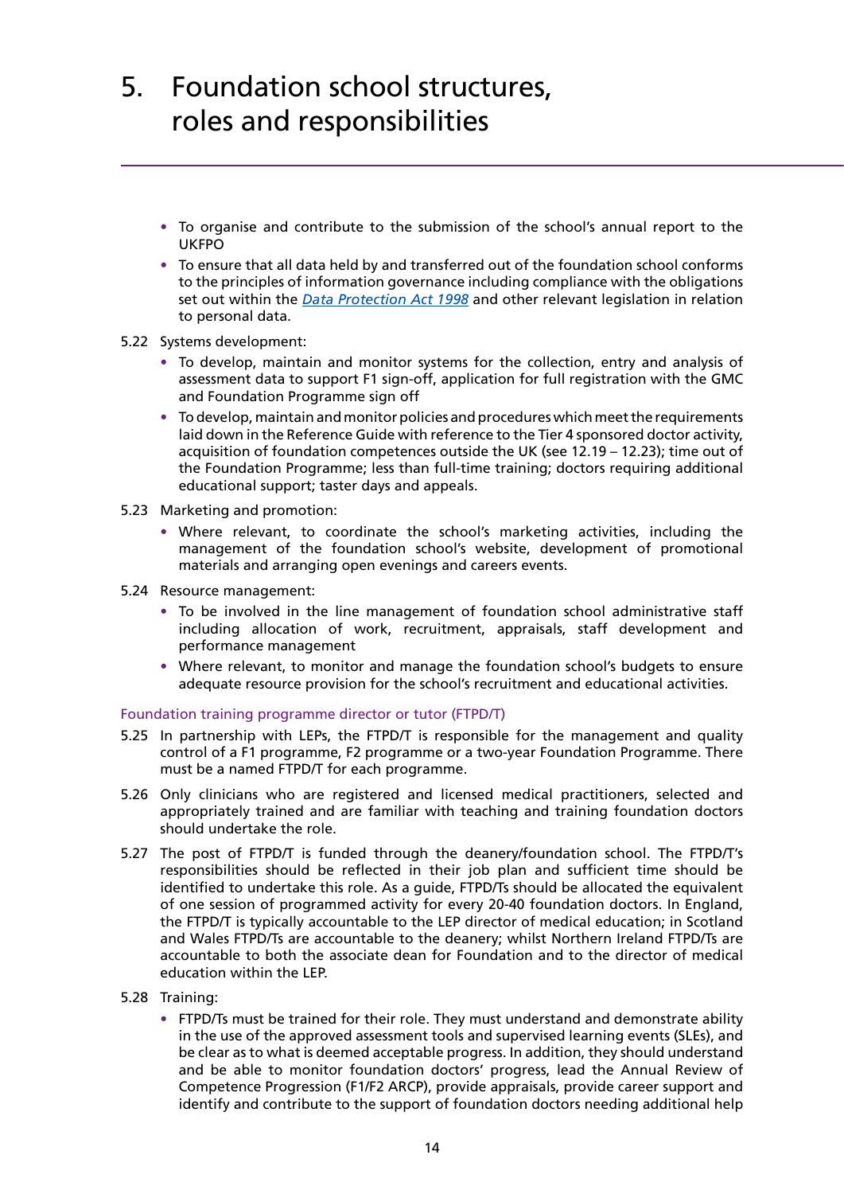# 5. Foundation school structures, roles and responsibilities

- To organise and contribute to the submission of the school's annual report to the UKFPO
- To ensure that all data held by and transferred out of the foundation school conforms to the principles of information governance including compliance with the obligations set out within the *Data Protection Act 1998* and other relevant legislation in relation to personal data.

5.22 Systems development:

- To develop, maintain and monitor systems for the collection, entry and analysis of assessment data to support F1 sign-off, application for full registration with the GMC and Foundation Programme sign off
- To develop, maintain and monitor policies and procedures which meet the requirements laid down in the Reference Guide with reference to the Tier 4 sponsored doctor activity, acquisition of foundation competences outside the UK (see 12.19 – 12.23); time out of the Foundation Programme; less than full-time training; doctors requiring additional educational support; taster days and appeals.

5.23 Marketing and promotion:

- Where relevant, to coordinate the school's marketing activities, including the management of the foundation school's website, development of promotional materials and arranging open evenings and careers events.

5.24 Resource management:

- To be involved in the line management of foundation school administrative staff including allocation of work, recruitment, appraisals, staff development and performance management
- Where relevant, to monitor and manage the foundation school's budgets to ensure adequate resource provision for the school's recruitment and educational activities.

### Foundation training programme director or tutor (FTPD/T)

5.25 In partnership with LEPs, the FTPD/T is responsible for the management and quality control of a F1 programme, F2 programme or a two-year Foundation Programme. There must be a named FTPD/T for each programme.

5.26 Only clinicians who are registered and licensed medical practitioners, selected and appropriately trained and are familiar with teaching and training foundation doctors should undertake the role.

5.27 The post of FTPD/T is funded through the deanery/foundation school. The FTPD/T's responsibilities should be reflected in their job plan and sufficient time should be identified to undertake this role. As a guide, FTPD/Ts should be allocated the equivalent of one session of programmed activity for every 20-40 foundation doctors. In England, the FTPD/T is typically accountable to the LEP director of medical education; in Scotland and Wales FTPD/Ts are accountable to the deanery; whilst Northern Ireland FTPD/Ts are accountable to both the associate dean for Foundation and to the director of medical education within the LEP.

5.28 Training:

- FTPD/Ts must be trained for their role. They must understand and demonstrate ability in the use of the approved assessment tools and supervised learning events (SLEs), and be clear as to what is deemed acceptable progress. In addition, they should understand and be able to monitor foundation doctors' progress, lead the Annual Review of Competence Progression (F1/F2 ARCP), provide appraisals, provide career support and identify and contribute to the support of foundation doctors needing additional help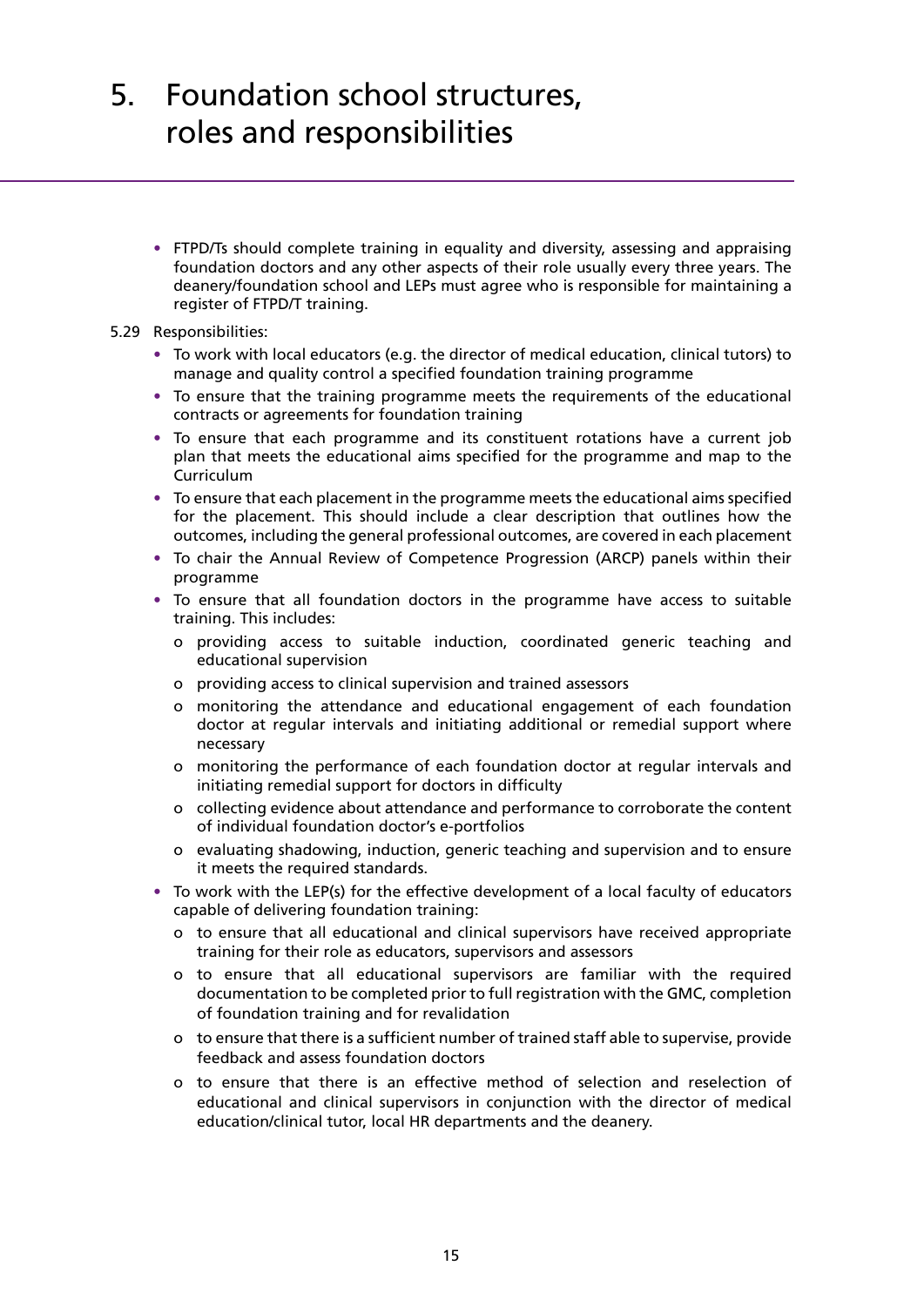# 5. Foundation school structures, roles and responsibilities

- FTPD/Ts should complete training in equality and diversity, assessing and appraising foundation doctors and any other aspects of their role usually every three years. The deanery/foundation school and LEPs must agree who is responsible for maintaining a register of FTPD/T training.

5.29 Responsibilities:

- To work with local educators (e.g. the director of medical education, clinical tutors) to manage and quality control a specified foundation training programme
- To ensure that the training programme meets the requirements of the educational contracts or agreements for foundation training
- To ensure that each programme and its constituent rotations have a current job plan that meets the educational aims specified for the programme and map to the Curriculum
- To ensure that each placement in the programme meets the educational aims specified for the placement. This should include a clear description that outlines how the outcomes, including the general professional outcomes, are covered in each placement
- To chair the Annual Review of Competence Progression (ARCP) panels within their programme
- To ensure that all foundation doctors in the programme have access to suitable training. This includes:
  - providing access to suitable induction, coordinated generic teaching and educational supervision
  - providing access to clinical supervision and trained assessors
  - monitoring the attendance and educational engagement of each foundation doctor at regular intervals and initiating additional or remedial support where necessary
  - monitoring the performance of each foundation doctor at regular intervals and initiating remedial support for doctors in difficulty
  - collecting evidence about attendance and performance to corroborate the content of individual foundation doctor's e-portfolios
  - evaluating shadowing, induction, generic teaching and supervision and to ensure it meets the required standards.
- To work with the LEP(s) for the effective development of a local faculty of educators capable of delivering foundation training:
  - to ensure that all educational and clinical supervisors have received appropriate training for their role as educators, supervisors and assessors
  - to ensure that all educational supervisors are familiar with the required documentation to be completed prior to full registration with the GMC, completion of foundation training and for revalidation
  - to ensure that there is a sufficient number of trained staff able to supervise, provide feedback and assess foundation doctors
  - to ensure that there is an effective method of selection and reselection of educational and clinical supervisors in conjunction with the director of medical education/clinical tutor, local HR departments and the deanery.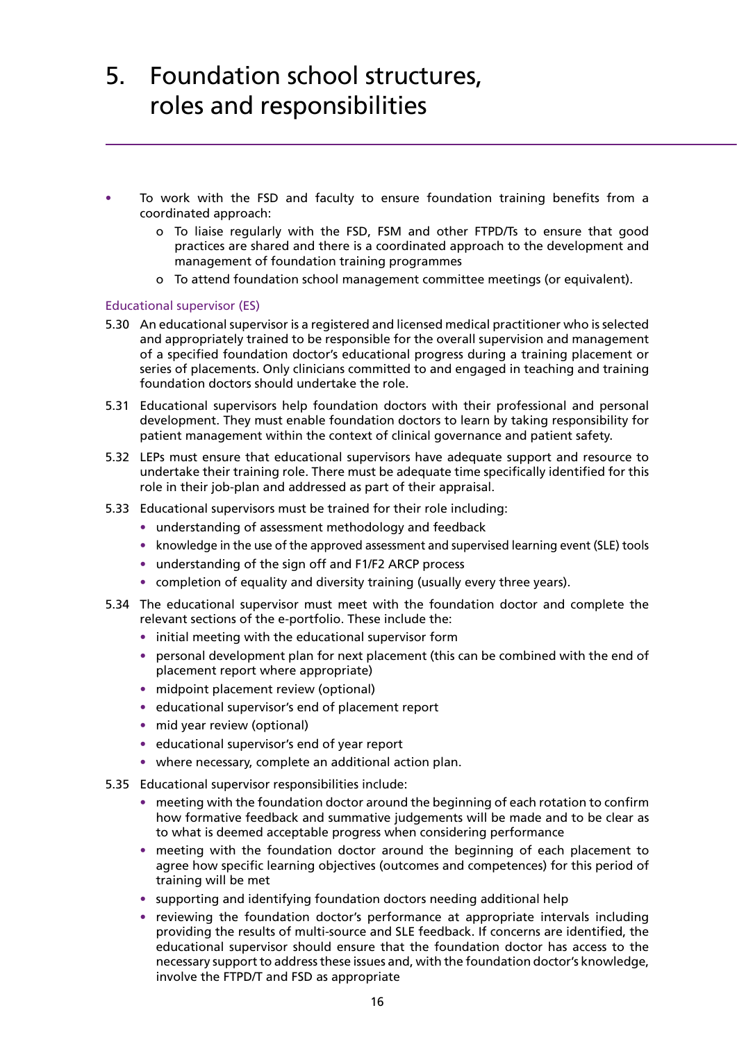# 5. Foundation school structures, roles and responsibilities

- To work with the FSD and faculty to ensure foundation training benefits from a coordinated approach:
  - o To liaise regularly with the FSD, FSM and other FTPD/Ts to ensure that good practices are shared and there is a coordinated approach to the development and management of foundation training programmes
  - o To attend foundation school management committee meetings (or equivalent).

### Educational supervisor (ES)

5.30 An educational supervisor is a registered and licensed medical practitioner who is selected and appropriately trained to be responsible for the overall supervision and management of a specified foundation doctor's educational progress during a training placement or series of placements. Only clinicians committed to and engaged in teaching and training foundation doctors should undertake the role.

5.31 Educational supervisors help foundation doctors with their professional and personal development. They must enable foundation doctors to learn by taking responsibility for patient management within the context of clinical governance and patient safety.

5.32 LEPs must ensure that educational supervisors have adequate support and resource to undertake their training role. There must be adequate time specifically identified for this role in their job-plan and addressed as part of their appraisal.

5.33 Educational supervisors must be trained for their role including:

- understanding of assessment methodology and feedback
- knowledge in the use of the approved assessment and supervised learning event (SLE) tools
- understanding of the sign off and F1/F2 ARCP process
- completion of equality and diversity training (usually every three years).

5.34 The educational supervisor must meet with the foundation doctor and complete the relevant sections of the e-portfolio. These include the:

- initial meeting with the educational supervisor form
- personal development plan for next placement (this can be combined with the end of placement report where appropriate)
- midpoint placement review (optional)
- educational supervisor's end of placement report
- mid year review (optional)
- educational supervisor's end of year report
- where necessary, complete an additional action plan.

5.35 Educational supervisor responsibilities include:

- meeting with the foundation doctor around the beginning of each rotation to confirm how formative feedback and summative judgements will be made and to be clear as to what is deemed acceptable progress when considering performance
- meeting with the foundation doctor around the beginning of each placement to agree how specific learning objectives (outcomes and competences) for this period of training will be met
- supporting and identifying foundation doctors needing additional help
- reviewing the foundation doctor's performance at appropriate intervals including providing the results of multi-source and SLE feedback. If concerns are identified, the educational supervisor should ensure that the foundation doctor has access to the necessary support to address these issues and, with the foundation doctor's knowledge, involve the FTPD/T and FSD as appropriate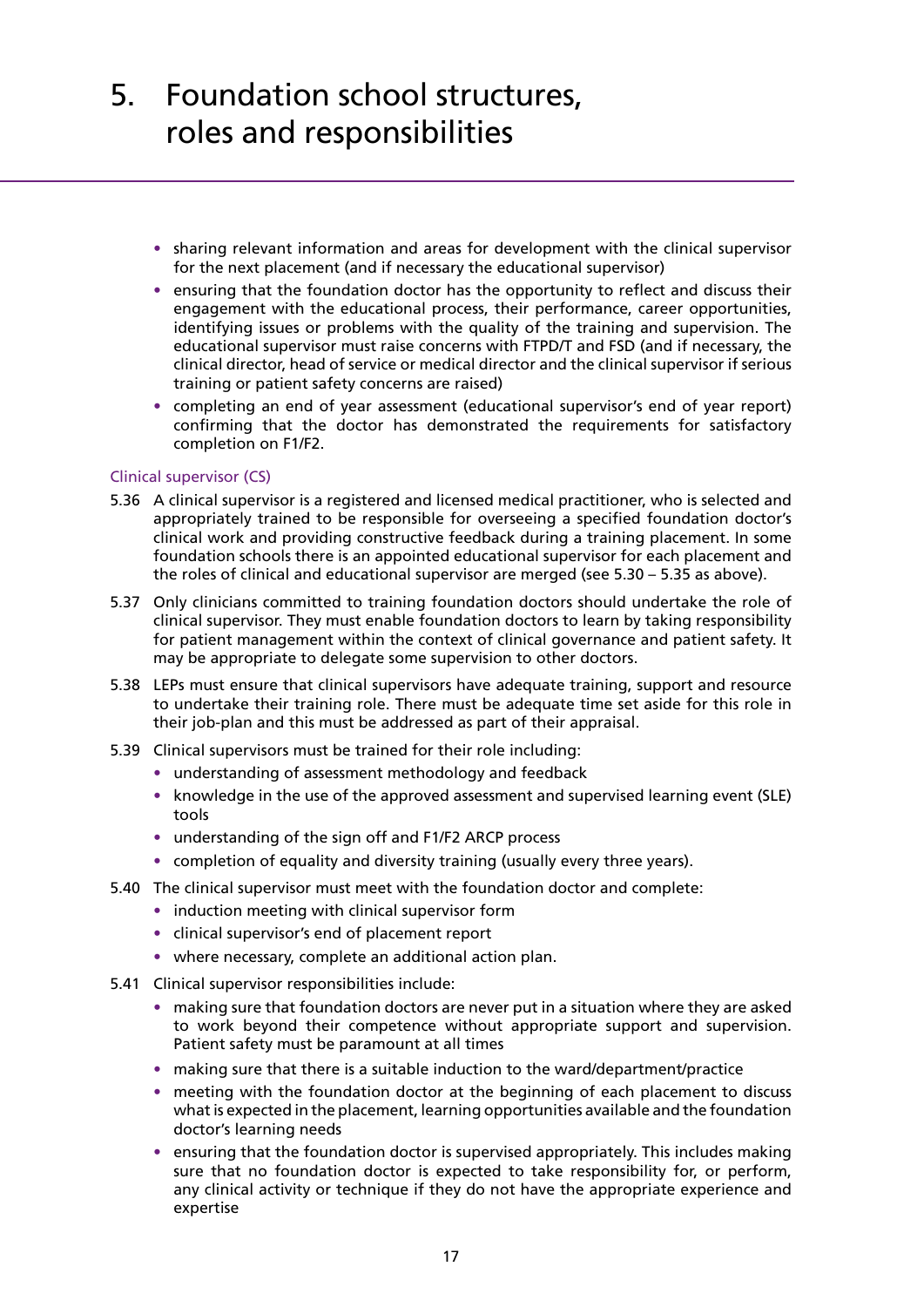- sharing relevant information and areas for development with the clinical supervisor for the next placement (and if necessary the educational supervisor)
- ensuring that the foundation doctor has the opportunity to reflect and discuss their engagement with the educational process, their performance, career opportunities, identifying issues or problems with the quality of the training and supervision. The educational supervisor must raise concerns with FTPD/T and FSD (and if necessary, the clinical director, head of service or medical director and the clinical supervisor if serious training or patient safety concerns are raised)
- completing an end of year assessment (educational supervisor's end of year report) confirming that the doctor has demonstrated the requirements for satisfactory completion on F1/F2.

### Clinical supervisor (CS)

5.36 A clinical supervisor is a registered and licensed medical practitioner, who is selected and appropriately trained to be responsible for overseeing a specified foundation doctor's clinical work and providing constructive feedback during a training placement. In some foundation schools there is an appointed educational supervisor for each placement and the roles of clinical and educational supervisor are merged (see 5.30 – 5.35 as above).

5.37 Only clinicians committed to training foundation doctors should undertake the role of clinical supervisor. They must enable foundation doctors to learn by taking responsibility for patient management within the context of clinical governance and patient safety. It may be appropriate to delegate some supervision to other doctors.

5.38 LEPs must ensure that clinical supervisors have adequate training, support and resource to undertake their training role. There must be adequate time set aside for this role in their job-plan and this must be addressed as part of their appraisal.

5.39 Clinical supervisors must be trained for their role including:

- understanding of assessment methodology and feedback
- knowledge in the use of the approved assessment and supervised learning event (SLE) tools
- understanding of the sign off and F1/F2 ARCP process
- completion of equality and diversity training (usually every three years).

5.40 The clinical supervisor must meet with the foundation doctor and complete:

- induction meeting with clinical supervisor form
- clinical supervisor's end of placement report
- where necessary, complete an additional action plan.

5.41 Clinical supervisor responsibilities include:

- making sure that foundation doctors are never put in a situation where they are asked to work beyond their competence without appropriate support and supervision. Patient safety must be paramount at all times
- making sure that there is a suitable induction to the ward/department/practice
- meeting with the foundation doctor at the beginning of each placement to discuss what is expected in the placement, learning opportunities available and the foundation doctor's learning needs
- ensuring that the foundation doctor is supervised appropriately. This includes making sure that no foundation doctor is expected to take responsibility for, or perform, any clinical activity or technique if they do not have the appropriate experience and expertise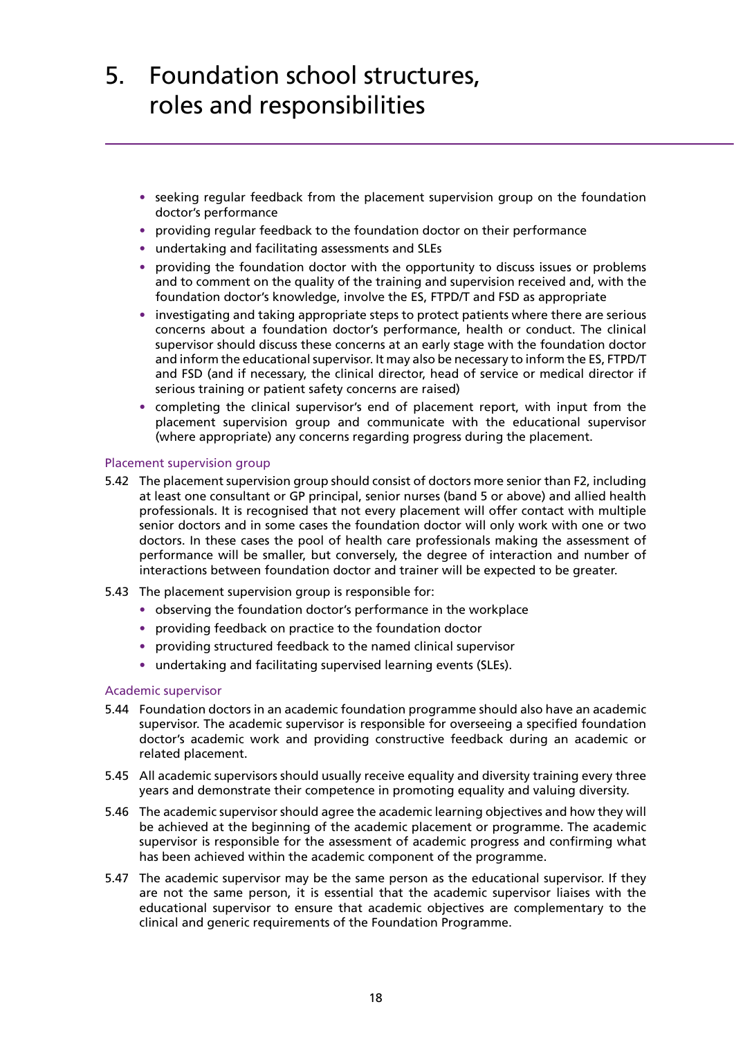# 5. Foundation school structures, roles and responsibilities

- seeking regular feedback from the placement supervision group on the foundation doctor's performance
- providing regular feedback to the foundation doctor on their performance
- undertaking and facilitating assessments and SLEs
- providing the foundation doctor with the opportunity to discuss issues or problems and to comment on the quality of the training and supervision received and, with the foundation doctor's knowledge, involve the ES, FTPD/T and FSD as appropriate
- investigating and taking appropriate steps to protect patients where there are serious concerns about a foundation doctor's performance, health or conduct. The clinical supervisor should discuss these concerns at an early stage with the foundation doctor and inform the educational supervisor. It may also be necessary to inform the ES, FTPD/T and FSD (and if necessary, the clinical director, head of service or medical director if serious training or patient safety concerns are raised)
- completing the clinical supervisor's end of placement report, with input from the placement supervision group and communicate with the educational supervisor (where appropriate) any concerns regarding progress during the placement.

### Placement supervision group

5.42 The placement supervision group should consist of doctors more senior than F2, including at least one consultant or GP principal, senior nurses (band 5 or above) and allied health professionals. It is recognised that not every placement will offer contact with multiple senior doctors and in some cases the foundation doctor will only work with one or two doctors. In these cases the pool of health care professionals making the assessment of performance will be smaller, but conversely, the degree of interaction and number of interactions between foundation doctor and trainer will be expected to be greater.

5.43 The placement supervision group is responsible for:

- observing the foundation doctor's performance in the workplace
- providing feedback on practice to the foundation doctor
- providing structured feedback to the named clinical supervisor
- undertaking and facilitating supervised learning events (SLEs).

### Academic supervisor

5.44 Foundation doctors in an academic foundation programme should also have an academic supervisor. The academic supervisor is responsible for overseeing a specified foundation doctor's academic work and providing constructive feedback during an academic or related placement.

5.45 All academic supervisors should usually receive equality and diversity training every three years and demonstrate their competence in promoting equality and valuing diversity.

5.46 The academic supervisor should agree the academic learning objectives and how they will be achieved at the beginning of the academic placement or programme. The academic supervisor is responsible for the assessment of academic progress and confirming what has been achieved within the academic component of the programme.

5.47 The academic supervisor may be the same person as the educational supervisor. If they are not the same person, it is essential that the academic supervisor liaises with the educational supervisor to ensure that academic objectives are complementary to the clinical and generic requirements of the Foundation Programme.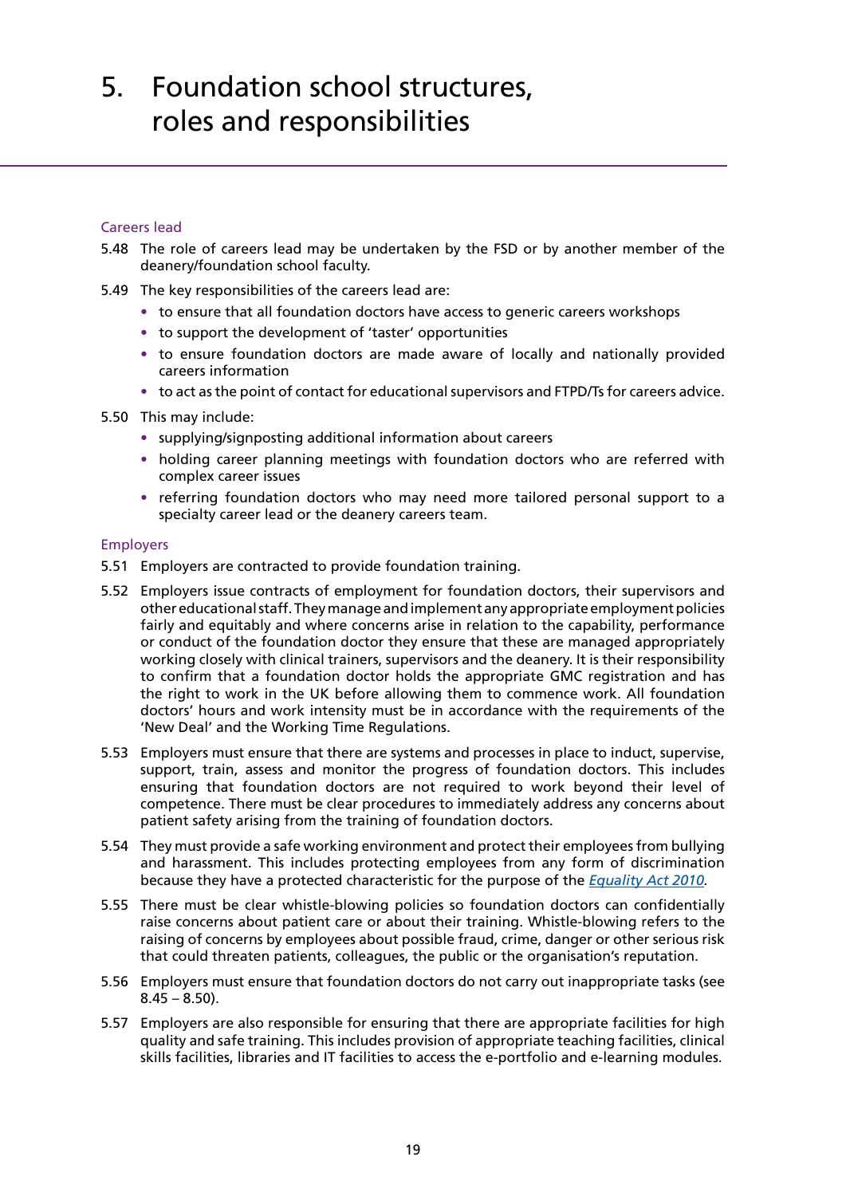# 5. Foundation school structures, roles and responsibilities

### Careers lead

5.48 The role of careers lead may be undertaken by the FSD or by another member of the deanery/foundation school faculty.

5.49 The key responsibilities of the careers lead are:

- to ensure that all foundation doctors have access to generic careers workshops
- to support the development of 'taster' opportunities
- to ensure foundation doctors are made aware of locally and nationally provided careers information
- to act as the point of contact for educational supervisors and FTPD/Ts for careers advice.

5.50 This may include:

- supplying/signposting additional information about careers
- holding career planning meetings with foundation doctors who are referred with complex career issues
- referring foundation doctors who may need more tailored personal support to a specialty career lead or the deanery careers team.

### Employers

5.51 Employers are contracted to provide foundation training.

5.52 Employers issue contracts of employment for foundation doctors, their supervisors and other educational staff. They manage and implement any appropriate employment policies fairly and equitably and where concerns arise in relation to the capability, performance or conduct of the foundation doctor they ensure that these are managed appropriately working closely with clinical trainers, supervisors and the deanery. It is their responsibility to confirm that a foundation doctor holds the appropriate GMC registration and has the right to work in the UK before allowing them to commence work. All foundation doctors' hours and work intensity must be in accordance with the requirements of the 'New Deal' and the Working Time Regulations.

5.53 Employers must ensure that there are systems and processes in place to induct, supervise, support, train, assess and monitor the progress of foundation doctors. This includes ensuring that foundation doctors are not required to work beyond their level of competence. There must be clear procedures to immediately address any concerns about patient safety arising from the training of foundation doctors.

5.54 They must provide a safe working environment and protect their employees from bullying and harassment. This includes protecting employees from any form of discrimination because they have a protected characteristic for the purpose of the *Equality Act 2010*.

5.55 There must be clear whistle-blowing policies so foundation doctors can confidentially raise concerns about patient care or about their training. Whistle-blowing refers to the raising of concerns by employees about possible fraud, crime, danger or other serious risk that could threaten patients, colleagues, the public or the organisation's reputation.

5.56 Employers must ensure that foundation doctors do not carry out inappropriate tasks (see 8.45 – 8.50).

5.57 Employers are also responsible for ensuring that there are appropriate facilities for high quality and safe training. This includes provision of appropriate teaching facilities, clinical skills facilities, libraries and IT facilities to access the e-portfolio and e-learning modules.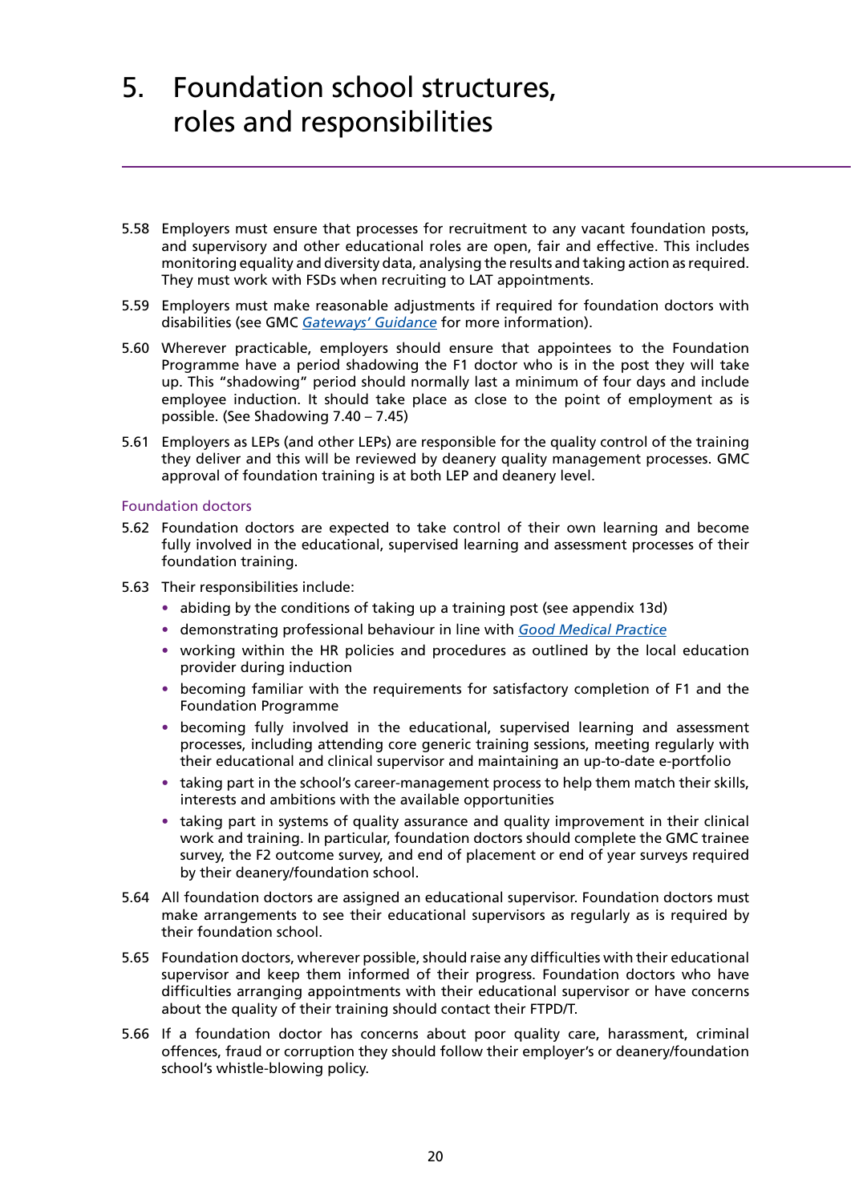# 5. Foundation school structures, roles and responsibilities

5.58 Employers must ensure that processes for recruitment to any vacant foundation posts, and supervisory and other educational roles are open, fair and effective. This includes monitoring equality and diversity data, analysing the results and taking action as required. They must work with FSDs when recruiting to LAT appointments.

5.59 Employers must make reasonable adjustments if required for foundation doctors with disabilities (see GMC *Gateways' Guidance* for more information).

5.60 Wherever practicable, employers should ensure that appointees to the Foundation Programme have a period shadowing the F1 doctor who is in the post they will take up. This "shadowing" period should normally last a minimum of four days and include employee induction. It should take place as close to the point of employment as is possible. (See Shadowing 7.40 – 7.45)

5.61 Employers as LEPs (and other LEPs) are responsible for the quality control of the training they deliver and this will be reviewed by deanery quality management processes. GMC approval of foundation training is at both LEP and deanery level.

### Foundation doctors

5.62 Foundation doctors are expected to take control of their own learning and become fully involved in the educational, supervised learning and assessment processes of their foundation training.

5.63 Their responsibilities include:

- abiding by the conditions of taking up a training post (see appendix 13d)
- demonstrating professional behaviour in line with *Good Medical Practice*
- working within the HR policies and procedures as outlined by the local education provider during induction
- becoming familiar with the requirements for satisfactory completion of F1 and the Foundation Programme
- becoming fully involved in the educational, supervised learning and assessment processes, including attending core generic training sessions, meeting regularly with their educational and clinical supervisor and maintaining an up-to-date e-portfolio
- taking part in the school's career-management process to help them match their skills, interests and ambitions with the available opportunities
- taking part in systems of quality assurance and quality improvement in their clinical work and training. In particular, foundation doctors should complete the GMC trainee survey, the F2 outcome survey, and end of placement or end of year surveys required by their deanery/foundation school.

5.64 All foundation doctors are assigned an educational supervisor. Foundation doctors must make arrangements to see their educational supervisors as regularly as is required by their foundation school.

5.65 Foundation doctors, wherever possible, should raise any difficulties with their educational supervisor and keep them informed of their progress. Foundation doctors who have difficulties arranging appointments with their educational supervisor or have concerns about the quality of their training should contact their FTPD/T.

5.66 If a foundation doctor has concerns about poor quality care, harassment, criminal offences, fraud or corruption they should follow their employer's or deanery/foundation school's whistle-blowing policy.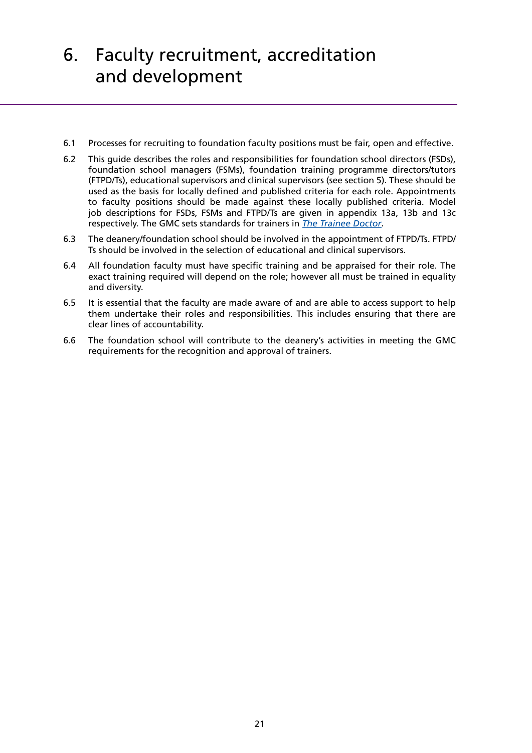# 6. Faculty recruitment, accreditation and development

6.1 Processes for recruiting to foundation faculty positions must be fair, open and effective.

6.2 This guide describes the roles and responsibilities for foundation school directors (FSDs), foundation school managers (FSMs), foundation training programme directors/tutors (FTPD/Ts), educational supervisors and clinical supervisors (see section 5). These should be used as the basis for locally defined and published criteria for each role. Appointments to faculty positions should be made against these locally published criteria. Model job descriptions for FSDs, FSMs and FTPD/Ts are given in appendix 13a, 13b and 13c respectively. The GMC sets standards for trainers in *The Trainee Doctor*.

6.3 The deanery/foundation school should be involved in the appointment of FTPD/Ts. FTPD/Ts should be involved in the selection of educational and clinical supervisors.

6.4 All foundation faculty must have specific training and be appraised for their role. The exact training required will depend on the role; however all must be trained in equality and diversity.

6.5 It is essential that the faculty are made aware of and are able to access support to help them undertake their roles and responsibilities. This includes ensuring that there are clear lines of accountability.

6.6 The foundation school will contribute to the deanery's activities in meeting the GMC requirements for the recognition and approval of trainers.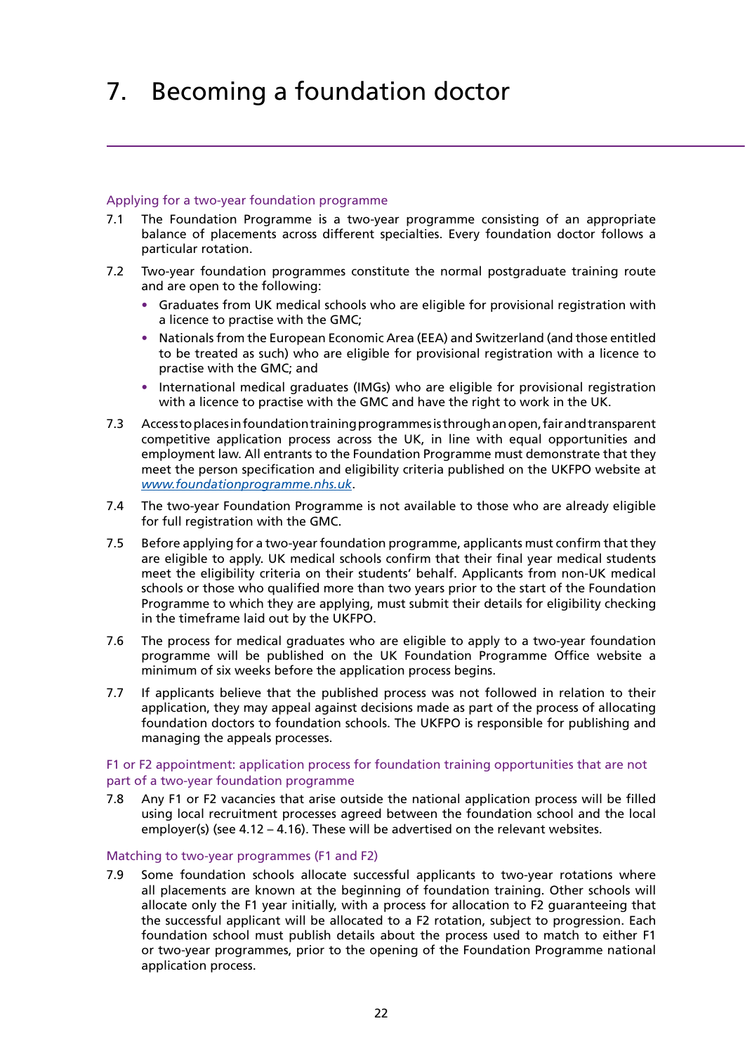# 7. Becoming a foundation doctor

### Applying for a two-year foundation programme

7.1 The Foundation Programme is a two-year programme consisting of an appropriate balance of placements across different specialties. Every foundation doctor follows a particular rotation.

7.2 Two-year foundation programmes constitute the normal postgraduate training route and are open to the following:

- Graduates from UK medical schools who are eligible for provisional registration with a licence to practise with the GMC;
- Nationals from the European Economic Area (EEA) and Switzerland (and those entitled to be treated as such) who are eligible for provisional registration with a licence to practise with the GMC; and
- International medical graduates (IMGs) who are eligible for provisional registration with a licence to practise with the GMC and have the right to work in the UK.

7.3 Access to places in foundation training programmes is through an open, fair and transparent competitive application process across the UK, in line with equal opportunities and employment law. All entrants to the Foundation Programme must demonstrate that they meet the person specification and eligibility criteria published on the UKFPO website at *www.foundationprogramme.nhs.uk*.

7.4 The two-year Foundation Programme is not available to those who are already eligible for full registration with the GMC.

7.5 Before applying for a two-year foundation programme, applicants must confirm that they are eligible to apply. UK medical schools confirm that their final year medical students meet the eligibility criteria on their students' behalf. Applicants from non-UK medical schools or those who qualified more than two years prior to the start of the Foundation Programme to which they are applying, must submit their details for eligibility checking in the timeframe laid out by the UKFPO.

7.6 The process for medical graduates who are eligible to apply to a two-year foundation programme will be published on the UK Foundation Programme Office website a minimum of six weeks before the application process begins.

7.7 If applicants believe that the published process was not followed in relation to their application, they may appeal against decisions made as part of the process of allocating foundation doctors to foundation schools. The UKFPO is responsible for publishing and managing the appeals processes.

### F1 or F2 appointment: application process for foundation training opportunities that are not part of a two-year foundation programme

7.8 Any F1 or F2 vacancies that arise outside the national application process will be filled using local recruitment processes agreed between the foundation school and the local employer(s) (see 4.12 – 4.16). These will be advertised on the relevant websites.

### Matching to two-year programmes (F1 and F2)

7.9 Some foundation schools allocate successful applicants to two-year rotations where all placements are known at the beginning of foundation training. Other schools will allocate only the F1 year initially, with a process for allocation to F2 guaranteeing that the successful applicant will be allocated to a F2 rotation, subject to progression. Each foundation school must publish details about the process used to match to either F1 or two-year programmes, prior to the opening of the Foundation Programme national application process.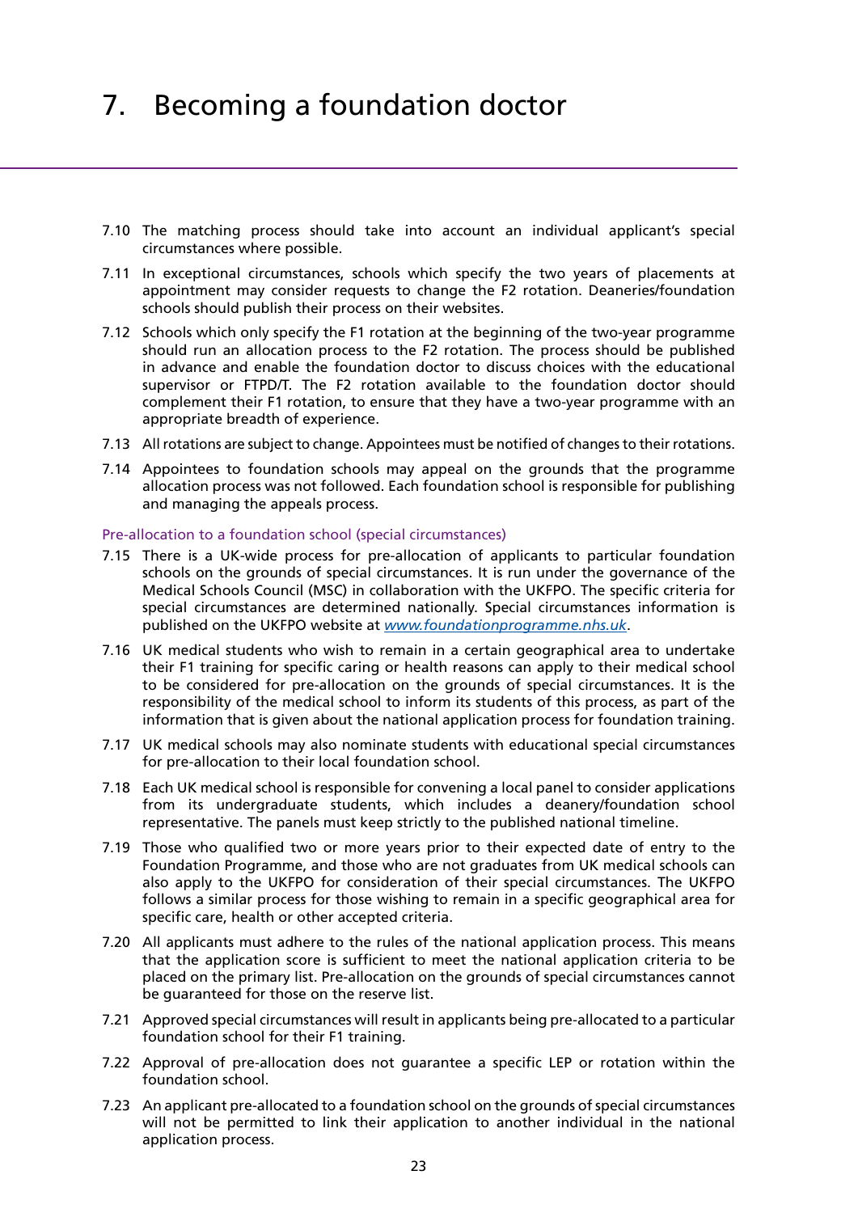# 7. Becoming a foundation doctor

7.10 The matching process should take into account an individual applicant's special circumstances where possible.

7.11 In exceptional circumstances, schools which specify the two years of placements at appointment may consider requests to change the F2 rotation. Deaneries/foundation schools should publish their process on their websites.

7.12 Schools which only specify the F1 rotation at the beginning of the two-year programme should run an allocation process to the F2 rotation. The process should be published in advance and enable the foundation doctor to discuss choices with the educational supervisor or FTPD/T. The F2 rotation available to the foundation doctor should complement their F1 rotation, to ensure that they have a two-year programme with an appropriate breadth of experience.

7.13 All rotations are subject to change. Appointees must be notified of changes to their rotations.

7.14 Appointees to foundation schools may appeal on the grounds that the programme allocation process was not followed. Each foundation school is responsible for publishing and managing the appeals process.

### Pre-allocation to a foundation school (special circumstances)

7.15 There is a UK-wide process for pre-allocation of applicants to particular foundation schools on the grounds of special circumstances. It is run under the governance of the Medical Schools Council (MSC) in collaboration with the UKFPO. The specific criteria for special circumstances are determined nationally. Special circumstances information is published on the UKFPO website at *www.foundationprogramme.nhs.uk*.

7.16 UK medical students who wish to remain in a certain geographical area to undertake their F1 training for specific caring or health reasons can apply to their medical school to be considered for pre-allocation on the grounds of special circumstances. It is the responsibility of the medical school to inform its students of this process, as part of the information that is given about the national application process for foundation training.

7.17 UK medical schools may also nominate students with educational special circumstances for pre-allocation to their local foundation school.

7.18 Each UK medical school is responsible for convening a local panel to consider applications from its undergraduate students, which includes a deanery/foundation school representative. The panels must keep strictly to the published national timeline.

7.19 Those who qualified two or more years prior to their expected date of entry to the Foundation Programme, and those who are not graduates from UK medical schools can also apply to the UKFPO for consideration of their special circumstances. The UKFPO follows a similar process for those wishing to remain in a specific geographical area for specific care, health or other accepted criteria.

7.20 All applicants must adhere to the rules of the national application process. This means that the application score is sufficient to meet the national application criteria to be placed on the primary list. Pre-allocation on the grounds of special circumstances cannot be guaranteed for those on the reserve list.

7.21 Approved special circumstances will result in applicants being pre-allocated to a particular foundation school for their F1 training.

7.22 Approval of pre-allocation does not guarantee a specific LEP or rotation within the foundation school.

7.23 An applicant pre-allocated to a foundation school on the grounds of special circumstances will not be permitted to link their application to another individual in the national application process.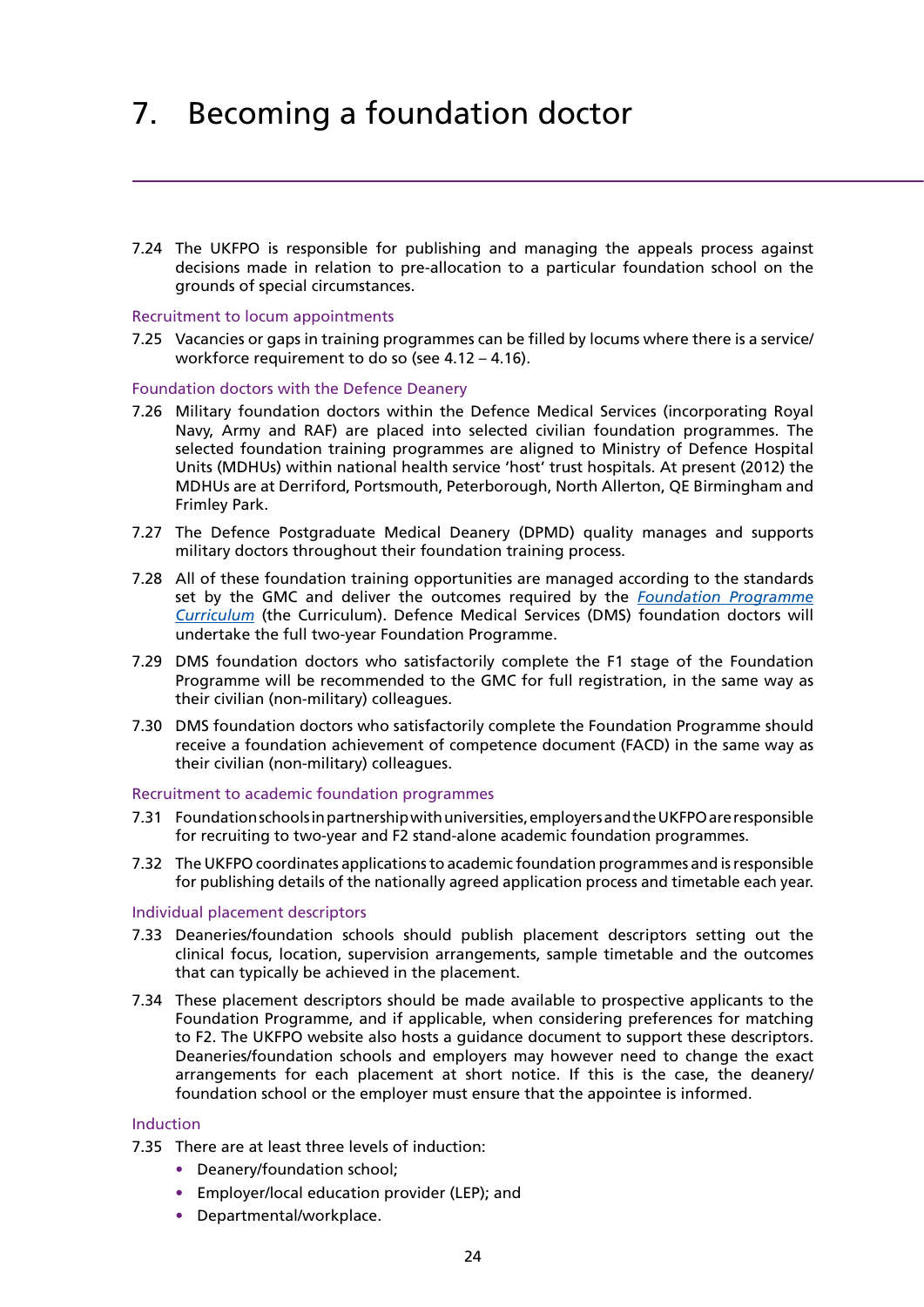# 7. Becoming a foundation doctor

7.24 The UKFPO is responsible for publishing and managing the appeals process against decisions made in relation to pre-allocation to a particular foundation school on the grounds of special circumstances.

### Recruitment to locum appointments

7.25 Vacancies or gaps in training programmes can be filled by locums where there is a service/workforce requirement to do so (see 4.12 – 4.16).

### Foundation doctors with the Defence Deanery

7.26 Military foundation doctors within the Defence Medical Services (incorporating Royal Navy, Army and RAF) are placed into selected civilian foundation programmes. The selected foundation training programmes are aligned to Ministry of Defence Hospital Units (MDHUs) within national health service 'host' trust hospitals. At present (2012) the MDHUs are at Derriford, Portsmouth, Peterborough, North Allerton, QE Birmingham and Frimley Park.

7.27 The Defence Postgraduate Medical Deanery (DPMD) quality manages and supports military doctors throughout their foundation training process.

7.28 All of these foundation training opportunities are managed according to the standards set by the GMC and deliver the outcomes required by the *Foundation Programme Curriculum* (the Curriculum). Defence Medical Services (DMS) foundation doctors will undertake the full two-year Foundation Programme.

7.29 DMS foundation doctors who satisfactorily complete the F1 stage of the Foundation Programme will be recommended to the GMC for full registration, in the same way as their civilian (non-military) colleagues.

7.30 DMS foundation doctors who satisfactorily complete the Foundation Programme should receive a foundation achievement of competence document (FACD) in the same way as their civilian (non-military) colleagues.

### Recruitment to academic foundation programmes

7.31 Foundation schools in partnership with universities, employers and the UKFPO are responsible for recruiting to two-year and F2 stand-alone academic foundation programmes.

7.32 The UKFPO coordinates applications to academic foundation programmes and is responsible for publishing details of the nationally agreed application process and timetable each year.

### Individual placement descriptors

7.33 Deaneries/foundation schools should publish placement descriptors setting out the clinical focus, location, supervision arrangements, sample timetable and the outcomes that can typically be achieved in the placement.

7.34 These placement descriptors should be made available to prospective applicants to the Foundation Programme, and if applicable, when considering preferences for matching to F2. The UKFPO website also hosts a guidance document to support these descriptors. Deaneries/foundation schools and employers may however need to change the exact arrangements for each placement at short notice. If this is the case, the deanery/foundation school or the employer must ensure that the appointee is informed.

### Induction

7.35 There are at least three levels of induction:

- Deanery/foundation school;
- Employer/local education provider (LEP); and
- Departmental/workplace.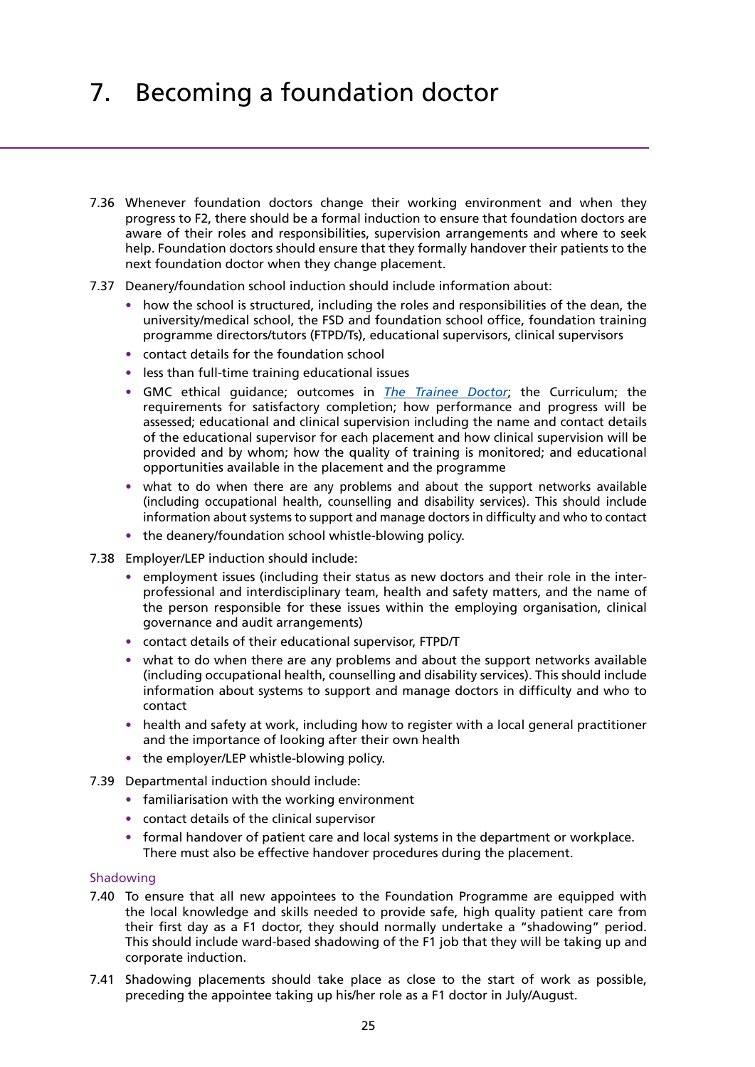# 7. Becoming a foundation doctor

7.36 Whenever foundation doctors change their working environment and when they progress to F2, there should be a formal induction to ensure that foundation doctors are aware of their roles and responsibilities, supervision arrangements and where to seek help. Foundation doctors should ensure that they formally handover their patients to the next foundation doctor when they change placement.

7.37 Deanery/foundation school induction should include information about:

- how the school is structured, including the roles and responsibilities of the dean, the university/medical school, the FSD and foundation school office, foundation training programme directors/tutors (FTPD/Ts), educational supervisors, clinical supervisors
- contact details for the foundation school
- less than full-time training educational issues
- GMC ethical guidance; outcomes in *The Trainee Doctor*; the Curriculum; the requirements for satisfactory completion; how performance and progress will be assessed; educational and clinical supervision including the name and contact details of the educational supervisor for each placement and how clinical supervision will be provided and by whom; how the quality of training is monitored; and educational opportunities available in the placement and the programme
- what to do when there are any problems and about the support networks available (including occupational health, counselling and disability services). This should include information about systems to support and manage doctors in difficulty and who to contact
- the deanery/foundation school whistle-blowing policy.

7.38 Employer/LEP induction should include:

- employment issues (including their status as new doctors and their role in the inter-professional and interdisciplinary team, health and safety matters, and the name of the person responsible for these issues within the employing organisation, clinical governance and audit arrangements)
- contact details of their educational supervisor, FTPD/T
- what to do when there are any problems and about the support networks available (including occupational health, counselling and disability services). This should include information about systems to support and manage doctors in difficulty and who to contact
- health and safety at work, including how to register with a local general practitioner and the importance of looking after their own health
- the employer/LEP whistle-blowing policy.

7.39 Departmental induction should include:

- familiarisation with the working environment
- contact details of the clinical supervisor
- formal handover of patient care and local systems in the department or workplace. There must also be effective handover procedures during the placement.

### Shadowing

7.40 To ensure that all new appointees to the Foundation Programme are equipped with the local knowledge and skills needed to provide safe, high quality patient care from their first day as a F1 doctor, they should normally undertake a "shadowing" period. This should include ward-based shadowing of the F1 job that they will be taking up and corporate induction.

7.41 Shadowing placements should take place as close to the start of work as possible, preceding the appointee taking up his/her role as a F1 doctor in July/August.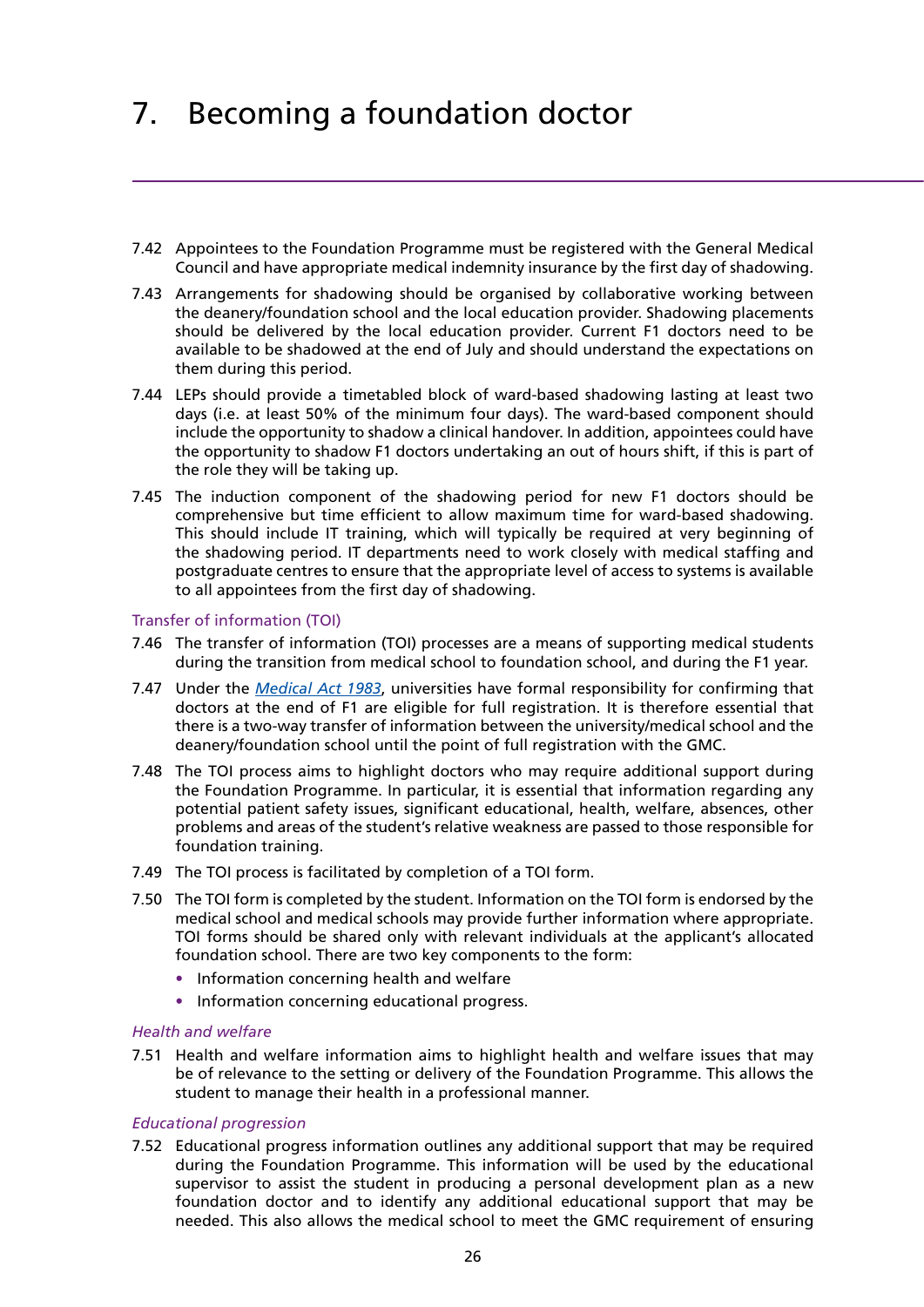# 7. Becoming a foundation doctor

7.42 Appointees to the Foundation Programme must be registered with the General Medical Council and have appropriate medical indemnity insurance by the first day of shadowing.

7.43 Arrangements for shadowing should be organised by collaborative working between the deanery/foundation school and the local education provider. Shadowing placements should be delivered by the local education provider. Current F1 doctors need to be available to be shadowed at the end of July and should understand the expectations on them during this period.

7.44 LEPs should provide a timetabled block of ward-based shadowing lasting at least two days (i.e. at least 50% of the minimum four days). The ward-based component should include the opportunity to shadow a clinical handover. In addition, appointees could have the opportunity to shadow F1 doctors undertaking an out of hours shift, if this is part of the role they will be taking up.

7.45 The induction component of the shadowing period for new F1 doctors should be comprehensive but time efficient to allow maximum time for ward-based shadowing. This should include IT training, which will typically be required at very beginning of the shadowing period. IT departments need to work closely with medical staffing and postgraduate centres to ensure that the appropriate level of access to systems is available to all appointees from the first day of shadowing.

## Transfer of information (TOI)

7.46 The transfer of information (TOI) processes are a means of supporting medical students during the transition from medical school to foundation school, and during the F1 year.

7.47 Under the *Medical Act 1983*, universities have formal responsibility for confirming that doctors at the end of F1 are eligible for full registration. It is therefore essential that there is a two-way transfer of information between the university/medical school and the deanery/foundation school until the point of full registration with the GMC.

7.48 The TOI process aims to highlight doctors who may require additional support during the Foundation Programme. In particular, it is essential that information regarding any potential patient safety issues, significant educational, health, welfare, absences, other problems and areas of the student's relative weakness are passed to those responsible for foundation training.

7.49 The TOI process is facilitated by completion of a TOI form.

7.50 The TOI form is completed by the student. Information on the TOI form is endorsed by the medical school and medical schools may provide further information where appropriate. TOI forms should be shared only with relevant individuals at the applicant's allocated foundation school. There are two key components to the form:

- Information concerning health and welfare
- Information concerning educational progress.

### *Health and welfare*

7.51 Health and welfare information aims to highlight health and welfare issues that may be of relevance to the setting or delivery of the Foundation Programme. This allows the student to manage their health in a professional manner.

### *Educational progression*

7.52 Educational progress information outlines any additional support that may be required during the Foundation Programme. This information will be used by the educational supervisor to assist the student in producing a personal development plan as a new foundation doctor and to identify any additional educational support that may be needed. This also allows the medical school to meet the GMC requirement of ensuring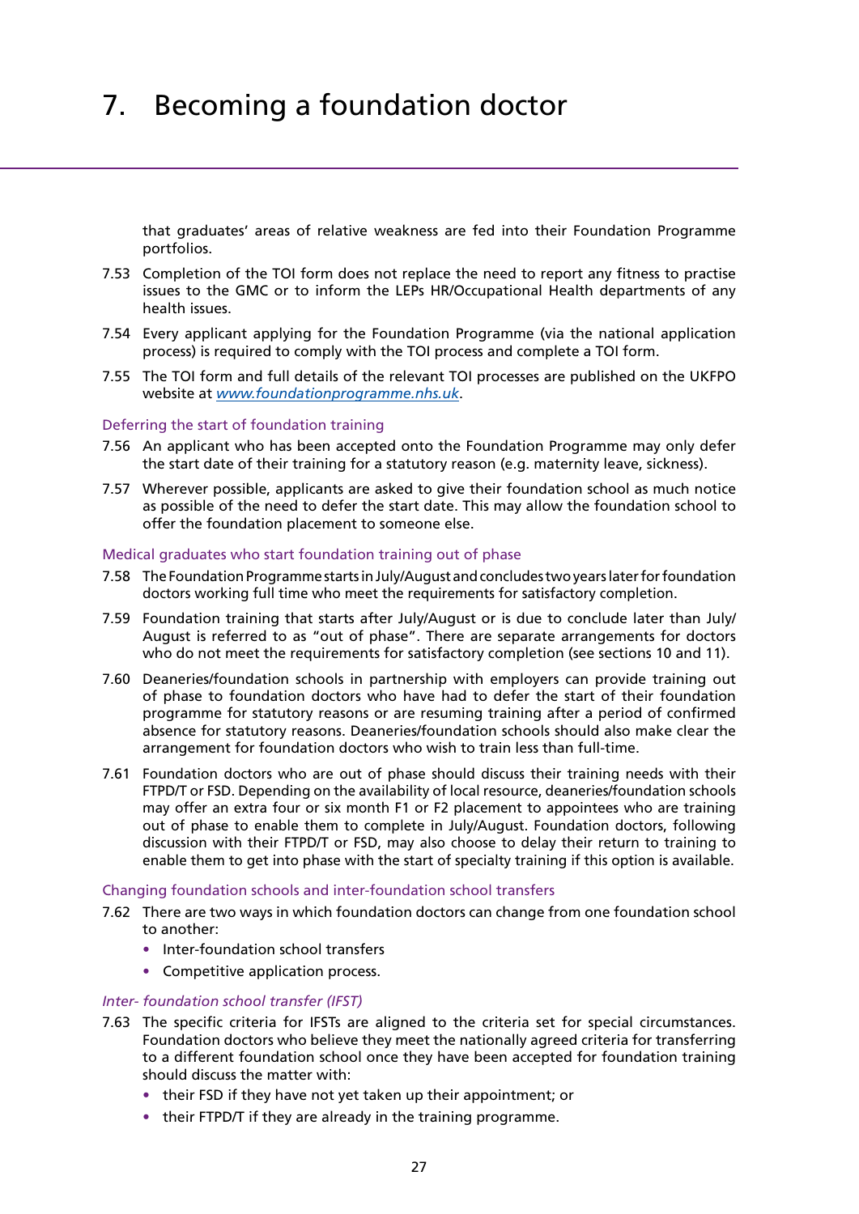that graduates' areas of relative weakness are fed into their Foundation Programme portfolios.

7.53 Completion of the TOI form does not replace the need to report any fitness to practise issues to the GMC or to inform the LEPs HR/Occupational Health departments of any health issues.

7.54 Every applicant applying for the Foundation Programme (via the national application process) is required to comply with the TOI process and complete a TOI form.

7.55 The TOI form and full details of the relevant TOI processes are published on the UKFPO website at [www.foundationprogramme.nhs.uk](http://www.foundationprogramme.nhs.uk).

### Deferring the start of foundation training

7.56 An applicant who has been accepted onto the Foundation Programme may only defer the start date of their training for a statutory reason (e.g. maternity leave, sickness).

7.57 Wherever possible, applicants are asked to give their foundation school as much notice as possible of the need to defer the start date. This may allow the foundation school to offer the foundation placement to someone else.

### Medical graduates who start foundation training out of phase

7.58 The Foundation Programme starts in July/August and concludes two years later for foundation doctors working full time who meet the requirements for satisfactory completion.

7.59 Foundation training that starts after July/August or is due to conclude later than July/August is referred to as "out of phase". There are separate arrangements for doctors who do not meet the requirements for satisfactory completion (see sections 10 and 11).

7.60 Deaneries/foundation schools in partnership with employers can provide training out of phase to foundation doctors who have had to defer the start of their foundation programme for statutory reasons or are resuming training after a period of confirmed absence for statutory reasons. Deaneries/foundation schools should also make clear the arrangement for foundation doctors who wish to train less than full-time.

7.61 Foundation doctors who are out of phase should discuss their training needs with their FTPD/T or FSD. Depending on the availability of local resource, deaneries/foundation schools may offer an extra four or six month F1 or F2 placement to appointees who are training out of phase to enable them to complete in July/August. Foundation doctors, following discussion with their FTPD/T or FSD, may also choose to delay their return to training to enable them to get into phase with the start of specialty training if this option is available.

### Changing foundation schools and inter-foundation school transfers

7.62 There are two ways in which foundation doctors can change from one foundation school to another:

- Inter-foundation school transfers
- Competitive application process.

#### *Inter- foundation school transfer (IFST)*

7.63 The specific criteria for IFSTs are aligned to the criteria set for special circumstances. Foundation doctors who believe they meet the nationally agreed criteria for transferring to a different foundation school once they have been accepted for foundation training should discuss the matter with:

- their FSD if they have not yet taken up their appointment; or
- their FTPD/T if they are already in the training programme.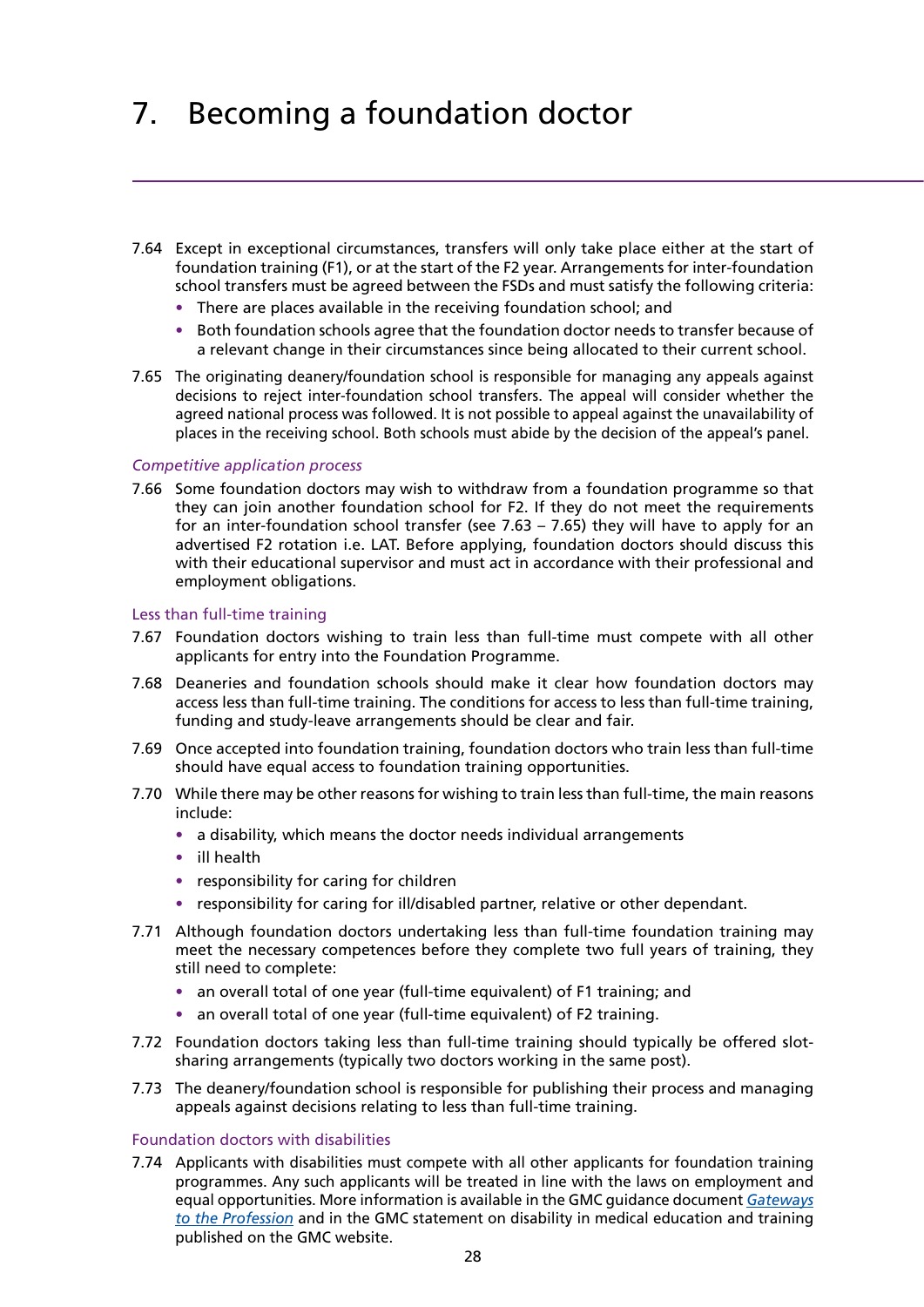# 7. Becoming a foundation doctor

7.64 Except in exceptional circumstances, transfers will only take place either at the start of foundation training (F1), or at the start of the F2 year. Arrangements for inter-foundation school transfers must be agreed between the FSDs and must satisfy the following criteria:

- There are places available in the receiving foundation school; and
- Both foundation schools agree that the foundation doctor needs to transfer because of a relevant change in their circumstances since being allocated to their current school.

7.65 The originating deanery/foundation school is responsible for managing any appeals against decisions to reject inter-foundation school transfers. The appeal will consider whether the agreed national process was followed. It is not possible to appeal against the unavailability of places in the receiving school. Both schools must abide by the decision of the appeal's panel.

*Competitive application process*

7.66 Some foundation doctors may wish to withdraw from a foundation programme so that they can join another foundation school for F2. If they do not meet the requirements for an inter-foundation school transfer (see 7.63 – 7.65) they will have to apply for an advertised F2 rotation i.e. LAT. Before applying, foundation doctors should discuss this with their educational supervisor and must act in accordance with their professional and employment obligations.

### Less than full-time training

7.67 Foundation doctors wishing to train less than full-time must compete with all other applicants for entry into the Foundation Programme.

7.68 Deaneries and foundation schools should make it clear how foundation doctors may access less than full-time training. The conditions for access to less than full-time training, funding and study-leave arrangements should be clear and fair.

7.69 Once accepted into foundation training, foundation doctors who train less than full-time should have equal access to foundation training opportunities.

7.70 While there may be other reasons for wishing to train less than full-time, the main reasons include:

- a disability, which means the doctor needs individual arrangements
- ill health
- responsibility for caring for children
- responsibility for caring for ill/disabled partner, relative or other dependant.

7.71 Although foundation doctors undertaking less than full-time foundation training may meet the necessary competences before they complete two full years of training, they still need to complete:

- an overall total of one year (full-time equivalent) of F1 training; and
- an overall total of one year (full-time equivalent) of F2 training.

7.72 Foundation doctors taking less than full-time training should typically be offered slot-sharing arrangements (typically two doctors working in the same post).

7.73 The deanery/foundation school is responsible for publishing their process and managing appeals against decisions relating to less than full-time training.

### Foundation doctors with disabilities

7.74 Applicants with disabilities must compete with all other applicants for foundation training programmes. Any such applicants will be treated in line with the laws on employment and equal opportunities. More information is available in the GMC guidance document *Gateways to the Profession* and in the GMC statement on disability in medical education and training published on the GMC website.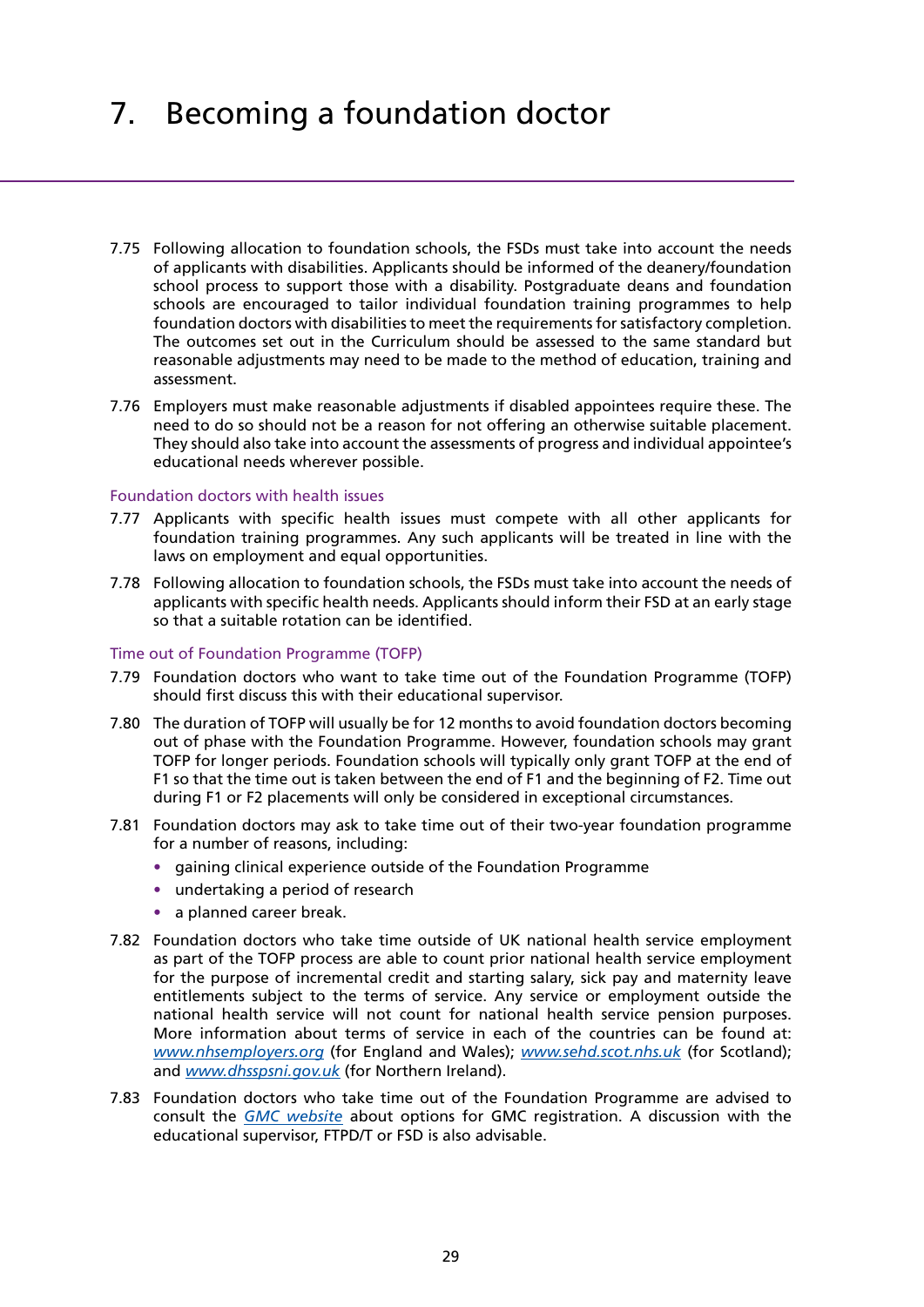# 7. Becoming a foundation doctor

7.75 Following allocation to foundation schools, the FSDs must take into account the needs of applicants with disabilities. Applicants should be informed of the deanery/foundation school process to support those with a disability. Postgraduate deans and foundation schools are encouraged to tailor individual foundation training programmes to help foundation doctors with disabilities to meet the requirements for satisfactory completion. The outcomes set out in the Curriculum should be assessed to the same standard but reasonable adjustments may need to be made to the method of education, training and assessment.

7.76 Employers must make reasonable adjustments if disabled appointees require these. The need to do so should not be a reason for not offering an otherwise suitable placement. They should also take into account the assessments of progress and individual appointee's educational needs wherever possible.

### Foundation doctors with health issues

7.77 Applicants with specific health issues must compete with all other applicants for foundation training programmes. Any such applicants will be treated in line with the laws on employment and equal opportunities.

7.78 Following allocation to foundation schools, the FSDs must take into account the needs of applicants with specific health needs. Applicants should inform their FSD at an early stage so that a suitable rotation can be identified.

### Time out of Foundation Programme (TOFP)

7.79 Foundation doctors who want to take time out of the Foundation Programme (TOFP) should first discuss this with their educational supervisor.

7.80 The duration of TOFP will usually be for 12 months to avoid foundation doctors becoming out of phase with the Foundation Programme. However, foundation schools may grant TOFP for longer periods. Foundation schools will typically only grant TOFP at the end of F1 so that the time out is taken between the end of F1 and the beginning of F2. Time out during F1 or F2 placements will only be considered in exceptional circumstances.

7.81 Foundation doctors may ask to take time out of their two-year foundation programme for a number of reasons, including:

- gaining clinical experience outside of the Foundation Programme
- undertaking a period of research
- a planned career break.

7.82 Foundation doctors who take time outside of UK national health service employment as part of the TOFP process are able to count prior national health service employment for the purpose of incremental credit and starting salary, sick pay and maternity leave entitlements subject to the terms of service. Any service or employment outside the national health service will not count for national health service pension purposes. More information about terms of service in each of the countries can be found at: *www.nhsemployers.org* (for England and Wales); *www.sehd.scot.nhs.uk* (for Scotland); and *www.dhsspsni.gov.uk* (for Northern Ireland).

7.83 Foundation doctors who take time out of the Foundation Programme are advised to consult the *GMC website* about options for GMC registration. A discussion with the educational supervisor, FTPD/T or FSD is also advisable.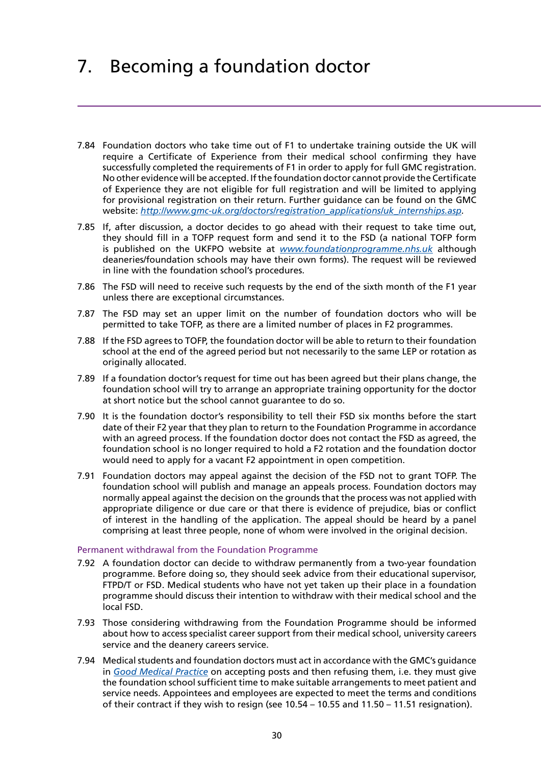# 7. Becoming a foundation doctor

7.84 Foundation doctors who take time out of F1 to undertake training outside the UK will require a Certificate of Experience from their medical school confirming they have successfully completed the requirements of F1 in order to apply for full GMC registration. No other evidence will be accepted. If the foundation doctor cannot provide the Certificate of Experience they are not eligible for full registration and will be limited to applying for provisional registration on their return. Further guidance can be found on the GMC website: [http://www.gmc-uk.org/doctors/registration_applications/uk_internships.asp](http://www.gmc-uk.org/doctors/registration_applications/uk_internships.asp).

7.85 If, after discussion, a doctor decides to go ahead with their request to take time out, they should fill in a TOFP request form and send it to the FSD (a national TOFP form is published on the UKFPO website at [www.foundationprogramme.nhs.uk](www.foundationprogramme.nhs.uk) although deaneries/foundation schools may have their own forms). The request will be reviewed in line with the foundation school's procedures.

7.86 The FSD will need to receive such requests by the end of the sixth month of the F1 year unless there are exceptional circumstances.

7.87 The FSD may set an upper limit on the number of foundation doctors who will be permitted to take TOFP, as there are a limited number of places in F2 programmes.

7.88 If the FSD agrees to TOFP, the foundation doctor will be able to return to their foundation school at the end of the agreed period but not necessarily to the same LEP or rotation as originally allocated.

7.89 If a foundation doctor's request for time out has been agreed but their plans change, the foundation school will try to arrange an appropriate training opportunity for the doctor at short notice but the school cannot guarantee to do so.

7.90 It is the foundation doctor's responsibility to tell their FSD six months before the start date of their F2 year that they plan to return to the Foundation Programme in accordance with an agreed process. If the foundation doctor does not contact the FSD as agreed, the foundation school is no longer required to hold a F2 rotation and the foundation doctor would need to apply for a vacant F2 appointment in open competition.

7.91 Foundation doctors may appeal against the decision of the FSD not to grant TOFP. The foundation school will publish and manage an appeals process. Foundation doctors may normally appeal against the decision on the grounds that the process was not applied with appropriate diligence or due care or that there is evidence of prejudice, bias or conflict of interest in the handling of the application. The appeal should be heard by a panel comprising at least three people, none of whom were involved in the original decision.

### Permanent withdrawal from the Foundation Programme

7.92 A foundation doctor can decide to withdraw permanently from a two-year foundation programme. Before doing so, they should seek advice from their educational supervisor, FTPD/T or FSD. Medical students who have not yet taken up their place in a foundation programme should discuss their intention to withdraw with their medical school and the local FSD.

7.93 Those considering withdrawing from the Foundation Programme should be informed about how to access specialist career support from their medical school, university careers service and the deanery careers service.

7.94 Medical students and foundation doctors must act in accordance with the GMC's guidance in *Good Medical Practice* on accepting posts and then refusing them, i.e. they must give the foundation school sufficient time to make suitable arrangements to meet patient and service needs. Appointees and employees are expected to meet the terms and conditions of their contract if they wish to resign (see 10.54 – 10.55 and 11.50 – 11.51 resignation).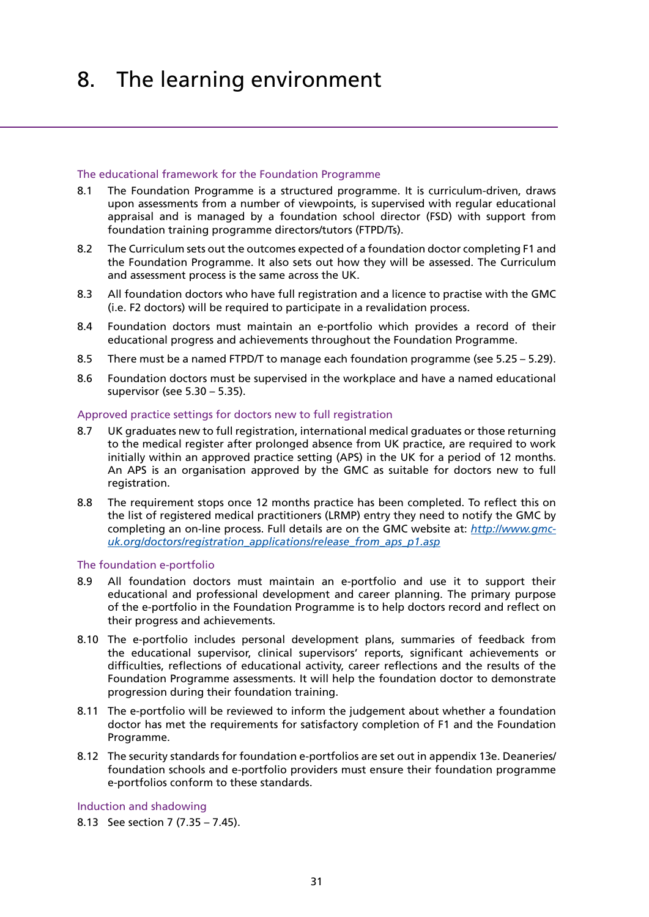# 8. The learning environment

### The educational framework for the Foundation Programme

8.1 The Foundation Programme is a structured programme. It is curriculum-driven, draws upon assessments from a number of viewpoints, is supervised with regular educational appraisal and is managed by a foundation school director (FSD) with support from foundation training programme directors/tutors (FTPD/Ts).

8.2 The Curriculum sets out the outcomes expected of a foundation doctor completing F1 and the Foundation Programme. It also sets out how they will be assessed. The Curriculum and assessment process is the same across the UK.

8.3 All foundation doctors who have full registration and a licence to practise with the GMC (i.e. F2 doctors) will be required to participate in a revalidation process.

8.4 Foundation doctors must maintain an e-portfolio which provides a record of their educational progress and achievements throughout the Foundation Programme.

8.5 There must be a named FTPD/T to manage each foundation programme (see 5.25 – 5.29).

8.6 Foundation doctors must be supervised in the workplace and have a named educational supervisor (see 5.30 – 5.35).

### Approved practice settings for doctors new to full registration

8.7 UK graduates new to full registration, international medical graduates or those returning to the medical register after prolonged absence from UK practice, are required to work initially within an approved practice setting (APS) in the UK for a period of 12 months. An APS is an organisation approved by the GMC as suitable for doctors new to full registration.

8.8 The requirement stops once 12 months practice has been completed. To reflect this on the list of registered medical practitioners (LRMP) entry they need to notify the GMC by completing an on-line process. Full details are on the GMC website at: *http://www.gmc-uk.org/doctors/registration_applications/release_from_aps_p1.asp*

### The foundation e-portfolio

8.9 All foundation doctors must maintain an e-portfolio and use it to support their educational and professional development and career planning. The primary purpose of the e-portfolio in the Foundation Programme is to help doctors record and reflect on their progress and achievements.

8.10 The e-portfolio includes personal development plans, summaries of feedback from the educational supervisor, clinical supervisors' reports, significant achievements or difficulties, reflections of educational activity, career reflections and the results of the Foundation Programme assessments. It will help the foundation doctor to demonstrate progression during their foundation training.

8.11 The e-portfolio will be reviewed to inform the judgement about whether a foundation doctor has met the requirements for satisfactory completion of F1 and the Foundation Programme.

8.12 The security standards for foundation e-portfolios are set out in appendix 13e. Deaneries/foundation schools and e-portfolio providers must ensure their foundation programme e-portfolios conform to these standards.

### Induction and shadowing

8.13 See section 7 (7.35 – 7.45).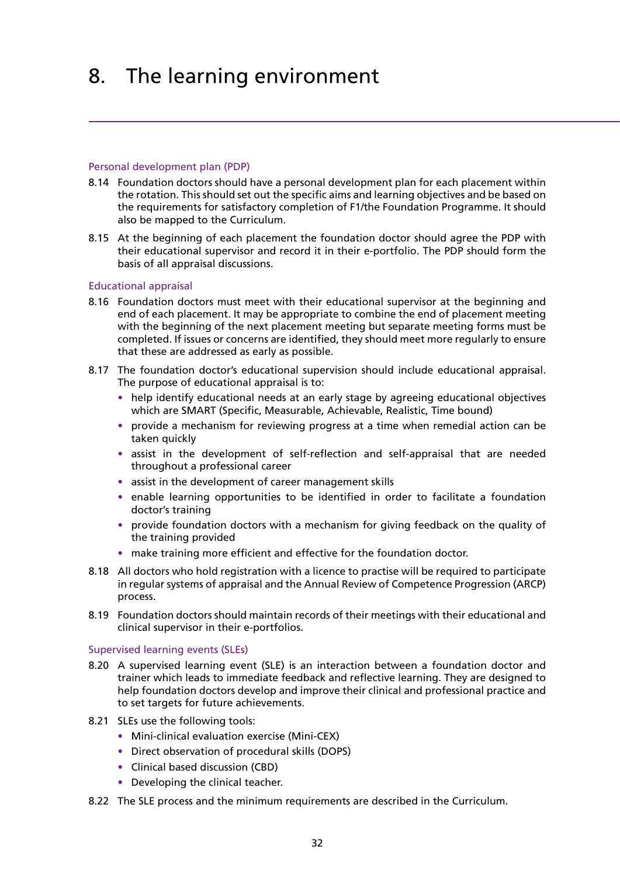# 8. The learning environment

### Personal development plan (PDP)

8.14 Foundation doctors should have a personal development plan for each placement within the rotation. This should set out the specific aims and learning objectives and be based on the requirements for satisfactory completion of F1/the Foundation Programme. It should also be mapped to the Curriculum.

8.15 At the beginning of each placement the foundation doctor should agree the PDP with their educational supervisor and record it in their e-portfolio. The PDP should form the basis of all appraisal discussions.

### Educational appraisal

8.16 Foundation doctors must meet with their educational supervisor at the beginning and end of each placement. It may be appropriate to combine the end of placement meeting with the beginning of the next placement meeting but separate meeting forms must be completed. If issues or concerns are identified, they should meet more regularly to ensure that these are addressed as early as possible.

8.17 The foundation doctor's educational supervision should include educational appraisal. The purpose of educational appraisal is to:

- help identify educational needs at an early stage by agreeing educational objectives which are SMART (Specific, Measurable, Achievable, Realistic, Time bound)
- provide a mechanism for reviewing progress at a time when remedial action can be taken quickly
- assist in the development of self-reflection and self-appraisal that are needed throughout a professional career
- assist in the development of career management skills
- enable learning opportunities to be identified in order to facilitate a foundation doctor's training
- provide foundation doctors with a mechanism for giving feedback on the quality of the training provided
- make training more efficient and effective for the foundation doctor.

8.18 All doctors who hold registration with a licence to practise will be required to participate in regular systems of appraisal and the Annual Review of Competence Progression (ARCP) process.

8.19 Foundation doctors should maintain records of their meetings with their educational and clinical supervisor in their e-portfolios.

### Supervised learning events (SLEs)

8.20 A supervised learning event (SLE) is an interaction between a foundation doctor and trainer which leads to immediate feedback and reflective learning. They are designed to help foundation doctors develop and improve their clinical and professional practice and to set targets for future achievements.

8.21 SLEs use the following tools:

- Mini-clinical evaluation exercise (Mini-CEX)
- Direct observation of procedural skills (DOPS)
- Clinical based discussion (CBD)
- Developing the clinical teacher.

8.22 The SLE process and the minimum requirements are described in the Curriculum.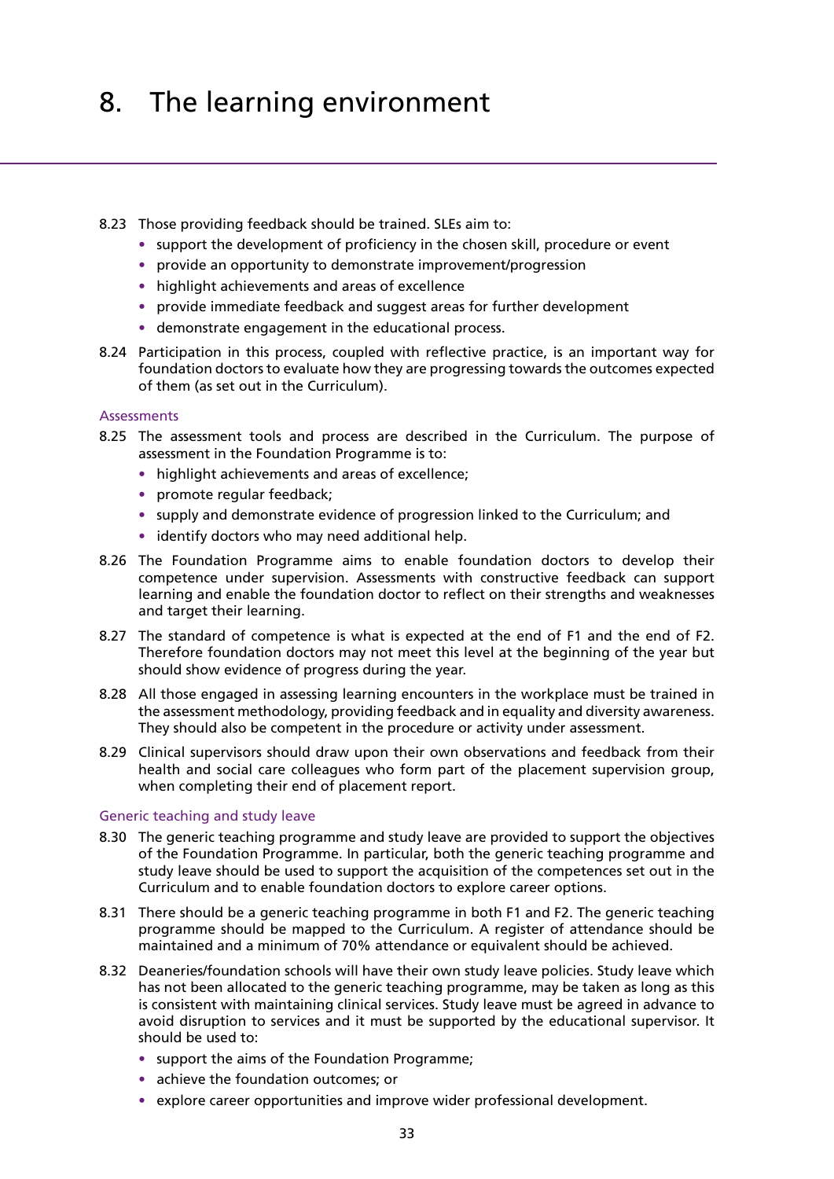# 8. The learning environment

8.23 Those providing feedback should be trained. SLEs aim to:

- support the development of proficiency in the chosen skill, procedure or event
- provide an opportunity to demonstrate improvement/progression
- highlight achievements and areas of excellence
- provide immediate feedback and suggest areas for further development
- demonstrate engagement in the educational process.

8.24 Participation in this process, coupled with reflective practice, is an important way for foundation doctors to evaluate how they are progressing towards the outcomes expected of them (as set out in the Curriculum).

### Assessments

8.25 The assessment tools and process are described in the Curriculum. The purpose of assessment in the Foundation Programme is to:

- highlight achievements and areas of excellence;
- promote regular feedback;
- supply and demonstrate evidence of progression linked to the Curriculum; and
- identify doctors who may need additional help.

8.26 The Foundation Programme aims to enable foundation doctors to develop their competence under supervision. Assessments with constructive feedback can support learning and enable the foundation doctor to reflect on their strengths and weaknesses and target their learning.

8.27 The standard of competence is what is expected at the end of F1 and the end of F2. Therefore foundation doctors may not meet this level at the beginning of the year but should show evidence of progress during the year.

8.28 All those engaged in assessing learning encounters in the workplace must be trained in the assessment methodology, providing feedback and in equality and diversity awareness. They should also be competent in the procedure or activity under assessment.

8.29 Clinical supervisors should draw upon their own observations and feedback from their health and social care colleagues who form part of the placement supervision group, when completing their end of placement report.

### Generic teaching and study leave

8.30 The generic teaching programme and study leave are provided to support the objectives of the Foundation Programme. In particular, both the generic teaching programme and study leave should be used to support the acquisition of the competences set out in the Curriculum and to enable foundation doctors to explore career options.

8.31 There should be a generic teaching programme in both F1 and F2. The generic teaching programme should be mapped to the Curriculum. A register of attendance should be maintained and a minimum of 70% attendance or equivalent should be achieved.

8.32 Deaneries/foundation schools will have their own study leave policies. Study leave which has not been allocated to the generic teaching programme, may be taken as long as this is consistent with maintaining clinical services. Study leave must be agreed in advance to avoid disruption to services and it must be supported by the educational supervisor. It should be used to:

- support the aims of the Foundation Programme;
- achieve the foundation outcomes; or
- explore career opportunities and improve wider professional development.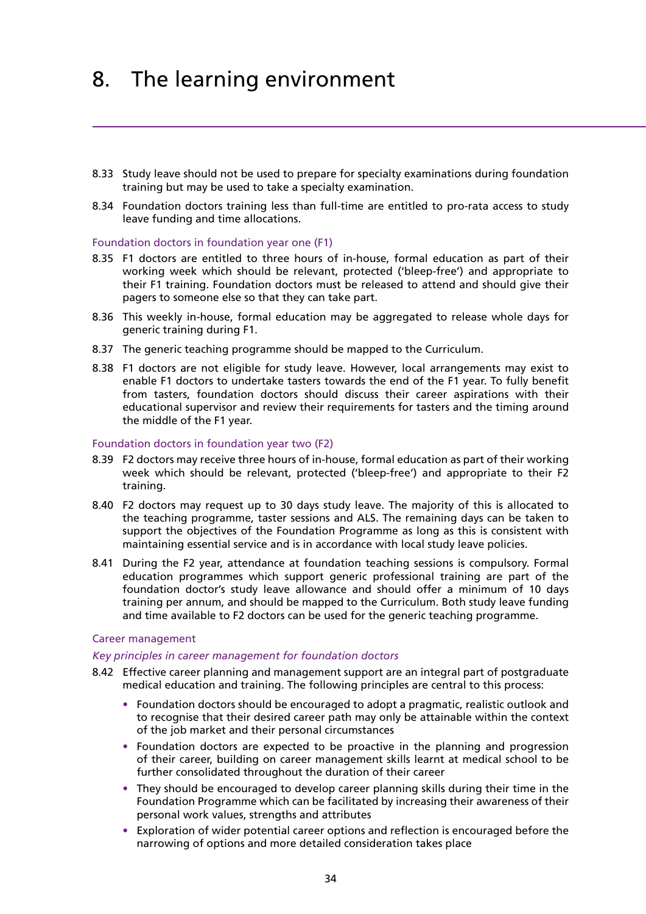# 8. The learning environment

8.33 Study leave should not be used to prepare for specialty examinations during foundation training but may be used to take a specialty examination.

8.34 Foundation doctors training less than full-time are entitled to pro-rata access to study leave funding and time allocations.

### Foundation doctors in foundation year one (F1)

8.35 F1 doctors are entitled to three hours of in-house, formal education as part of their working week which should be relevant, protected ('bleep-free') and appropriate to their F1 training. Foundation doctors must be released to attend and should give their pagers to someone else so that they can take part.

8.36 This weekly in-house, formal education may be aggregated to release whole days for generic training during F1.

8.37 The generic teaching programme should be mapped to the Curriculum.

8.38 F1 doctors are not eligible for study leave. However, local arrangements may exist to enable F1 doctors to undertake tasters towards the end of the F1 year. To fully benefit from tasters, foundation doctors should discuss their career aspirations with their educational supervisor and review their requirements for tasters and the timing around the middle of the F1 year.

### Foundation doctors in foundation year two (F2)

8.39 F2 doctors may receive three hours of in-house, formal education as part of their working week which should be relevant, protected ('bleep-free') and appropriate to their F2 training.

8.40 F2 doctors may request up to 30 days study leave. The majority of this is allocated to the teaching programme, taster sessions and ALS. The remaining days can be taken to support the objectives of the Foundation Programme as long as this is consistent with maintaining essential service and is in accordance with local study leave policies.

8.41 During the F2 year, attendance at foundation teaching sessions is compulsory. Formal education programmes which support generic professional training are part of the foundation doctor's study leave allowance and should offer a minimum of 10 days training per annum, and should be mapped to the Curriculum. Both study leave funding and time available to F2 doctors can be used for the generic teaching programme.

### Career management

#### *Key principles in career management for foundation doctors*

8.42 Effective career planning and management support are an integral part of postgraduate medical education and training. The following principles are central to this process:

- Foundation doctors should be encouraged to adopt a pragmatic, realistic outlook and to recognise that their desired career path may only be attainable within the context of the job market and their personal circumstances
- Foundation doctors are expected to be proactive in the planning and progression of their career, building on career management skills learnt at medical school to be further consolidated throughout the duration of their career
- They should be encouraged to develop career planning skills during their time in the Foundation Programme which can be facilitated by increasing their awareness of their personal work values, strengths and attributes
- Exploration of wider potential career options and reflection is encouraged before the narrowing of options and more detailed consideration takes place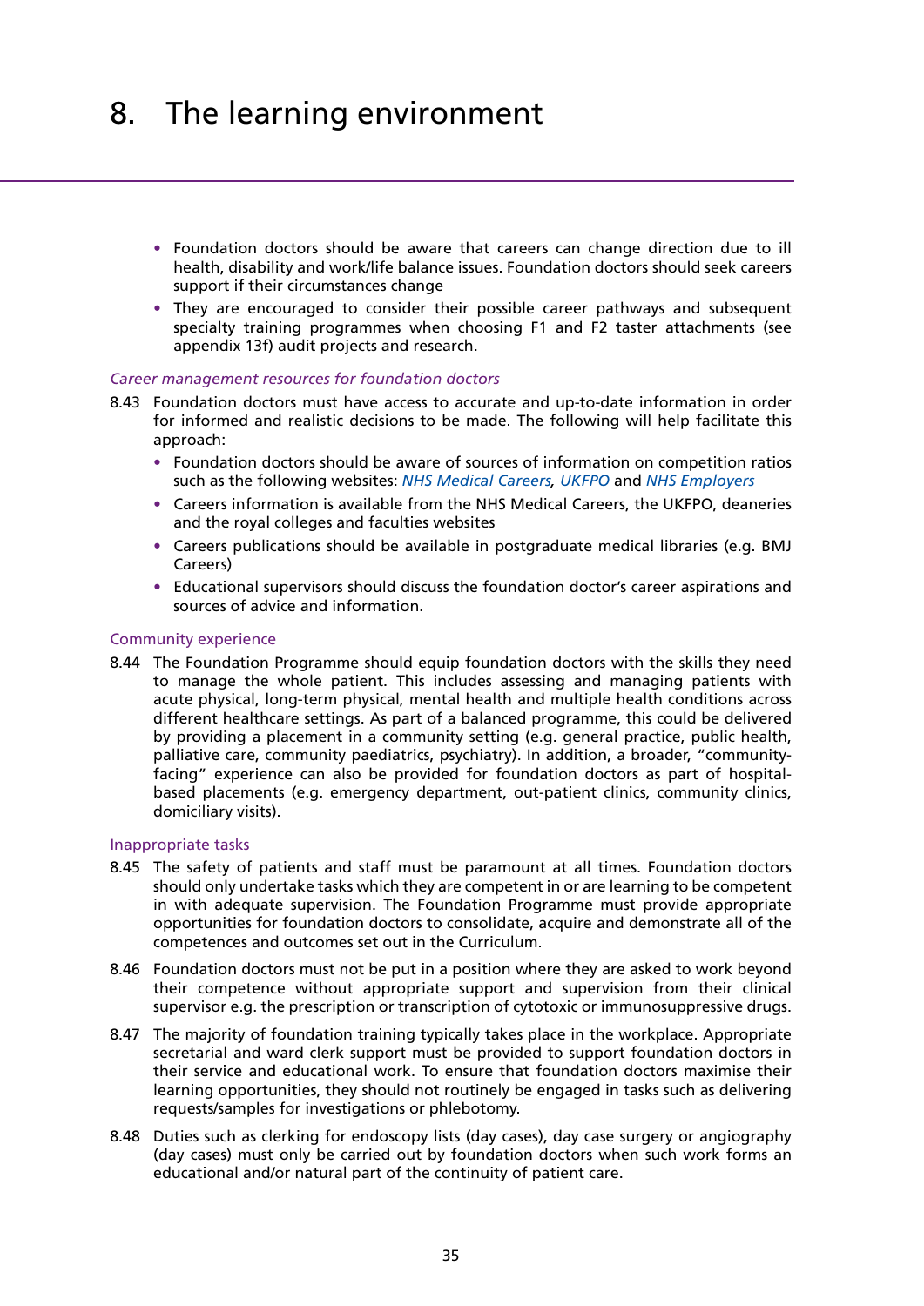# 8. The learning environment

- Foundation doctors should be aware that careers can change direction due to ill health, disability and work/life balance issues. Foundation doctors should seek careers support if their circumstances change
- They are encouraged to consider their possible career pathways and subsequent specialty training programmes when choosing F1 and F2 taster attachments (see appendix 13f) audit projects and research.

*Career management resources for foundation doctors*

8.43 Foundation doctors must have access to accurate and up-to-date information in order for informed and realistic decisions to be made. The following will help facilitate this approach:

- Foundation doctors should be aware of sources of information on competition ratios such as the following websites: *NHS Medical Careers*, *UKFPO* and *NHS Employers*
- Careers information is available from the NHS Medical Careers, the UKFPO, deaneries and the royal colleges and faculties websites
- Careers publications should be available in postgraduate medical libraries (e.g. BMJ Careers)
- Educational supervisors should discuss the foundation doctor's career aspirations and sources of advice and information.

### Community experience

8.44 The Foundation Programme should equip foundation doctors with the skills they need to manage the whole patient. This includes assessing and managing patients with acute physical, long-term physical, mental health and multiple health conditions across different healthcare settings. As part of a balanced programme, this could be delivered by providing a placement in a community setting (e.g. general practice, public health, palliative care, community paediatrics, psychiatry). In addition, a broader, "community-facing" experience can also be provided for foundation doctors as part of hospital-based placements (e.g. emergency department, out-patient clinics, community clinics, domiciliary visits).

### Inappropriate tasks

8.45 The safety of patients and staff must be paramount at all times. Foundation doctors should only undertake tasks which they are competent in or are learning to be competent in with adequate supervision. The Foundation Programme must provide appropriate opportunities for foundation doctors to consolidate, acquire and demonstrate all of the competences and outcomes set out in the Curriculum.

8.46 Foundation doctors must not be put in a position where they are asked to work beyond their competence without appropriate support and supervision from their clinical supervisor e.g. the prescription or transcription of cytotoxic or immunosuppressive drugs.

8.47 The majority of foundation training typically takes place in the workplace. Appropriate secretarial and ward clerk support must be provided to support foundation doctors in their service and educational work. To ensure that foundation doctors maximise their learning opportunities, they should not routinely be engaged in tasks such as delivering requests/samples for investigations or phlebotomy.

8.48 Duties such as clerking for endoscopy lists (day cases), day case surgery or angiography (day cases) must only be carried out by foundation doctors when such work forms an educational and/or natural part of the continuity of patient care.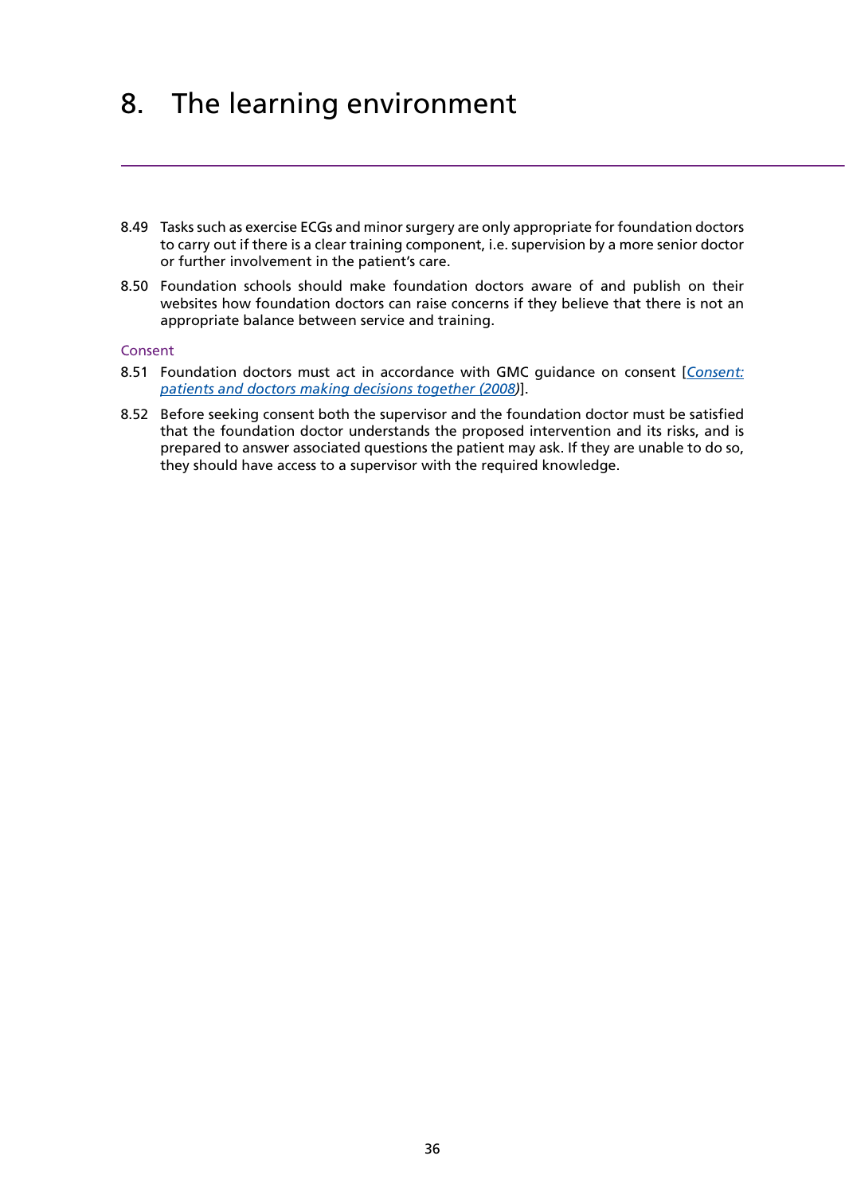# 8. The learning environment

8.49 Tasks such as exercise ECGs and minor surgery are only appropriate for foundation doctors to carry out if there is a clear training component, i.e. supervision by a more senior doctor or further involvement in the patient's care.

8.50 Foundation schools should make foundation doctors aware of and publish on their websites how foundation doctors can raise concerns if they believe that there is not an appropriate balance between service and training.

### Consent

8.51 Foundation doctors must act in accordance with GMC guidance on consent [*Consent: patients and doctors making decisions together (2008)*].

8.52 Before seeking consent both the supervisor and the foundation doctor must be satisfied that the foundation doctor understands the proposed intervention and its risks, and is prepared to answer associated questions the patient may ask. If they are unable to do so, they should have access to a supervisor with the required knowledge.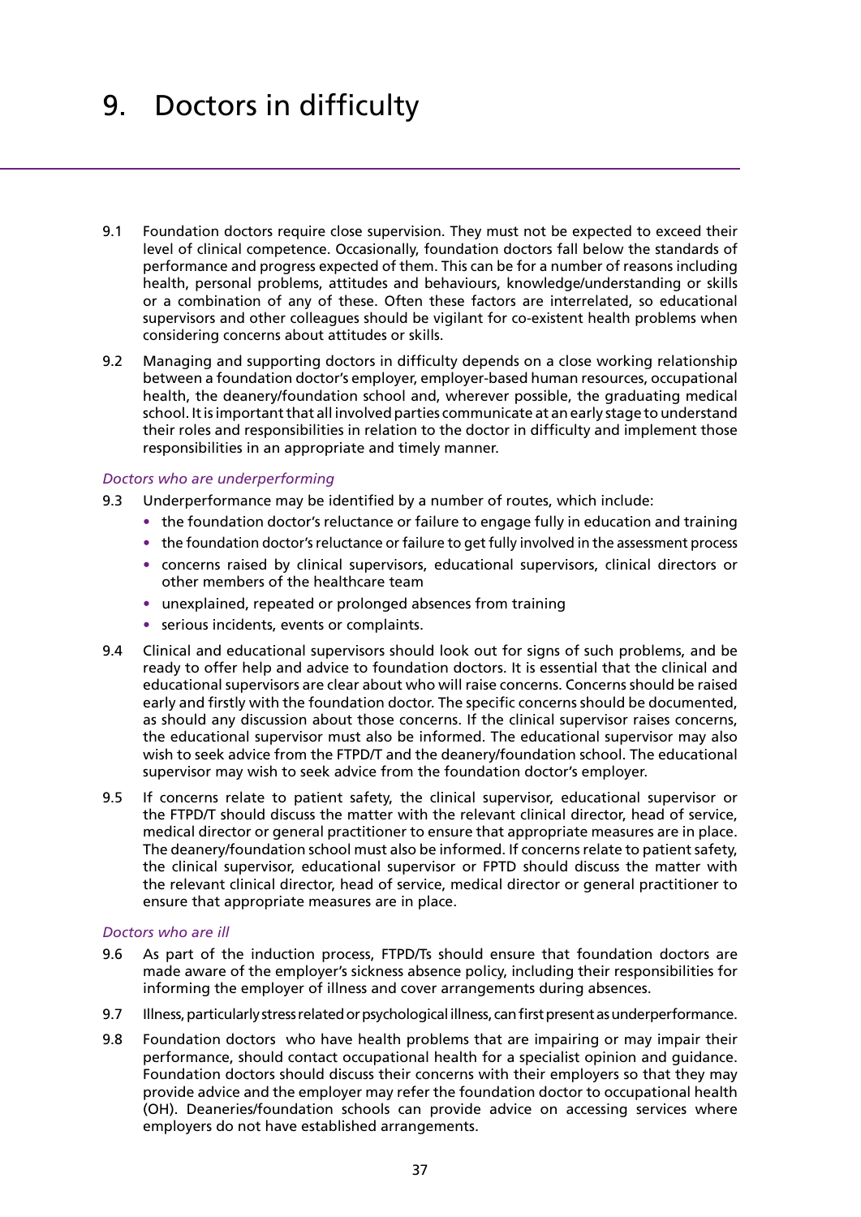# 9. Doctors in difficulty

9.1 Foundation doctors require close supervision. They must not be expected to exceed their level of clinical competence. Occasionally, foundation doctors fall below the standards of performance and progress expected of them. This can be for a number of reasons including health, personal problems, attitudes and behaviours, knowledge/understanding or skills or a combination of any of these. Often these factors are interrelated, so educational supervisors and other colleagues should be vigilant for co-existent health problems when considering concerns about attitudes or skills.

9.2 Managing and supporting doctors in difficulty depends on a close working relationship between a foundation doctor's employer, employer-based human resources, occupational health, the deanery/foundation school and, wherever possible, the graduating medical school. It is important that all involved parties communicate at an early stage to understand their roles and responsibilities in relation to the doctor in difficulty and implement those responsibilities in an appropriate and timely manner.

*Doctors who are underperforming*

9.3 Underperformance may be identified by a number of routes, which include:

- the foundation doctor's reluctance or failure to engage fully in education and training
- the foundation doctor's reluctance or failure to get fully involved in the assessment process
- concerns raised by clinical supervisors, educational supervisors, clinical directors or other members of the healthcare team
- unexplained, repeated or prolonged absences from training
- serious incidents, events or complaints.

9.4 Clinical and educational supervisors should look out for signs of such problems, and be ready to offer help and advice to foundation doctors. It is essential that the clinical and educational supervisors are clear about who will raise concerns. Concerns should be raised early and firstly with the foundation doctor. The specific concerns should be documented, as should any discussion about those concerns. If the clinical supervisor raises concerns, the educational supervisor must also be informed. The educational supervisor may also wish to seek advice from the FTPD/T and the deanery/foundation school. The educational supervisor may wish to seek advice from the foundation doctor's employer.

9.5 If concerns relate to patient safety, the clinical supervisor, educational supervisor or the FTPD/T should discuss the matter with the relevant clinical director, head of service, medical director or general practitioner to ensure that appropriate measures are in place. The deanery/foundation school must also be informed. If concerns relate to patient safety, the clinical supervisor, educational supervisor or FPTD should discuss the matter with the relevant clinical director, head of service, medical director or general practitioner to ensure that appropriate measures are in place.

*Doctors who are ill*

9.6 As part of the induction process, FTPD/Ts should ensure that foundation doctors are made aware of the employer's sickness absence policy, including their responsibilities for informing the employer of illness and cover arrangements during absences.

9.7 Illness, particularly stress related or psychological illness, can first present as underperformance.

9.8 Foundation doctors who have health problems that are impairing or may impair their performance, should contact occupational health for a specialist opinion and guidance. Foundation doctors should discuss their concerns with their employers so that they may provide advice and the employer may refer the foundation doctor to occupational health (OH). Deaneries/foundation schools can provide advice on accessing services where employers do not have established arrangements.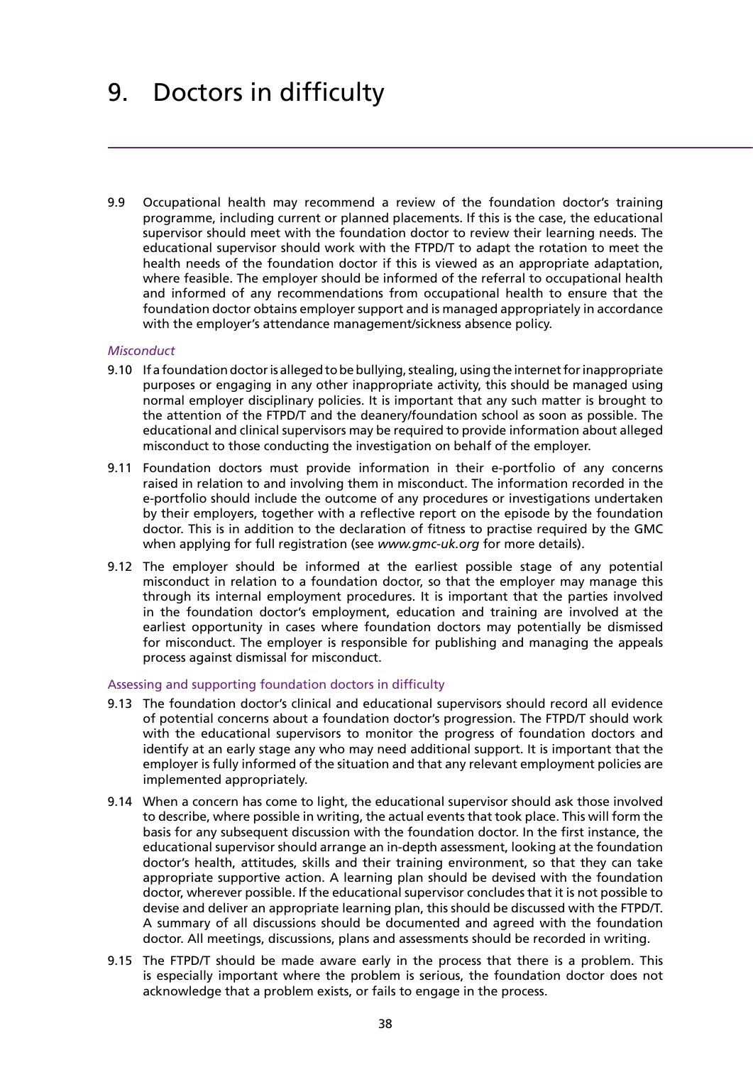# 9. Doctors in difficulty

9.9 Occupational health may recommend a review of the foundation doctor's training programme, including current or planned placements. If this is the case, the educational supervisor should meet with the foundation doctor to review their learning needs. The educational supervisor should work with the FTPD/T to adapt the rotation to meet the health needs of the foundation doctor if this is viewed as an appropriate adaptation, where feasible. The employer should be informed of the referral to occupational health and informed of any recommendations from occupational health to ensure that the foundation doctor obtains employer support and is managed appropriately in accordance with the employer's attendance management/sickness absence policy.

*Misconduct*

9.10 If a foundation doctor is alleged to be bullying, stealing, using the internet for inappropriate purposes or engaging in any other inappropriate activity, this should be managed using normal employer disciplinary policies. It is important that any such matter is brought to the attention of the FTPD/T and the deanery/foundation school as soon as possible. The educational and clinical supervisors may be required to provide information about alleged misconduct to those conducting the investigation on behalf of the employer.

9.11 Foundation doctors must provide information in their e-portfolio of any concerns raised in relation to and involving them in misconduct. The information recorded in the e-portfolio should include the outcome of any procedures or investigations undertaken by their employers, together with a reflective report on the episode by the foundation doctor. This is in addition to the declaration of fitness to practise required by the GMC when applying for full registration (see *www.gmc-uk.org* for more details).

9.12 The employer should be informed at the earliest possible stage of any potential misconduct in relation to a foundation doctor, so that the employer may manage this through its internal employment procedures. It is important that the parties involved in the foundation doctor's employment, education and training are involved at the earliest opportunity in cases where foundation doctors may potentially be dismissed for misconduct. The employer is responsible for publishing and managing the appeals process against dismissal for misconduct.

## Assessing and supporting foundation doctors in difficulty

9.13 The foundation doctor's clinical and educational supervisors should record all evidence of potential concerns about a foundation doctor's progression. The FTPD/T should work with the educational supervisors to monitor the progress of foundation doctors and identify at an early stage any who may need additional support. It is important that the employer is fully informed of the situation and that any relevant employment policies are implemented appropriately.

9.14 When a concern has come to light, the educational supervisor should ask those involved to describe, where possible in writing, the actual events that took place. This will form the basis for any subsequent discussion with the foundation doctor. In the first instance, the educational supervisor should arrange an in-depth assessment, looking at the foundation doctor's health, attitudes, skills and their training environment, so that they can take appropriate supportive action. A learning plan should be devised with the foundation doctor, wherever possible. If the educational supervisor concludes that it is not possible to devise and deliver an appropriate learning plan, this should be discussed with the FTPD/T. A summary of all discussions should be documented and agreed with the foundation doctor. All meetings, discussions, plans and assessments should be recorded in writing.

9.15 The FTPD/T should be made aware early in the process that there is a problem. This is especially important where the problem is serious, the foundation doctor does not acknowledge that a problem exists, or fails to engage in the process.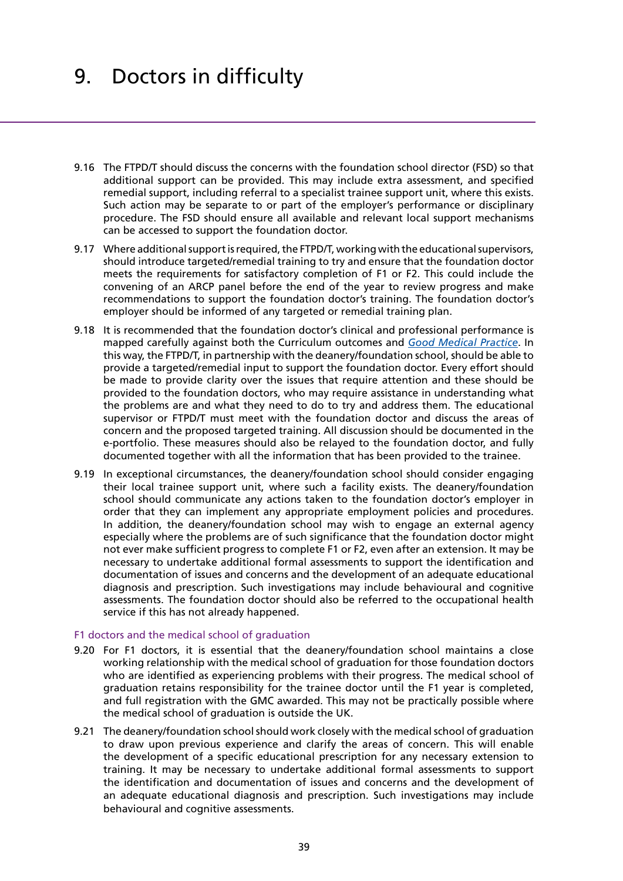# 9. Doctors in difficulty

9.16 The FTPD/T should discuss the concerns with the foundation school director (FSD) so that additional support can be provided. This may include extra assessment, and specified remedial support, including referral to a specialist trainee support unit, where this exists. Such action may be separate to or part of the employer's performance or disciplinary procedure. The FSD should ensure all available and relevant local support mechanisms can be accessed to support the foundation doctor.

9.17 Where additional support is required, the FTPD/T, working with the educational supervisors, should introduce targeted/remedial training to try and ensure that the foundation doctor meets the requirements for satisfactory completion of F1 or F2. This could include the convening of an ARCP panel before the end of the year to review progress and make recommendations to support the foundation doctor's training. The foundation doctor's employer should be informed of any targeted or remedial training plan.

9.18 It is recommended that the foundation doctor's clinical and professional performance is mapped carefully against both the Curriculum outcomes and *Good Medical Practice*. In this way, the FTPD/T, in partnership with the deanery/foundation school, should be able to provide a targeted/remedial input to support the foundation doctor. Every effort should be made to provide clarity over the issues that require attention and these should be provided to the foundation doctors, who may require assistance in understanding what the problems are and what they need to do to try and address them. The educational supervisor or FTPD/T must meet with the foundation doctor and discuss the areas of concern and the proposed targeted training. All discussion should be documented in the e-portfolio. These measures should also be relayed to the foundation doctor, and fully documented together with all the information that has been provided to the trainee.

9.19 In exceptional circumstances, the deanery/foundation school should consider engaging their local trainee support unit, where such a facility exists. The deanery/foundation school should communicate any actions taken to the foundation doctor's employer in order that they can implement any appropriate employment policies and procedures. In addition, the deanery/foundation school may wish to engage an external agency especially where the problems are of such significance that the foundation doctor might not ever make sufficient progress to complete F1 or F2, even after an extension. It may be necessary to undertake additional formal assessments to support the identification and documentation of issues and concerns and the development of an adequate educational diagnosis and prescription. Such investigations may include behavioural and cognitive assessments. The foundation doctor should also be referred to the occupational health service if this has not already happened.

### F1 doctors and the medical school of graduation

9.20 For F1 doctors, it is essential that the deanery/foundation school maintains a close working relationship with the medical school of graduation for those foundation doctors who are identified as experiencing problems with their progress. The medical school of graduation retains responsibility for the trainee doctor until the F1 year is completed, and full registration with the GMC awarded. This may not be practically possible where the medical school of graduation is outside the UK.

9.21 The deanery/foundation school should work closely with the medical school of graduation to draw upon previous experience and clarify the areas of concern. This will enable the development of a specific educational prescription for any necessary extension to training. It may be necessary to undertake additional formal assessments to support the identification and documentation of issues and concerns and the development of an adequate educational diagnosis and prescription. Such investigations may include behavioural and cognitive assessments.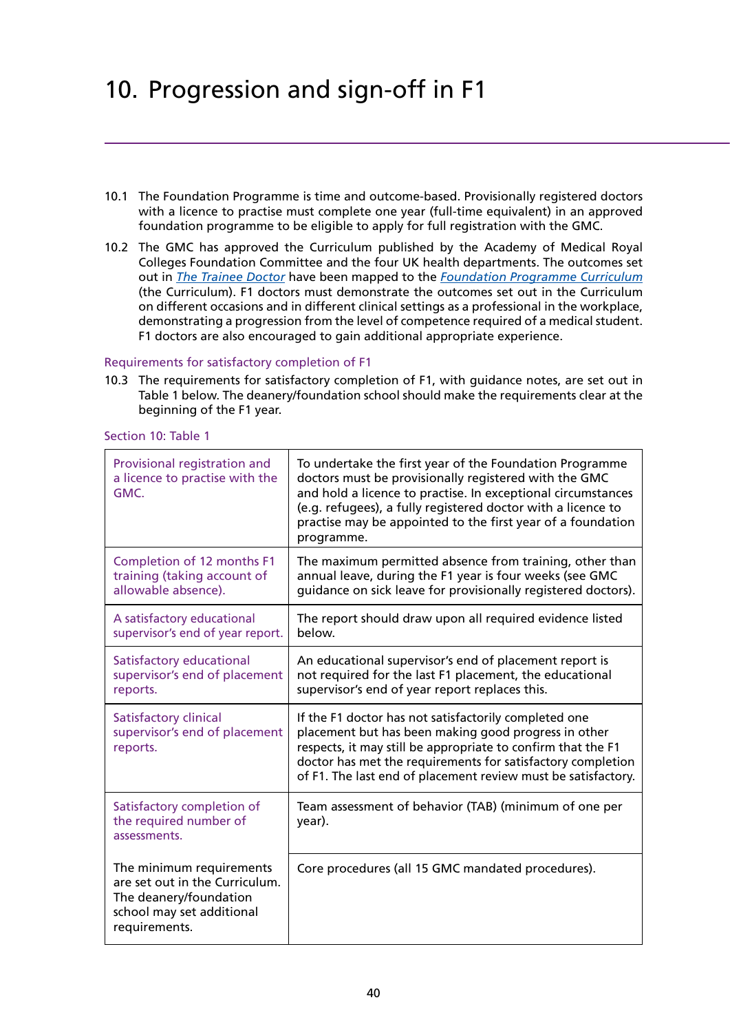# 10. Progression and sign-off in F1

10.1 The Foundation Programme is time and outcome-based. Provisionally registered doctors with a licence to practise must complete one year (full-time equivalent) in an approved foundation programme to be eligible to apply for full registration with the GMC.

10.2 The GMC has approved the Curriculum published by the Academy of Medical Royal Colleges Foundation Committee and the four UK health departments. The outcomes set out in *The Trainee Doctor* have been mapped to the *Foundation Programme Curriculum* (the Curriculum). F1 doctors must demonstrate the outcomes set out in the Curriculum on different occasions and in different clinical settings as a professional in the workplace, demonstrating a progression from the level of competence required of a medical student. F1 doctors are also encouraged to gain additional appropriate experience.

## Requirements for satisfactory completion of F1

10.3 The requirements for satisfactory completion of F1, with guidance notes, are set out in Table 1 below. The deanery/foundation school should make the requirements clear at the beginning of the F1 year.

Section 10: Table 1

| Requirement | Guidance notes |
|---|---|
| Provisional registration and a licence to practise with the GMC. | To undertake the first year of the Foundation Programme doctors must be provisionally registered with the GMC and hold a licence to practise. In exceptional circumstances (e.g. refugees), a fully registered doctor with a licence to practise may be appointed to the first year of a foundation programme. |
| Completion of 12 months F1 training (taking account of allowable absence). | The maximum permitted absence from training, other than annual leave, during the F1 year is four weeks (see GMC guidance on sick leave for provisionally registered doctors). |
| A satisfactory educational supervisor's end of year report. | The report should draw upon all required evidence listed below. |
| Satisfactory educational supervisor's end of placement reports. | An educational supervisor's end of placement report is not required for the last F1 placement, the educational supervisor's end of year report replaces this. |
| Satisfactory clinical supervisor's end of placement reports. | If the F1 doctor has not satisfactorily completed one placement but has been making good progress in other respects, it may still be appropriate to confirm that the F1 doctor has met the requirements for satisfactory completion of F1. The last end of placement review must be satisfactory. |
| Satisfactory completion of the required number of assessments. | Team assessment of behavior (TAB) (minimum of one per year). |
| The minimum requirements are set out in the Curriculum. The deanery/foundation school may set additional requirements. | Core procedures (all 15 GMC mandated procedures). |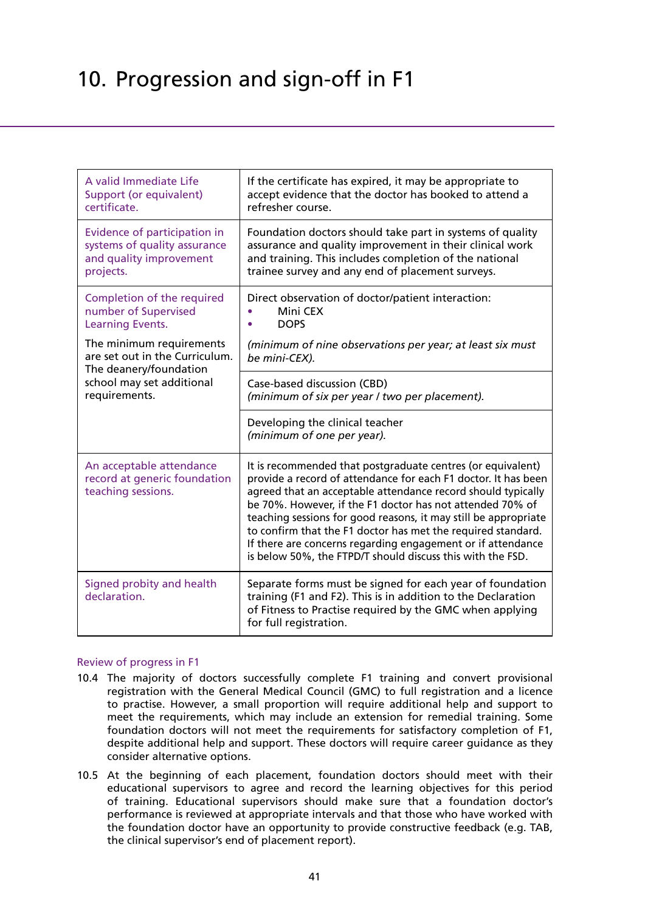# 10. Progression and sign-off in F1

| | |
|---|---|
| A valid Immediate Life Support (or equivalent) certificate. | If the certificate has expired, it may be appropriate to accept evidence that the doctor has booked to attend a refresher course. |
| Evidence of participation in systems of quality assurance and quality improvement projects. | Foundation doctors should take part in systems of quality assurance and quality improvement in their clinical work and training. This includes completion of the national trainee survey and any end of placement surveys. |
| Completion of the required number of Supervised Learning Events.<br><br>The minimum requirements are set out in the Curriculum. The deanery/foundation school may set additional requirements. | Direct observation of doctor/patient interaction:<br>• Mini CEX<br>• DOPS<br><br>*(minimum of nine observations per year; at least six must be mini-CEX).* |
| | Case-based discussion (CBD)<br>*(minimum of six per year / two per placement).* |
| | Developing the clinical teacher<br>*(minimum of one per year).* |
| An acceptable attendance record at generic foundation teaching sessions. | It is recommended that postgraduate centres (or equivalent) provide a record of attendance for each F1 doctor. It has been agreed that an acceptable attendance record should typically be 70%. However, if the F1 doctor has not attended 70% of teaching sessions for good reasons, it may still be appropriate to confirm that the F1 doctor has met the required standard. If there are concerns regarding engagement or if attendance is below 50%, the FTPD/T should discuss this with the FSD. |
| Signed probity and health declaration. | Separate forms must be signed for each year of foundation training (F1 and F2). This is in addition to the Declaration of Fitness to Practise required by the GMC when applying for full registration. |

## Review of progress in F1

10.4 The majority of doctors successfully complete F1 training and convert provisional registration with the General Medical Council (GMC) to full registration and a licence to practise. However, a small proportion will require additional help and support to meet the requirements, which may include an extension for remedial training. Some foundation doctors will not meet the requirements for satisfactory completion of F1, despite additional help and support. These doctors will require career guidance as they consider alternative options.

10.5 At the beginning of each placement, foundation doctors should meet with their educational supervisors to agree and record the learning objectives for this period of training. Educational supervisors should make sure that a foundation doctor's performance is reviewed at appropriate intervals and that those who have worked with the foundation doctor have an opportunity to provide constructive feedback (e.g. TAB, the clinical supervisor's end of placement report).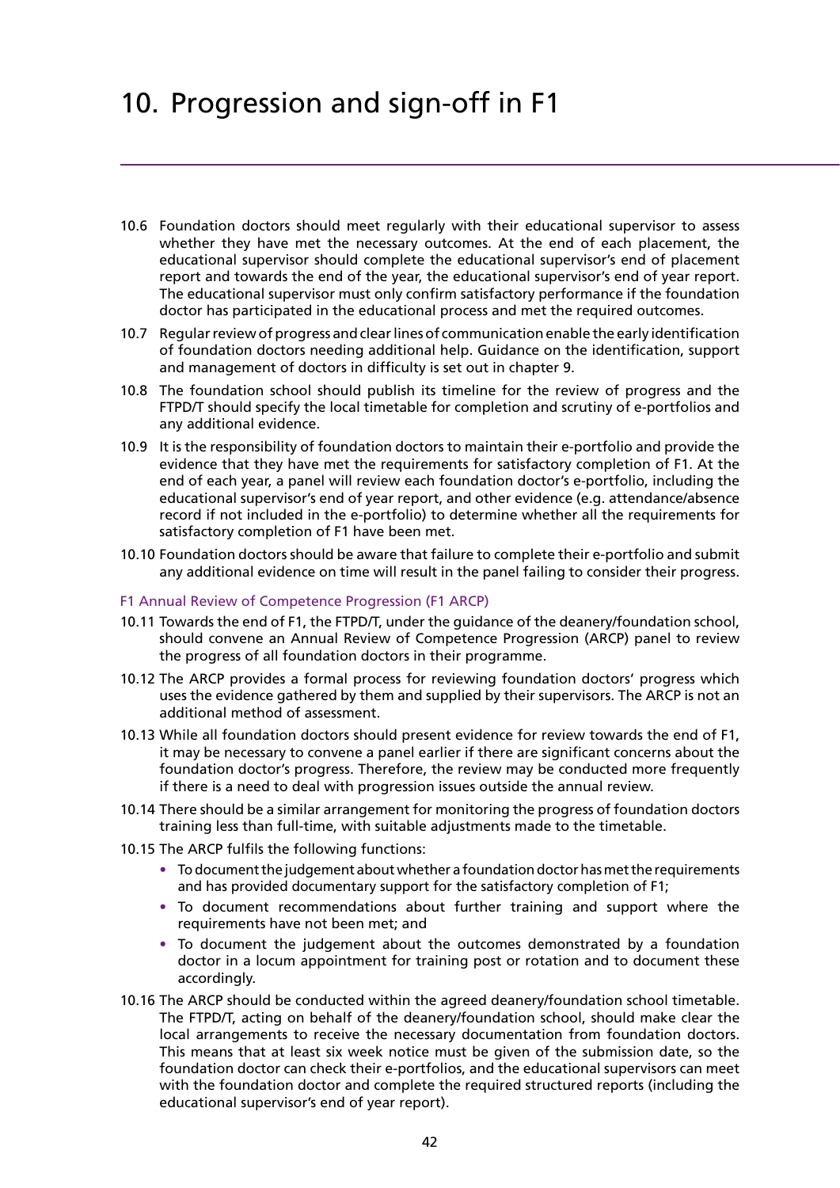# 10. Progression and sign-off in F1

10.6 Foundation doctors should meet regularly with their educational supervisor to assess whether they have met the necessary outcomes. At the end of each placement, the educational supervisor should complete the educational supervisor's end of placement report and towards the end of the year, the educational supervisor's end of year report. The educational supervisor must only confirm satisfactory performance if the foundation doctor has participated in the educational process and met the required outcomes.

10.7 Regular review of progress and clear lines of communication enable the early identification of foundation doctors needing additional help. Guidance on the identification, support and management of doctors in difficulty is set out in chapter 9.

10.8 The foundation school should publish its timeline for the review of progress and the FTPD/T should specify the local timetable for completion and scrutiny of e-portfolios and any additional evidence.

10.9 It is the responsibility of foundation doctors to maintain their e-portfolio and provide the evidence that they have met the requirements for satisfactory completion of F1. At the end of each year, a panel will review each foundation doctor's e-portfolio, including the educational supervisor's end of year report, and other evidence (e.g. attendance/absence record if not included in the e-portfolio) to determine whether all the requirements for satisfactory completion of F1 have been met.

10.10 Foundation doctors should be aware that failure to complete their e-portfolio and submit any additional evidence on time will result in the panel failing to consider their progress.

### F1 Annual Review of Competence Progression (F1 ARCP)

10.11 Towards the end of F1, the FTPD/T, under the guidance of the deanery/foundation school, should convene an Annual Review of Competence Progression (ARCP) panel to review the progress of all foundation doctors in their programme.

10.12 The ARCP provides a formal process for reviewing foundation doctors' progress which uses the evidence gathered by them and supplied by their supervisors. The ARCP is not an additional method of assessment.

10.13 While all foundation doctors should present evidence for review towards the end of F1, it may be necessary to convene a panel earlier if there are significant concerns about the foundation doctor's progress. Therefore, the review may be conducted more frequently if there is a need to deal with progression issues outside the annual review.

10.14 There should be a similar arrangement for monitoring the progress of foundation doctors training less than full-time, with suitable adjustments made to the timetable.

10.15 The ARCP fulfils the following functions:

- To document the judgement about whether a foundation doctor has met the requirements and has provided documentary support for the satisfactory completion of F1;
- To document recommendations about further training and support where the requirements have not been met; and
- To document the judgement about the outcomes demonstrated by a foundation doctor in a locum appointment for training post or rotation and to document these accordingly.

10.16 The ARCP should be conducted within the agreed deanery/foundation school timetable. The FTPD/T, acting on behalf of the deanery/foundation school, should make clear the local arrangements to receive the necessary documentation from foundation doctors. This means that at least six week notice must be given of the submission date, so the foundation doctor can check their e-portfolios, and the educational supervisors can meet with the foundation doctor and complete the required structured reports (including the educational supervisor's end of year report).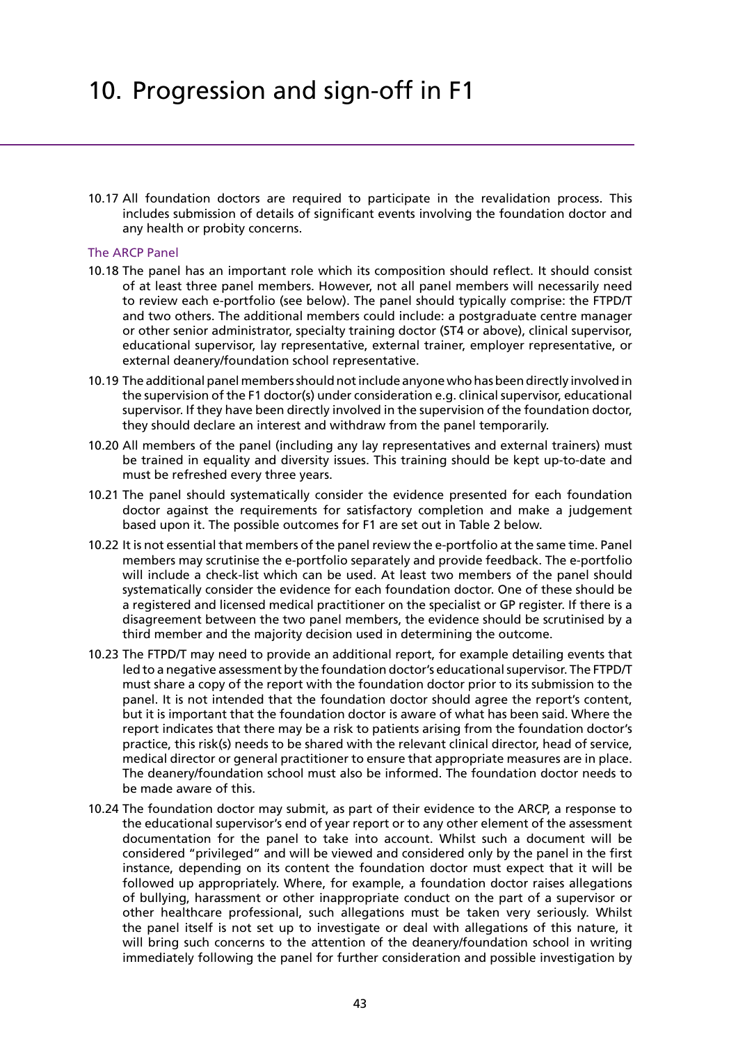# 10. Progression and sign-off in F1

10.17 All foundation doctors are required to participate in the revalidation process. This includes submission of details of significant events involving the foundation doctor and any health or probity concerns.

### The ARCP Panel

10.18 The panel has an important role which its composition should reflect. It should consist of at least three panel members. However, not all panel members will necessarily need to review each e-portfolio (see below). The panel should typically comprise: the FTPD/T and two others. The additional members could include: a postgraduate centre manager or other senior administrator, specialty training doctor (ST4 or above), clinical supervisor, educational supervisor, lay representative, external trainer, employer representative, or external deanery/foundation school representative.

10.19 The additional panel members should not include anyone who has been directly involved in the supervision of the F1 doctor(s) under consideration e.g. clinical supervisor, educational supervisor. If they have been directly involved in the supervision of the foundation doctor, they should declare an interest and withdraw from the panel temporarily.

10.20 All members of the panel (including any lay representatives and external trainers) must be trained in equality and diversity issues. This training should be kept up-to-date and must be refreshed every three years.

10.21 The panel should systematically consider the evidence presented for each foundation doctor against the requirements for satisfactory completion and make a judgement based upon it. The possible outcomes for F1 are set out in Table 2 below.

10.22 It is not essential that members of the panel review the e-portfolio at the same time. Panel members may scrutinise the e-portfolio separately and provide feedback. The e-portfolio will include a check-list which can be used. At least two members of the panel should systematically consider the evidence for each foundation doctor. One of these should be a registered and licensed medical practitioner on the specialist or GP register. If there is a disagreement between the two panel members, the evidence should be scrutinised by a third member and the majority decision used in determining the outcome.

10.23 The FTPD/T may need to provide an additional report, for example detailing events that led to a negative assessment by the foundation doctor's educational supervisor. The FTPD/T must share a copy of the report with the foundation doctor prior to its submission to the panel. It is not intended that the foundation doctor should agree the report's content, but it is important that the foundation doctor is aware of what has been said. Where the report indicates that there may be a risk to patients arising from the foundation doctor's practice, this risk(s) needs to be shared with the relevant clinical director, head of service, medical director or general practitioner to ensure that appropriate measures are in place. The deanery/foundation school must also be informed. The foundation doctor needs to be made aware of this.

10.24 The foundation doctor may submit, as part of their evidence to the ARCP, a response to the educational supervisor's end of year report or to any other element of the assessment documentation for the panel to take into account. Whilst such a document will be considered "privileged" and will be viewed and considered only by the panel in the first instance, depending on its content the foundation doctor must expect that it will be followed up appropriately. Where, for example, a foundation doctor raises allegations of bullying, harassment or other inappropriate conduct on the part of a supervisor or other healthcare professional, such allegations must be taken very seriously. Whilst the panel itself is not set up to investigate or deal with allegations of this nature, it will bring such concerns to the attention of the deanery/foundation school in writing immediately following the panel for further consideration and possible investigation by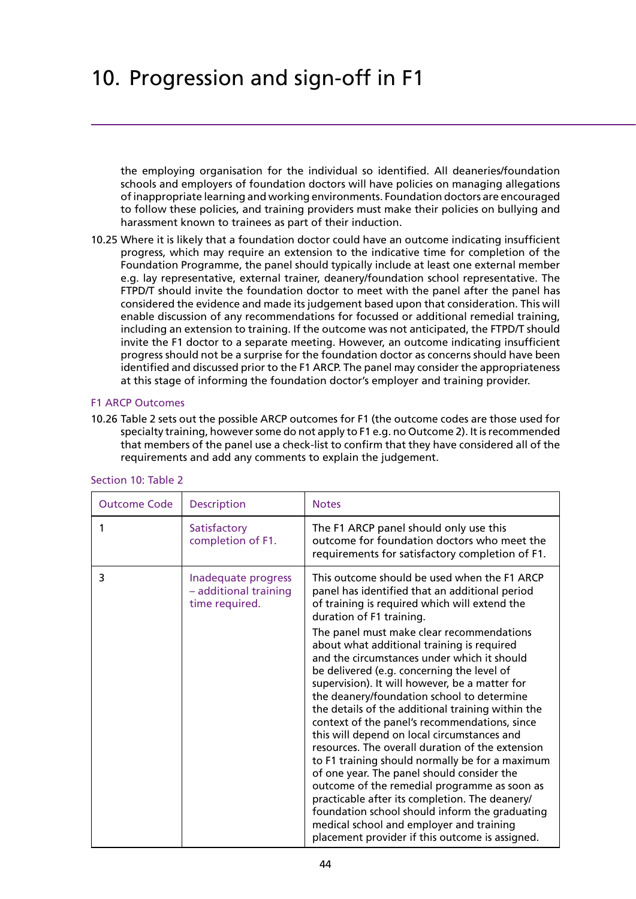# 10. Progression and sign-off in F1

the employing organisation for the individual so identified. All deaneries/foundation schools and employers of foundation doctors will have policies on managing allegations of inappropriate learning and working environments. Foundation doctors are encouraged to follow these policies, and training providers must make their policies on bullying and harassment known to trainees as part of their induction.

10.25 Where it is likely that a foundation doctor could have an outcome indicating insufficient progress, which may require an extension to the indicative time for completion of the Foundation Programme, the panel should typically include at least one external member e.g. lay representative, external trainer, deanery/foundation school representative. The FTPD/T should invite the foundation doctor to meet with the panel after the panel has considered the evidence and made its judgement based upon that consideration. This will enable discussion of any recommendations for focussed or additional remedial training, including an extension to training. If the outcome was not anticipated, the FTPD/T should invite the F1 doctor to a separate meeting. However, an outcome indicating insufficient progress should not be a surprise for the foundation doctor as concerns should have been identified and discussed prior to the F1 ARCP. The panel may consider the appropriateness at this stage of informing the foundation doctor's employer and training provider.

### F1 ARCP Outcomes

10.26 Table 2 sets out the possible ARCP outcomes for F1 (the outcome codes are those used for specialty training, however some do not apply to F1 e.g. no Outcome 2). It is recommended that members of the panel use a check-list to confirm that they have considered all of the requirements and add any comments to explain the judgement.

Section 10: Table 2

| Outcome Code | Description | Notes |
|---|---|---|
| 1 | Satisfactory completion of F1. | The F1 ARCP panel should only use this outcome for foundation doctors who meet the requirements for satisfactory completion of F1. |
| 3 | Inadequate progress – additional training time required. | This outcome should be used when the F1 ARCP panel has identified that an additional period of training is required which will extend the duration of F1 training.<br><br>The panel must make clear recommendations about what additional training is required and the circumstances under which it should be delivered (e.g. concerning the level of supervision). It will however, be a matter for the deanery/foundation school to determine the details of the additional training within the context of the panel's recommendations, since this will depend on local circumstances and resources. The overall duration of the extension to F1 training should normally be for a maximum of one year. The panel should consider the outcome of the remedial programme as soon as practicable after its completion. The deanery/foundation school should inform the graduating medical school and employer and training placement provider if this outcome is assigned. |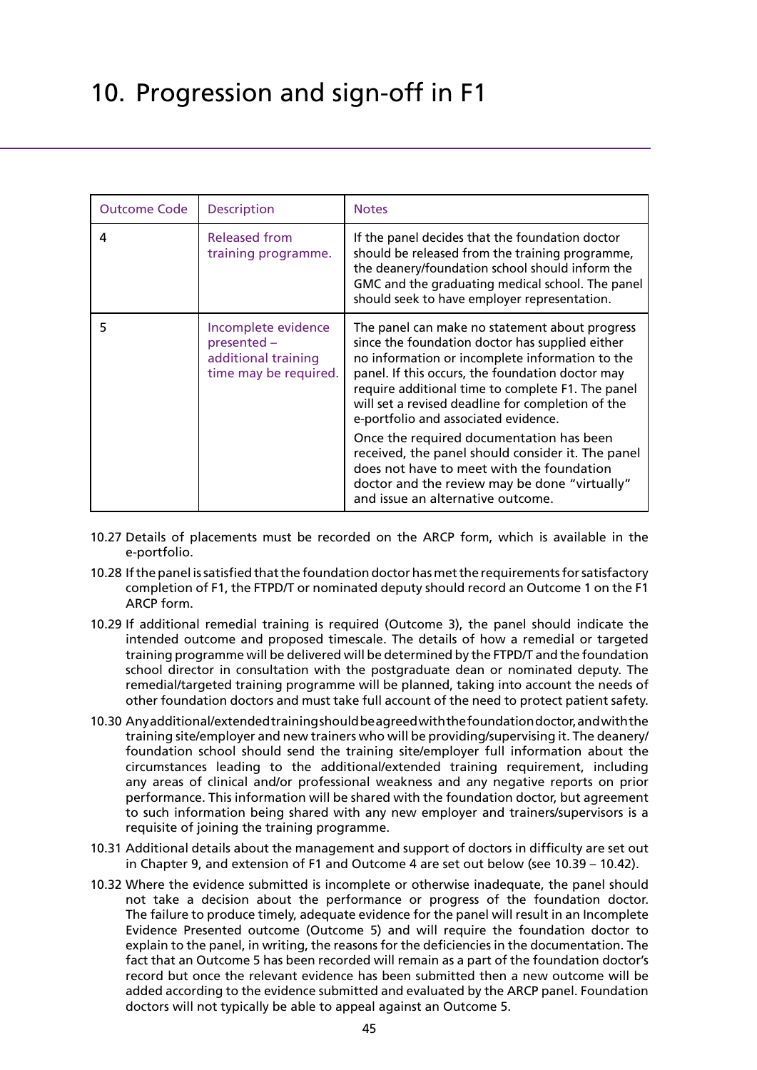# 10. Progression and sign-off in F1

| Outcome Code | Description | Notes |
|---|---|---|
| 4 | Released from training programme. | If the panel decides that the foundation doctor should be released from the training programme, the deanery/foundation school should inform the GMC and the graduating medical school. The panel should seek to have employer representation. |
| 5 | Incomplete evidence presented – additional training time may be required. | The panel can make no statement about progress since the foundation doctor has supplied either no information or incomplete information to the panel. If this occurs, the foundation doctor may require additional time to complete F1. The panel will set a revised deadline for completion of the e-portfolio and associated evidence. Once the required documentation has been received, the panel should consider it. The panel does not have to meet with the foundation doctor and the review may be done "virtually" and issue an alternative outcome. |

10.27 Details of placements must be recorded on the ARCP form, which is available in the e-portfolio.

10.28 If the panel is satisfied that the foundation doctor has met the requirements for satisfactory completion of F1, the FTPD/T or nominated deputy should record an Outcome 1 on the F1 ARCP form.

10.29 If additional remedial training is required (Outcome 3), the panel should indicate the intended outcome and proposed timescale. The details of how a remedial or targeted training programme will be delivered will be determined by the FTPD/T and the foundation school director in consultation with the postgraduate dean or nominated deputy. The remedial/targeted training programme will be planned, taking into account the needs of other foundation doctors and must take full account of the need to protect patient safety.

10.30 Any additional/extended training should be agreed with the foundation doctor, and with the training site/employer and new trainers who will be providing/supervising it. The deanery/foundation school should send the training site/employer full information about the circumstances leading to the additional/extended training requirement, including any areas of clinical and/or professional weakness and any negative reports on prior performance. This information will be shared with the foundation doctor, but agreement to such information being shared with any new employer and trainers/supervisors is a requisite of joining the training programme.

10.31 Additional details about the management and support of doctors in difficulty are set out in Chapter 9, and extension of F1 and Outcome 4 are set out below (see 10.39 – 10.42).

10.32 Where the evidence submitted is incomplete or otherwise inadequate, the panel should not take a decision about the performance or progress of the foundation doctor. The failure to produce timely, adequate evidence for the panel will result in an Incomplete Evidence Presented outcome (Outcome 5) and will require the foundation doctor to explain to the panel, in writing, the reasons for the deficiencies in the documentation. The fact that an Outcome 5 has been recorded will remain as a part of the foundation doctor's record but once the relevant evidence has been submitted then a new outcome will be added according to the evidence submitted and evaluated by the ARCP panel. Foundation doctors will not typically be able to appeal against an Outcome 5.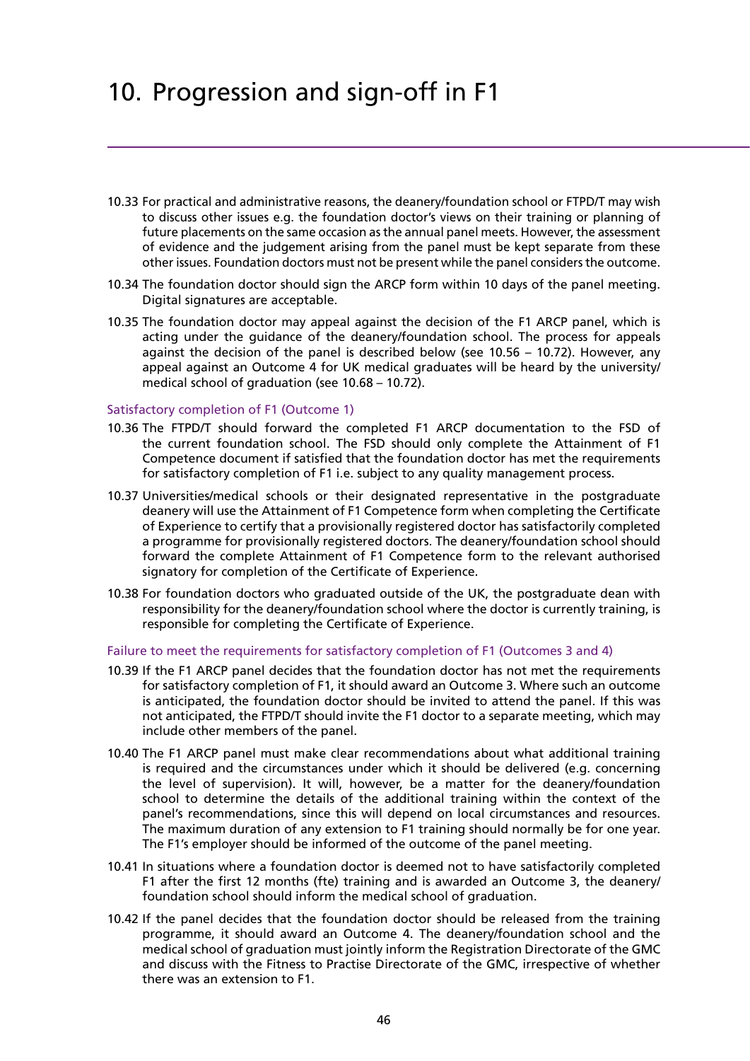# 10. Progression and sign-off in F1

10.33 For practical and administrative reasons, the deanery/foundation school or FTPD/T may wish to discuss other issues e.g. the foundation doctor's views on their training or planning of future placements on the same occasion as the annual panel meets. However, the assessment of evidence and the judgement arising from the panel must be kept separate from these other issues. Foundation doctors must not be present while the panel considers the outcome.

10.34 The foundation doctor should sign the ARCP form within 10 days of the panel meeting. Digital signatures are acceptable.

10.35 The foundation doctor may appeal against the decision of the F1 ARCP panel, which is acting under the guidance of the deanery/foundation school. The process for appeals against the decision of the panel is described below (see 10.56 – 10.72). However, any appeal against an Outcome 4 for UK medical graduates will be heard by the university/medical school of graduation (see 10.68 – 10.72).

### Satisfactory completion of F1 (Outcome 1)

10.36 The FTPD/T should forward the completed F1 ARCP documentation to the FSD of the current foundation school. The FSD should only complete the Attainment of F1 Competence document if satisfied that the foundation doctor has met the requirements for satisfactory completion of F1 i.e. subject to any quality management process.

10.37 Universities/medical schools or their designated representative in the postgraduate deanery will use the Attainment of F1 Competence form when completing the Certificate of Experience to certify that a provisionally registered doctor has satisfactorily completed a programme for provisionally registered doctors. The deanery/foundation school should forward the complete Attainment of F1 Competence form to the relevant authorised signatory for completion of the Certificate of Experience.

10.38 For foundation doctors who graduated outside of the UK, the postgraduate dean with responsibility for the deanery/foundation school where the doctor is currently training, is responsible for completing the Certificate of Experience.

### Failure to meet the requirements for satisfactory completion of F1 (Outcomes 3 and 4)

10.39 If the F1 ARCP panel decides that the foundation doctor has not met the requirements for satisfactory completion of F1, it should award an Outcome 3. Where such an outcome is anticipated, the foundation doctor should be invited to attend the panel. If this was not anticipated, the FTPD/T should invite the F1 doctor to a separate meeting, which may include other members of the panel.

10.40 The F1 ARCP panel must make clear recommendations about what additional training is required and the circumstances under which it should be delivered (e.g. concerning the level of supervision). It will, however, be a matter for the deanery/foundation school to determine the details of the additional training within the context of the panel's recommendations, since this will depend on local circumstances and resources. The maximum duration of any extension to F1 training should normally be for one year. The F1's employer should be informed of the outcome of the panel meeting.

10.41 In situations where a foundation doctor is deemed not to have satisfactorily completed F1 after the first 12 months (fte) training and is awarded an Outcome 3, the deanery/foundation school should inform the medical school of graduation.

10.42 If the panel decides that the foundation doctor should be released from the training programme, it should award an Outcome 4. The deanery/foundation school and the medical school of graduation must jointly inform the Registration Directorate of the GMC and discuss with the Fitness to Practise Directorate of the GMC, irrespective of whether there was an extension to F1.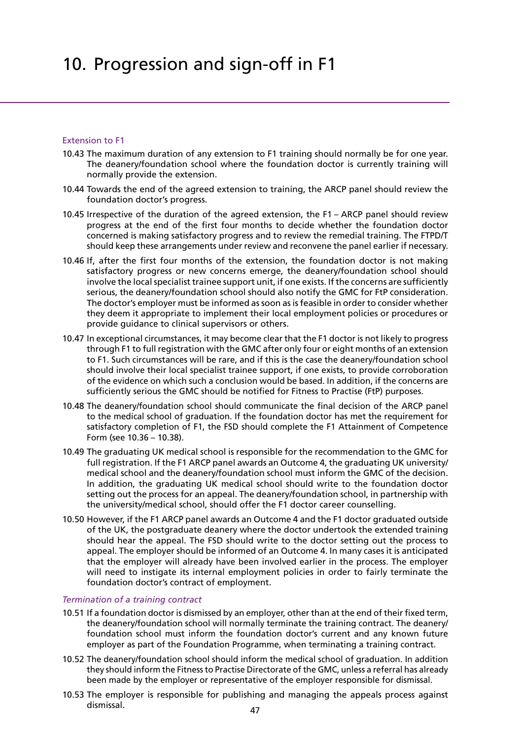# 10. Progression and sign-off in F1

### Extension to F1

10.43 The maximum duration of any extension to F1 training should normally be for one year. The deanery/foundation school where the foundation doctor is currently training will normally provide the extension.

10.44 Towards the end of the agreed extension to training, the ARCP panel should review the foundation doctor's progress.

10.45 Irrespective of the duration of the agreed extension, the F1 – ARCP panel should review progress at the end of the first four months to decide whether the foundation doctor concerned is making satisfactory progress and to review the remedial training. The FTPD/T should keep these arrangements under review and reconvene the panel earlier if necessary.

10.46 If, after the first four months of the extension, the foundation doctor is not making satisfactory progress or new concerns emerge, the deanery/foundation school should involve the local specialist trainee support unit, if one exists. If the concerns are sufficiently serious, the deanery/foundation school should also notify the GMC for FtP consideration. The doctor's employer must be informed as soon as is feasible in order to consider whether they deem it appropriate to implement their local employment policies or procedures or provide guidance to clinical supervisors or others.

10.47 In exceptional circumstances, it may become clear that the F1 doctor is not likely to progress through F1 to full registration with the GMC after only four or eight months of an extension to F1. Such circumstances will be rare, and if this is the case the deanery/foundation school should involve their local specialist trainee support, if one exists, to provide corroboration of the evidence on which such a conclusion would be based. In addition, if the concerns are sufficiently serious the GMC should be notified for Fitness to Practise (FtP) purposes.

10.48 The deanery/foundation school should communicate the final decision of the ARCP panel to the medical school of graduation. If the foundation doctor has met the requirement for satisfactory completion of F1, the FSD should complete the F1 Attainment of Competence Form (see 10.36 – 10.38).

10.49 The graduating UK medical school is responsible for the recommendation to the GMC for full registration. If the F1 ARCP panel awards an Outcome 4, the graduating UK university/medical school and the deanery/foundation school must inform the GMC of the decision. In addition, the graduating UK medical school should write to the foundation doctor setting out the process for an appeal. The deanery/foundation school, in partnership with the university/medical school, should offer the F1 doctor career counselling.

10.50 However, if the F1 ARCP panel awards an Outcome 4 and the F1 doctor graduated outside of the UK, the postgraduate deanery where the doctor undertook the extended training should hear the appeal. The FSD should write to the doctor setting out the process to appeal. The employer should be informed of an Outcome 4. In many cases it is anticipated that the employer will already have been involved earlier in the process. The employer will need to instigate its internal employment policies in order to fairly terminate the foundation doctor's contract of employment.

#### *Termination of a training contract*

10.51 If a foundation doctor is dismissed by an employer, other than at the end of their fixed term, the deanery/foundation school will normally terminate the training contract. The deanery/foundation school must inform the foundation doctor's current and any known future employer as part of the Foundation Programme, when terminating a training contract.

10.52 The deanery/foundation school should inform the medical school of graduation. In addition they should inform the Fitness to Practise Directorate of the GMC, unless a referral has already been made by the employer or representative of the employer responsible for dismissal.

10.53 The employer is responsible for publishing and managing the appeals process against dismissal.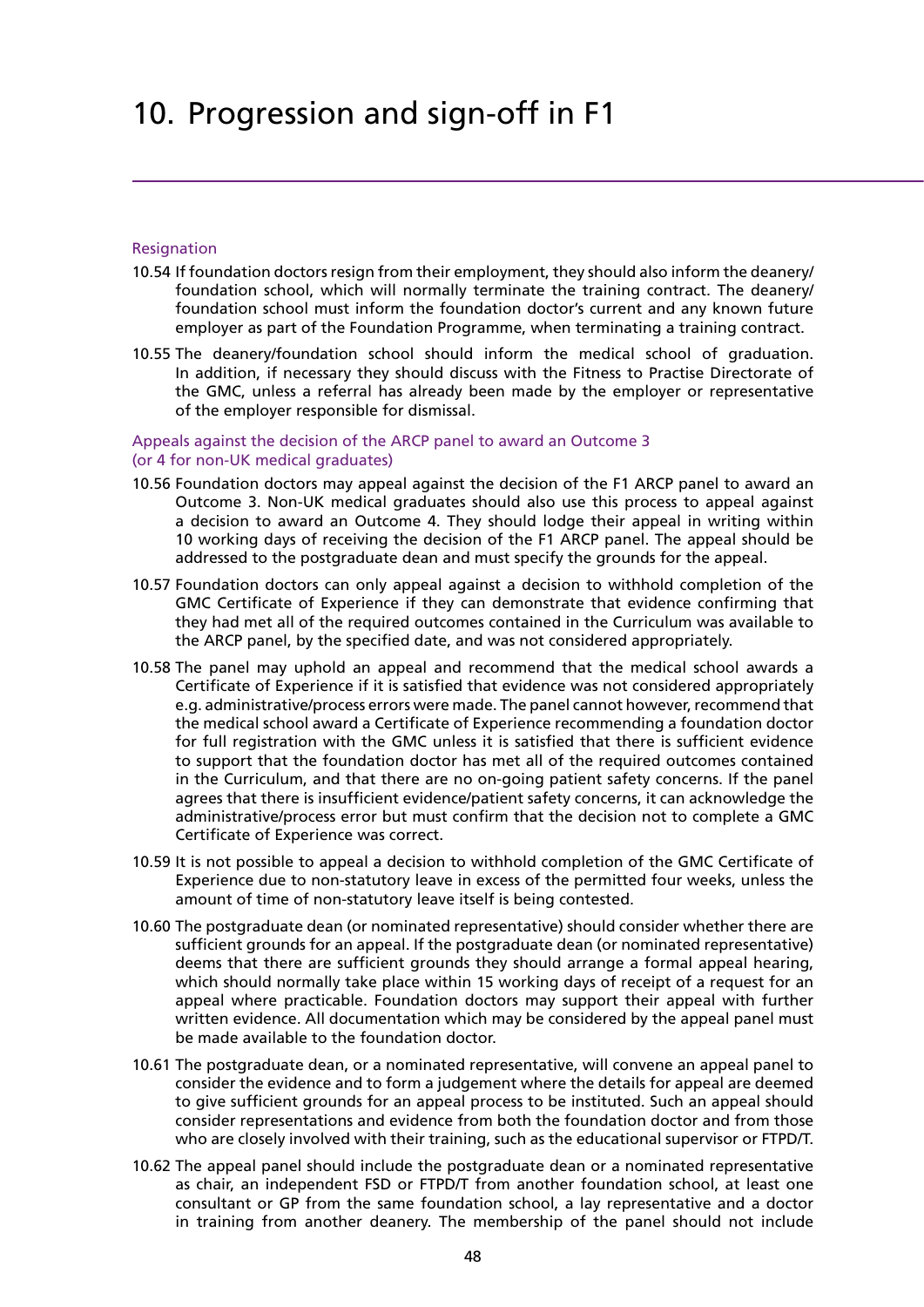# 10. Progression and sign-off in F1

### Resignation

10.54 If foundation doctors resign from their employment, they should also inform the deanery/foundation school, which will normally terminate the training contract. The deanery/foundation school must inform the foundation doctor's current and any known future employer as part of the Foundation Programme, when terminating a training contract.

10.55 The deanery/foundation school should inform the medical school of graduation. In addition, if necessary they should discuss with the Fitness to Practise Directorate of the GMC, unless a referral has already been made by the employer or representative of the employer responsible for dismissal.

### Appeals against the decision of the ARCP panel to award an Outcome 3 (or 4 for non-UK medical graduates)

10.56 Foundation doctors may appeal against the decision of the F1 ARCP panel to award an Outcome 3. Non-UK medical graduates should also use this process to appeal against a decision to award an Outcome 4. They should lodge their appeal in writing within 10 working days of receiving the decision of the F1 ARCP panel. The appeal should be addressed to the postgraduate dean and must specify the grounds for the appeal.

10.57 Foundation doctors can only appeal against a decision to withhold completion of the GMC Certificate of Experience if they can demonstrate that evidence confirming that they had met all of the required outcomes contained in the Curriculum was available to the ARCP panel, by the specified date, and was not considered appropriately.

10.58 The panel may uphold an appeal and recommend that the medical school awards a Certificate of Experience if it is satisfied that evidence was not considered appropriately e.g. administrative/process errors were made. The panel cannot however, recommend that the medical school award a Certificate of Experience recommending a foundation doctor for full registration with the GMC unless it is satisfied that there is sufficient evidence to support that the foundation doctor has met all of the required outcomes contained in the Curriculum, and that there are no on-going patient safety concerns. If the panel agrees that there is insufficient evidence/patient safety concerns, it can acknowledge the administrative/process error but must confirm that the decision not to complete a GMC Certificate of Experience was correct.

10.59 It is not possible to appeal a decision to withhold completion of the GMC Certificate of Experience due to non-statutory leave in excess of the permitted four weeks, unless the amount of time of non-statutory leave itself is being contested.

10.60 The postgraduate dean (or nominated representative) should consider whether there are sufficient grounds for an appeal. If the postgraduate dean (or nominated representative) deems that there are sufficient grounds they should arrange a formal appeal hearing, which should normally take place within 15 working days of receipt of a request for an appeal where practicable. Foundation doctors may support their appeal with further written evidence. All documentation which may be considered by the appeal panel must be made available to the foundation doctor.

10.61 The postgraduate dean, or a nominated representative, will convene an appeal panel to consider the evidence and to form a judgement where the details for appeal are deemed to give sufficient grounds for an appeal process to be instituted. Such an appeal should consider representations and evidence from both the foundation doctor and from those who are closely involved with their training, such as the educational supervisor or FTPD/T.

10.62 The appeal panel should include the postgraduate dean or a nominated representative as chair, an independent FSD or FTPD/T from another foundation school, at least one consultant or GP from the same foundation school, a lay representative and a doctor in training from another deanery. The membership of the panel should not include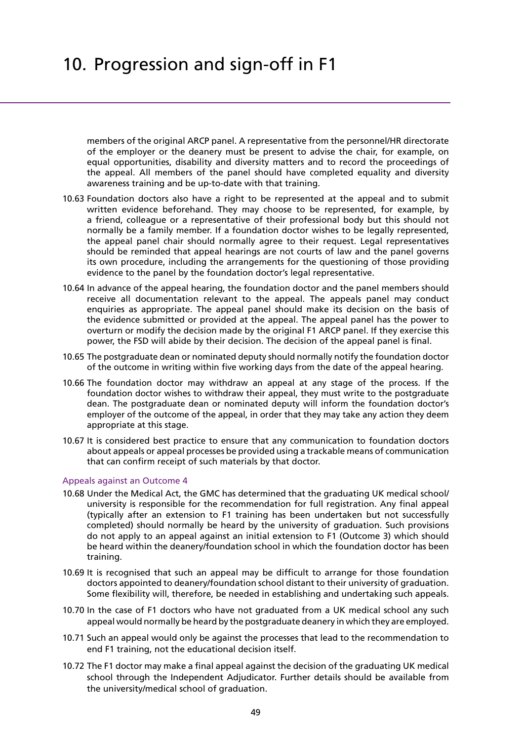members of the original ARCP panel. A representative from the personnel/HR directorate of the employer or the deanery must be present to advise the chair, for example, on equal opportunities, disability and diversity matters and to record the proceedings of the appeal. All members of the panel should have completed equality and diversity awareness training and be up-to-date with that training.

10.63 Foundation doctors also have a right to be represented at the appeal and to submit written evidence beforehand. They may choose to be represented, for example, by a friend, colleague or a representative of their professional body but this should not normally be a family member. If a foundation doctor wishes to be legally represented, the appeal panel chair should normally agree to their request. Legal representatives should be reminded that appeal hearings are not courts of law and the panel governs its own procedure, including the arrangements for the questioning of those providing evidence to the panel by the foundation doctor's legal representative.

10.64 In advance of the appeal hearing, the foundation doctor and the panel members should receive all documentation relevant to the appeal. The appeals panel may conduct enquiries as appropriate. The appeal panel should make its decision on the basis of the evidence submitted or provided at the appeal. The appeal panel has the power to overturn or modify the decision made by the original F1 ARCP panel. If they exercise this power, the FSD will abide by their decision. The decision of the appeal panel is final.

10.65 The postgraduate dean or nominated deputy should normally notify the foundation doctor of the outcome in writing within five working days from the date of the appeal hearing.

10.66 The foundation doctor may withdraw an appeal at any stage of the process. If the foundation doctor wishes to withdraw their appeal, they must write to the postgraduate dean. The postgraduate dean or nominated deputy will inform the foundation doctor's employer of the outcome of the appeal, in order that they may take any action they deem appropriate at this stage.

10.67 It is considered best practice to ensure that any communication to foundation doctors about appeals or appeal processes be provided using a trackable means of communication that can confirm receipt of such materials by that doctor.

### Appeals against an Outcome 4

10.68 Under the Medical Act, the GMC has determined that the graduating UK medical school/university is responsible for the recommendation for full registration. Any final appeal (typically after an extension to F1 training has been undertaken but not successfully completed) should normally be heard by the university of graduation. Such provisions do not apply to an appeal against an initial extension to F1 (Outcome 3) which should be heard within the deanery/foundation school in which the foundation doctor has been training.

10.69 It is recognised that such an appeal may be difficult to arrange for those foundation doctors appointed to deanery/foundation school distant to their university of graduation. Some flexibility will, therefore, be needed in establishing and undertaking such appeals.

10.70 In the case of F1 doctors who have not graduated from a UK medical school any such appeal would normally be heard by the postgraduate deanery in which they are employed.

10.71 Such an appeal would only be against the processes that lead to the recommendation to end F1 training, not the educational decision itself.

10.72 The F1 doctor may make a final appeal against the decision of the graduating UK medical school through the Independent Adjudicator. Further details should be available from the university/medical school of graduation.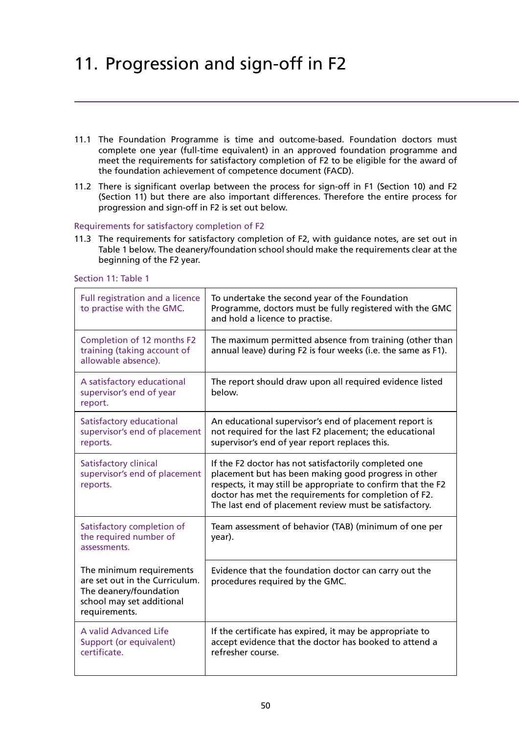# 11. Progression and sign-off in F2

11.1 The Foundation Programme is time and outcome-based. Foundation doctors must complete one year (full-time equivalent) in an approved foundation programme and meet the requirements for satisfactory completion of F2 to be eligible for the award of the foundation achievement of competence document (FACD).

11.2 There is significant overlap between the process for sign-off in F1 (Section 10) and F2 (Section 11) but there are also important differences. Therefore the entire process for progression and sign-off in F2 is set out below.

## Requirements for satisfactory completion of F2

11.3 The requirements for satisfactory completion of F2, with guidance notes, are set out in Table 1 below. The deanery/foundation school should make the requirements clear at the beginning of the F2 year.

Section 11: Table 1

| Requirement | Guidance notes |
|---|---|
| Full registration and a licence to practise with the GMC. | To undertake the second year of the Foundation Programme, doctors must be fully registered with the GMC and hold a licence to practise. |
| Completion of 12 months F2 training (taking account of allowable absence). | The maximum permitted absence from training (other than annual leave) during F2 is four weeks (i.e. the same as F1). |
| A satisfactory educational supervisor's end of year report. | The report should draw upon all required evidence listed below. |
| Satisfactory educational supervisor's end of placement reports. | An educational supervisor's end of placement report is not required for the last F2 placement; the educational supervisor's end of year report replaces this. |
| Satisfactory clinical supervisor's end of placement reports. | If the F2 doctor has not satisfactorily completed one placement but has been making good progress in other respects, it may still be appropriate to confirm that the F2 doctor has met the requirements for completion of F2. The last end of placement review must be satisfactory. |
| Satisfactory completion of the required number of assessments. | Team assessment of behavior (TAB) (minimum of one per year). |
| The minimum requirements are set out in the Curriculum. The deanery/foundation school may set additional requirements. | Evidence that the foundation doctor can carry out the procedures required by the GMC. |
| A valid Advanced Life Support (or equivalent) certificate. | If the certificate has expired, it may be appropriate to accept evidence that the doctor has booked to attend a refresher course. |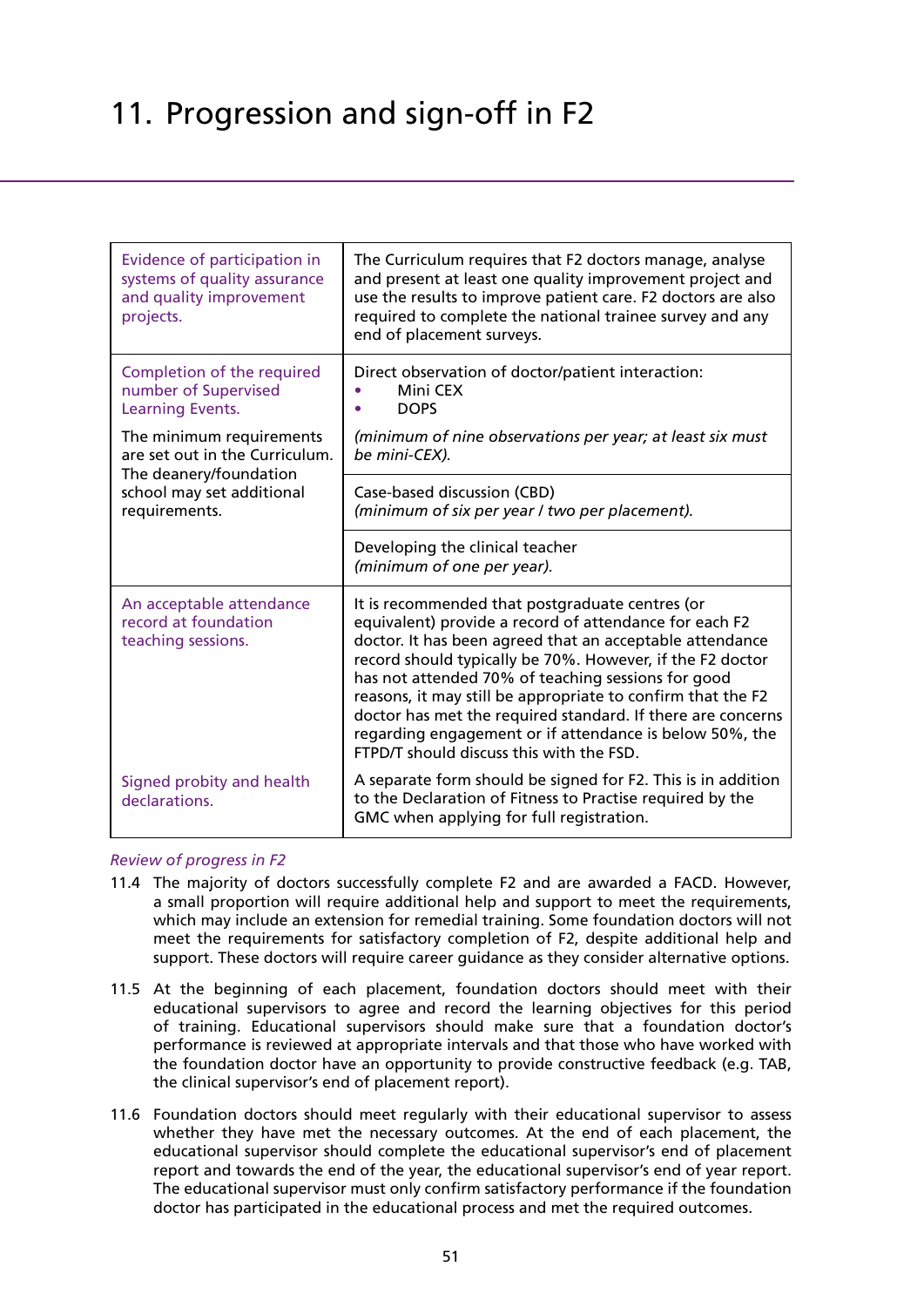# 11. Progression and sign-off in F2

| | |
|---|---|
| Evidence of participation in systems of quality assurance and quality improvement projects. | The Curriculum requires that F2 doctors manage, analyse and present at least one quality improvement project and use the results to improve patient care. F2 doctors are also required to complete the national trainee survey and any end of placement surveys. |
| Completion of the required number of Supervised Learning Events.<br><br>The minimum requirements are set out in the Curriculum. The deanery/foundation school may set additional requirements. | Direct observation of doctor/patient interaction:<br>• Mini CEX<br>• DOPS<br><br>*(minimum of nine observations per year; at least six must be mini-CEX).* |
| | Case-based discussion (CBD)<br>*(minimum of six per year / two per placement).* |
| | Developing the clinical teacher<br>*(minimum of one per year).* |
| An acceptable attendance record at foundation teaching sessions. | It is recommended that postgraduate centres (or equivalent) provide a record of attendance for each F2 doctor. It has been agreed that an acceptable attendance record should typically be 70%. However, if the F2 doctor has not attended 70% of teaching sessions for good reasons, it may still be appropriate to confirm that the F2 doctor has met the required standard. If there are concerns regarding engagement or if attendance is below 50%, the FTPD/T should discuss this with the FSD. |
| Signed probity and health declarations. | A separate form should be signed for F2. This is in addition to the Declaration of Fitness to Practise required by the GMC when applying for full registration. |

*Review of progress in F2*

11.4 The majority of doctors successfully complete F2 and are awarded a FACD. However, a small proportion will require additional help and support to meet the requirements, which may include an extension for remedial training. Some foundation doctors will not meet the requirements for satisfactory completion of F2, despite additional help and support. These doctors will require career guidance as they consider alternative options.

11.5 At the beginning of each placement, foundation doctors should meet with their educational supervisors to agree and record the learning objectives for this period of training. Educational supervisors should make sure that a foundation doctor's performance is reviewed at appropriate intervals and that those who have worked with the foundation doctor have an opportunity to provide constructive feedback (e.g. TAB, the clinical supervisor's end of placement report).

11.6 Foundation doctors should meet regularly with their educational supervisor to assess whether they have met the necessary outcomes. At the end of each placement, the educational supervisor should complete the educational supervisor's end of placement report and towards the end of the year, the educational supervisor's end of year report. The educational supervisor must only confirm satisfactory performance if the foundation doctor has participated in the educational process and met the required outcomes.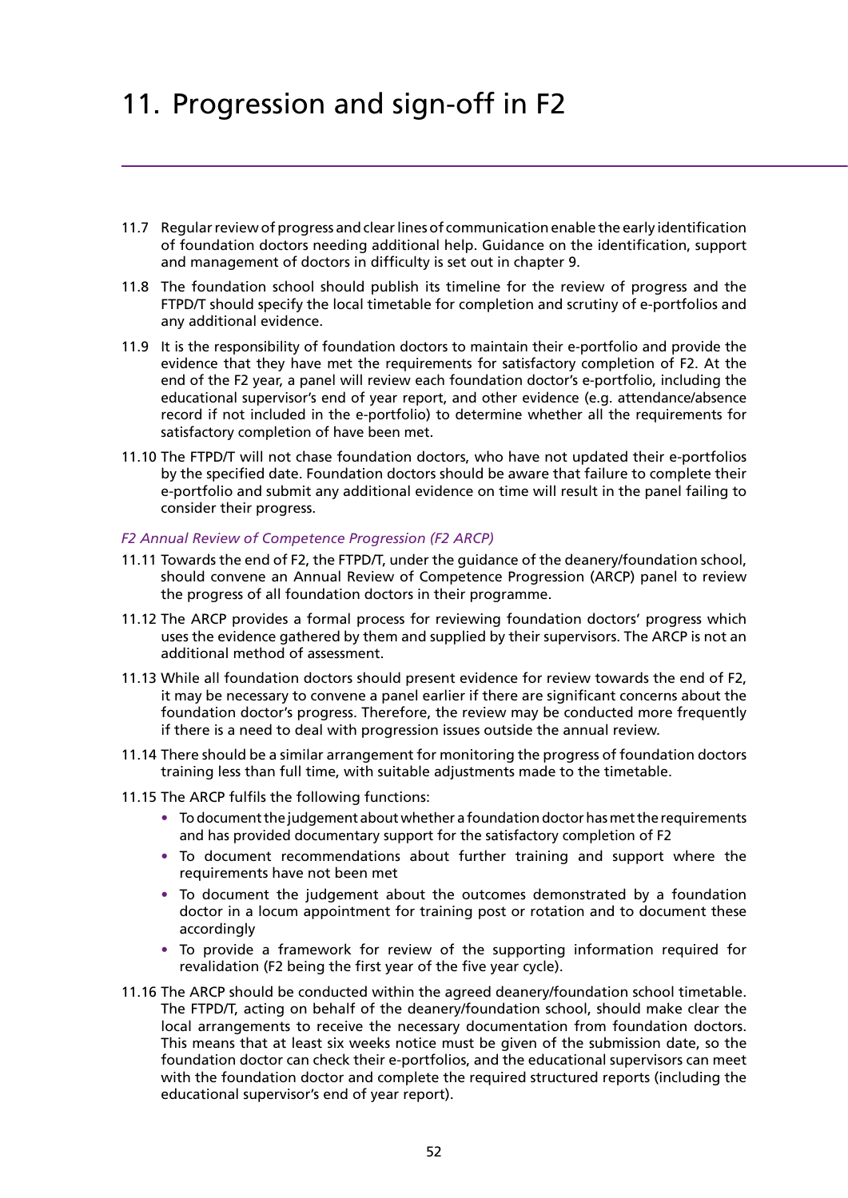# 11. Progression and sign-off in F2

11.7 Regular review of progress and clear lines of communication enable the early identification of foundation doctors needing additional help. Guidance on the identification, support and management of doctors in difficulty is set out in chapter 9.

11.8 The foundation school should publish its timeline for the review of progress and the FTPD/T should specify the local timetable for completion and scrutiny of e-portfolios and any additional evidence.

11.9 It is the responsibility of foundation doctors to maintain their e-portfolio and provide the evidence that they have met the requirements for satisfactory completion of F2. At the end of the F2 year, a panel will review each foundation doctor's e-portfolio, including the educational supervisor's end of year report, and other evidence (e.g. attendance/absence record if not included in the e-portfolio) to determine whether all the requirements for satisfactory completion of have been met.

11.10 The FTPD/T will not chase foundation doctors, who have not updated their e-portfolios by the specified date. Foundation doctors should be aware that failure to complete their e-portfolio and submit any additional evidence on time will result in the panel failing to consider their progress.

*F2 Annual Review of Competence Progression (F2 ARCP)*

11.11 Towards the end of F2, the FTPD/T, under the guidance of the deanery/foundation school, should convene an Annual Review of Competence Progression (ARCP) panel to review the progress of all foundation doctors in their programme.

11.12 The ARCP provides a formal process for reviewing foundation doctors' progress which uses the evidence gathered by them and supplied by their supervisors. The ARCP is not an additional method of assessment.

11.13 While all foundation doctors should present evidence for review towards the end of F2, it may be necessary to convene a panel earlier if there are significant concerns about the foundation doctor's progress. Therefore, the review may be conducted more frequently if there is a need to deal with progression issues outside the annual review.

11.14 There should be a similar arrangement for monitoring the progress of foundation doctors training less than full time, with suitable adjustments made to the timetable.

11.15 The ARCP fulfils the following functions:

- To document the judgement about whether a foundation doctor has met the requirements and has provided documentary support for the satisfactory completion of F2
- To document recommendations about further training and support where the requirements have not been met
- To document the judgement about the outcomes demonstrated by a foundation doctor in a locum appointment for training post or rotation and to document these accordingly
- To provide a framework for review of the supporting information required for revalidation (F2 being the first year of the five year cycle).

11.16 The ARCP should be conducted within the agreed deanery/foundation school timetable. The FTPD/T, acting on behalf of the deanery/foundation school, should make clear the local arrangements to receive the necessary documentation from foundation doctors. This means that at least six weeks notice must be given of the submission date, so the foundation doctor can check their e-portfolios, and the educational supervisors can meet with the foundation doctor and complete the required structured reports (including the educational supervisor's end of year report).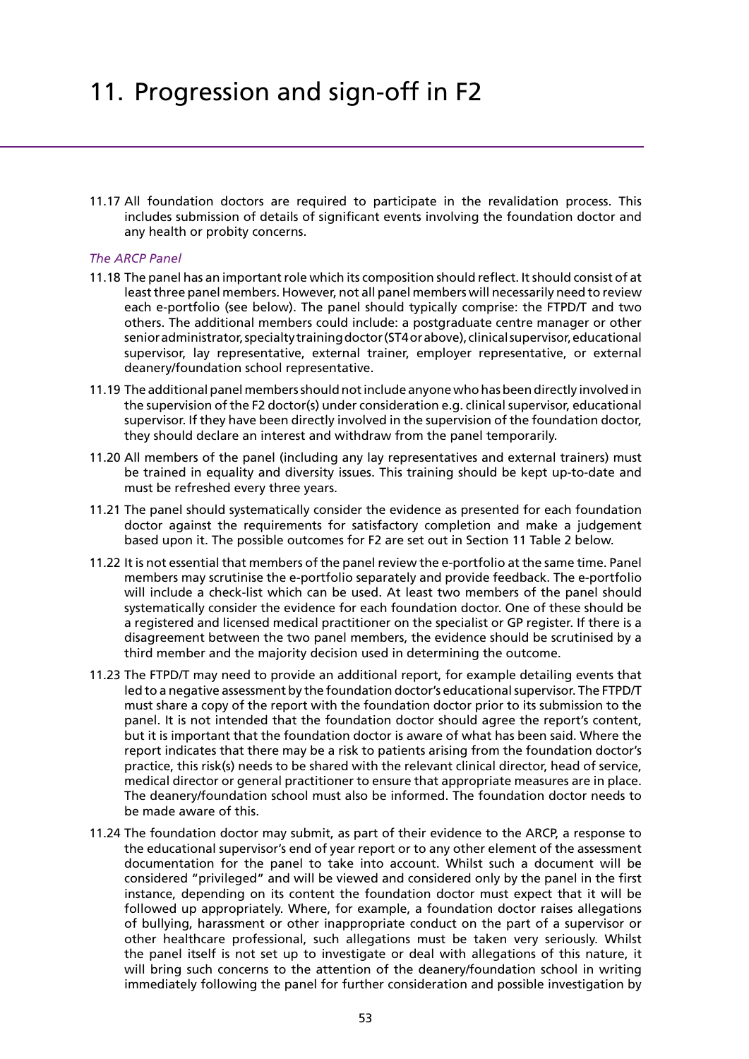# 11. Progression and sign-off in F2

11.17 All foundation doctors are required to participate in the revalidation process. This includes submission of details of significant events involving the foundation doctor and any health or probity concerns.

*The ARCP Panel*

11.18 The panel has an important role which its composition should reflect. It should consist of at least three panel members. However, not all panel members will necessarily need to review each e-portfolio (see below). The panel should typically comprise: the FTPD/T and two others. The additional members could include: a postgraduate centre manager or other senior administrator, specialty training doctor (ST4 or above), clinical supervisor, educational supervisor, lay representative, external trainer, employer representative, or external deanery/foundation school representative.

11.19 The additional panel members should not include anyone who has been directly involved in the supervision of the F2 doctor(s) under consideration e.g. clinical supervisor, educational supervisor. If they have been directly involved in the supervision of the foundation doctor, they should declare an interest and withdraw from the panel temporarily.

11.20 All members of the panel (including any lay representatives and external trainers) must be trained in equality and diversity issues. This training should be kept up-to-date and must be refreshed every three years.

11.21 The panel should systematically consider the evidence as presented for each foundation doctor against the requirements for satisfactory completion and make a judgement based upon it. The possible outcomes for F2 are set out in Section 11 Table 2 below.

11.22 It is not essential that members of the panel review the e-portfolio at the same time. Panel members may scrutinise the e-portfolio separately and provide feedback. The e-portfolio will include a check-list which can be used. At least two members of the panel should systematically consider the evidence for each foundation doctor. One of these should be a registered and licensed medical practitioner on the specialist or GP register. If there is a disagreement between the two panel members, the evidence should be scrutinised by a third member and the majority decision used in determining the outcome.

11.23 The FTPD/T may need to provide an additional report, for example detailing events that led to a negative assessment by the foundation doctor's educational supervisor. The FTPD/T must share a copy of the report with the foundation doctor prior to its submission to the panel. It is not intended that the foundation doctor should agree the report's content, but it is important that the foundation doctor is aware of what has been said. Where the report indicates that there may be a risk to patients arising from the foundation doctor's practice, this risk(s) needs to be shared with the relevant clinical director, head of service, medical director or general practitioner to ensure that appropriate measures are in place. The deanery/foundation school must also be informed. The foundation doctor needs to be made aware of this.

11.24 The foundation doctor may submit, as part of their evidence to the ARCP, a response to the educational supervisor's end of year report or to any other element of the assessment documentation for the panel to take into account. Whilst such a document will be considered "privileged" and will be viewed and considered only by the panel in the first instance, depending on its content the foundation doctor must expect that it will be followed up appropriately. Where, for example, a foundation doctor raises allegations of bullying, harassment or other inappropriate conduct on the part of a supervisor or other healthcare professional, such allegations must be taken very seriously. Whilst the panel itself is not set up to investigate or deal with allegations of this nature, it will bring such concerns to the attention of the deanery/foundation school in writing immediately following the panel for further consideration and possible investigation by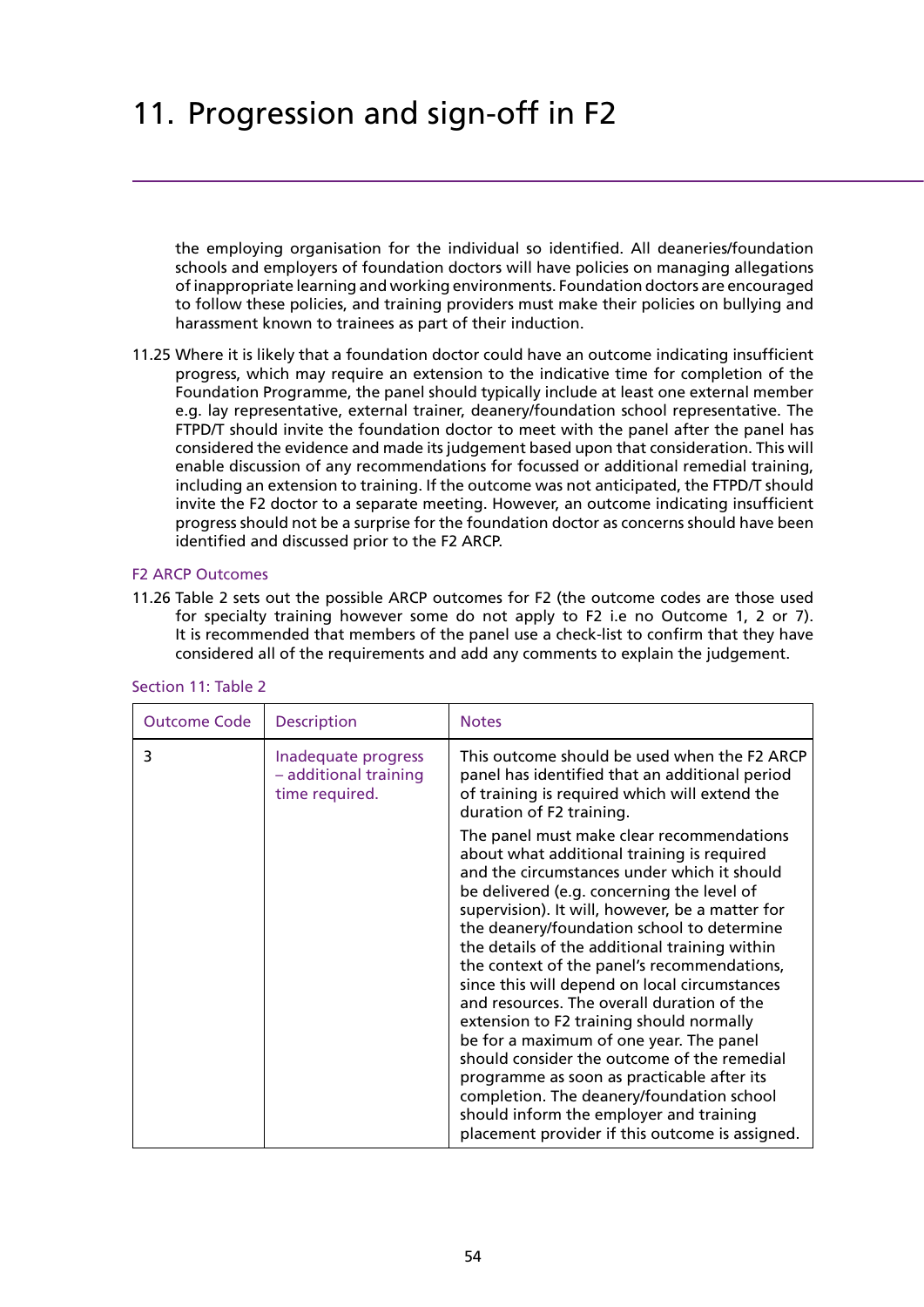# 11. Progression and sign-off in F2

the employing organisation for the individual so identified. All deaneries/foundation schools and employers of foundation doctors will have policies on managing allegations of inappropriate learning and working environments. Foundation doctors are encouraged to follow these policies, and training providers must make their policies on bullying and harassment known to trainees as part of their induction.

11.25 Where it is likely that a foundation doctor could have an outcome indicating insufficient progress, which may require an extension to the indicative time for completion of the Foundation Programme, the panel should typically include at least one external member e.g. lay representative, external trainer, deanery/foundation school representative. The FTPD/T should invite the foundation doctor to meet with the panel after the panel has considered the evidence and made its judgement based upon that consideration. This will enable discussion of any recommendations for focussed or additional remedial training, including an extension to training. If the outcome was not anticipated, the FTPD/T should invite the F2 doctor to a separate meeting. However, an outcome indicating insufficient progress should not be a surprise for the foundation doctor as concerns should have been identified and discussed prior to the F2 ARCP.

### F2 ARCP Outcomes

11.26 Table 2 sets out the possible ARCP outcomes for F2 (the outcome codes are those used for specialty training however some do not apply to F2 i.e no Outcome 1, 2 or 7). It is recommended that members of the panel use a check-list to confirm that they have considered all of the requirements and add any comments to explain the judgement.

Section 11: Table 2

| Outcome Code | Description | Notes |
|---|---|---|
| 3 | Inadequate progress – additional training time required. | This outcome should be used when the F2 ARCP panel has identified that an additional period of training is required which will extend the duration of F2 training.<br><br>The panel must make clear recommendations about what additional training is required and the circumstances under which it should be delivered (e.g. concerning the level of supervision). It will, however, be a matter for the deanery/foundation school to determine the details of the additional training within the context of the panel's recommendations, since this will depend on local circumstances and resources. The overall duration of the extension to F2 training should normally be for a maximum of one year. The panel should consider the outcome of the remedial programme as soon as practicable after its completion. The deanery/foundation school should inform the employer and training placement provider if this outcome is assigned. |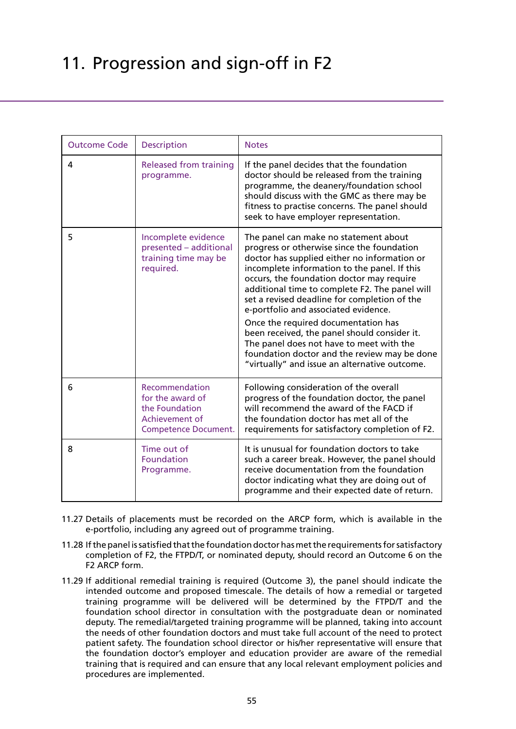# 11. Progression and sign-off in F2

| Outcome Code | Description | Notes |
|---|---|---|
| 4 | Released from training programme. | If the panel decides that the foundation doctor should be released from the training programme, the deanery/foundation school should discuss with the GMC as there may be fitness to practise concerns. The panel should seek to have employer representation. |
| 5 | Incomplete evidence presented – additional training time may be required. | The panel can make no statement about progress or otherwise since the foundation doctor has supplied either no information or incomplete information to the panel. If this occurs, the foundation doctor may require additional time to complete F2. The panel will set a revised deadline for completion of the e-portfolio and associated evidence.<br><br>Once the required documentation has been received, the panel should consider it. The panel does not have to meet with the foundation doctor and the review may be done "virtually" and issue an alternative outcome. |
| 6 | Recommendation for the award of the Foundation Achievement of Competence Document. | Following consideration of the overall progress of the foundation doctor, the panel will recommend the award of the FACD if the foundation doctor has met all of the requirements for satisfactory completion of F2. |
| 8 | Time out of Foundation Programme. | It is unusual for foundation doctors to take such a career break. However, the panel should receive documentation from the foundation doctor indicating what they are doing out of programme and their expected date of return. |

11.27 Details of placements must be recorded on the ARCP form, which is available in the e-portfolio, including any agreed out of programme training.

11.28 If the panel is satisfied that the foundation doctor has met the requirements for satisfactory completion of F2, the FTPD/T, or nominated deputy, should record an Outcome 6 on the F2 ARCP form.

11.29 If additional remedial training is required (Outcome 3), the panel should indicate the intended outcome and proposed timescale. The details of how a remedial or targeted training programme will be delivered will be determined by the FTPD/T and the foundation school director in consultation with the postgraduate dean or nominated deputy. The remedial/targeted training programme will be planned, taking into account the needs of other foundation doctors and must take full account of the need to protect patient safety. The foundation school director or his/her representative will ensure that the foundation doctor's employer and education provider are aware of the remedial training that is required and can ensure that any local relevant employment policies and procedures are implemented.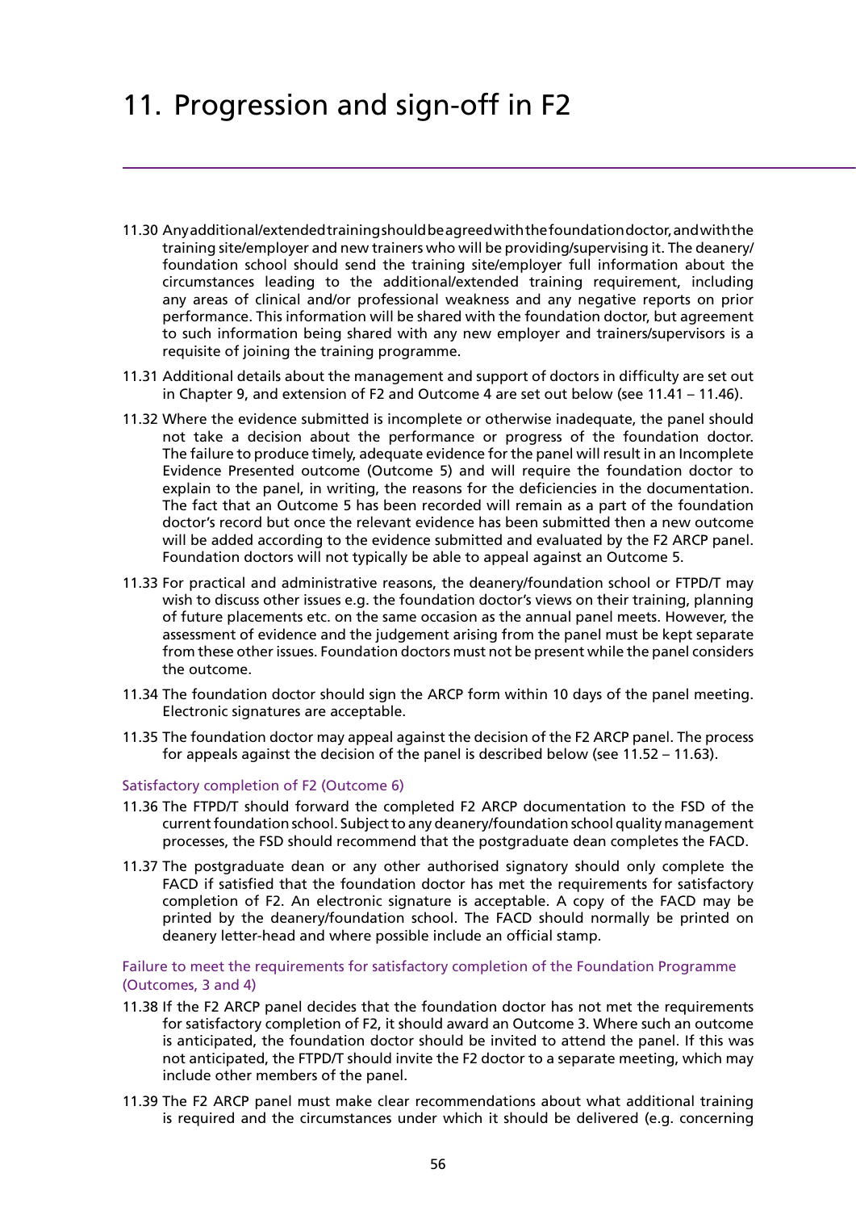# 11. Progression and sign-off in F2

11.30 Any additional/extended training should be agreed with the foundation doctor, and with the training site/employer and new trainers who will be providing/supervising it. The deanery/foundation school should send the training site/employer full information about the circumstances leading to the additional/extended training requirement, including any areas of clinical and/or professional weakness and any negative reports on prior performance. This information will be shared with the foundation doctor, but agreement to such information being shared with any new employer and trainers/supervisors is a requisite of joining the training programme.

11.31 Additional details about the management and support of doctors in difficulty are set out in Chapter 9, and extension of F2 and Outcome 4 are set out below (see 11.41 – 11.46).

11.32 Where the evidence submitted is incomplete or otherwise inadequate, the panel should not take a decision about the performance or progress of the foundation doctor. The failure to produce timely, adequate evidence for the panel will result in an Incomplete Evidence Presented outcome (Outcome 5) and will require the foundation doctor to explain to the panel, in writing, the reasons for the deficiencies in the documentation. The fact that an Outcome 5 has been recorded will remain as a part of the foundation doctor's record but once the relevant evidence has been submitted then a new outcome will be added according to the evidence submitted and evaluated by the F2 ARCP panel. Foundation doctors will not typically be able to appeal against an Outcome 5.

11.33 For practical and administrative reasons, the deanery/foundation school or FTPD/T may wish to discuss other issues e.g. the foundation doctor's views on their training, planning of future placements etc. on the same occasion as the annual panel meets. However, the assessment of evidence and the judgement arising from the panel must be kept separate from these other issues. Foundation doctors must not be present while the panel considers the outcome.

11.34 The foundation doctor should sign the ARCP form within 10 days of the panel meeting. Electronic signatures are acceptable.

11.35 The foundation doctor may appeal against the decision of the F2 ARCP panel. The process for appeals against the decision of the panel is described below (see 11.52 – 11.63).

### Satisfactory completion of F2 (Outcome 6)

11.36 The FTPD/T should forward the completed F2 ARCP documentation to the FSD of the current foundation school. Subject to any deanery/foundation school quality management processes, the FSD should recommend that the postgraduate dean completes the FACD.

11.37 The postgraduate dean or any other authorised signatory should only complete the FACD if satisfied that the foundation doctor has met the requirements for satisfactory completion of F2. An electronic signature is acceptable. A copy of the FACD may be printed by the deanery/foundation school. The FACD should normally be printed on deanery letter-head and where possible include an official stamp.

### Failure to meet the requirements for satisfactory completion of the Foundation Programme (Outcomes, 3 and 4)

11.38 If the F2 ARCP panel decides that the foundation doctor has not met the requirements for satisfactory completion of F2, it should award an Outcome 3. Where such an outcome is anticipated, the foundation doctor should be invited to attend the panel. If this was not anticipated, the FTPD/T should invite the F2 doctor to a separate meeting, which may include other members of the panel.

11.39 The F2 ARCP panel must make clear recommendations about what additional training is required and the circumstances under which it should be delivered (e.g. concerning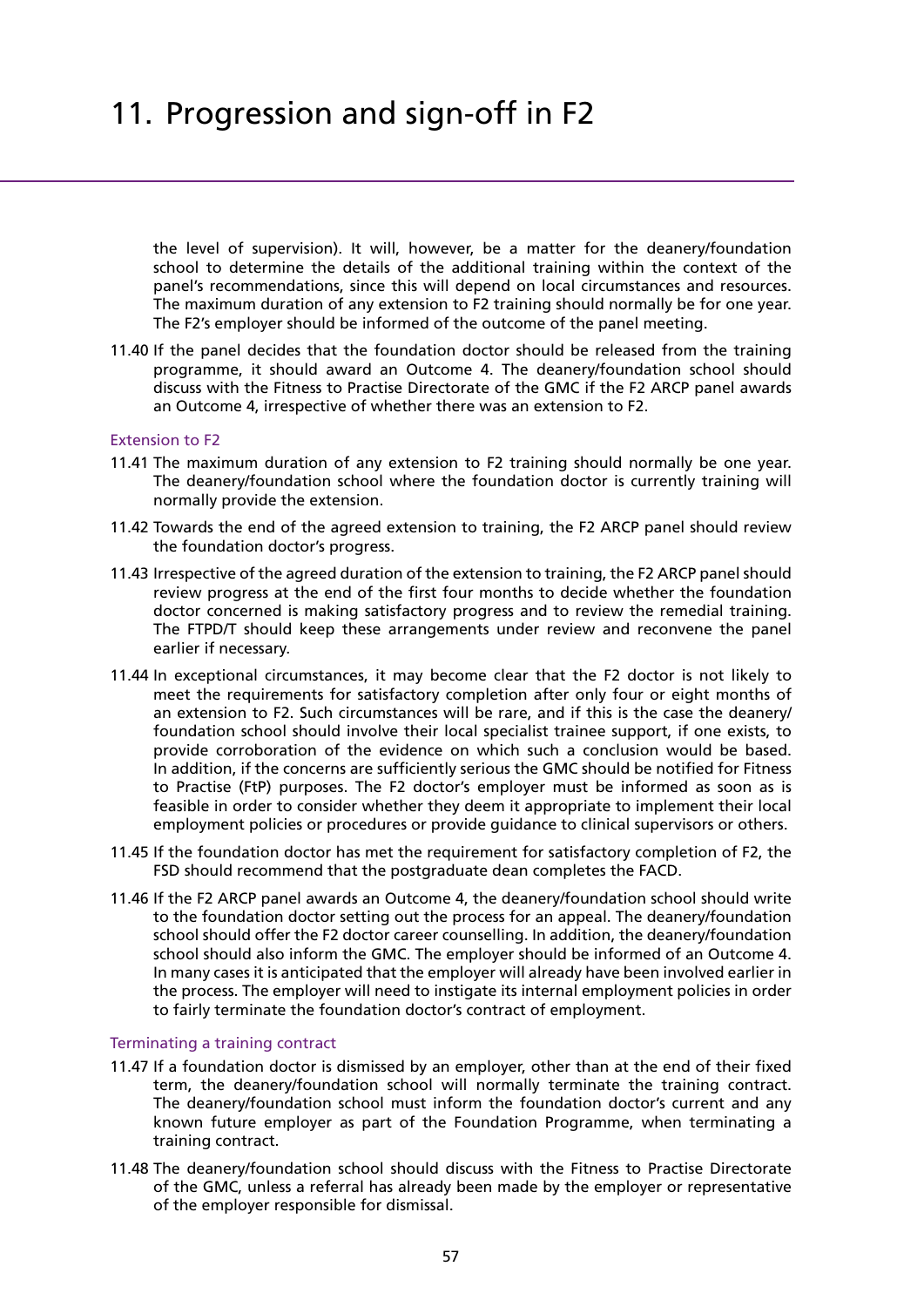the level of supervision). It will, however, be a matter for the deanery/foundation school to determine the details of the additional training within the context of the panel's recommendations, since this will depend on local circumstances and resources. The maximum duration of any extension to F2 training should normally be for one year. The F2's employer should be informed of the outcome of the panel meeting.

11.40 If the panel decides that the foundation doctor should be released from the training programme, it should award an Outcome 4. The deanery/foundation school should discuss with the Fitness to Practise Directorate of the GMC if the F2 ARCP panel awards an Outcome 4, irrespective of whether there was an extension to F2.

### Extension to F2

11.41 The maximum duration of any extension to F2 training should normally be one year. The deanery/foundation school where the foundation doctor is currently training will normally provide the extension.

11.42 Towards the end of the agreed extension to training, the F2 ARCP panel should review the foundation doctor's progress.

11.43 Irrespective of the agreed duration of the extension to training, the F2 ARCP panel should review progress at the end of the first four months to decide whether the foundation doctor concerned is making satisfactory progress and to review the remedial training. The FTPD/T should keep these arrangements under review and reconvene the panel earlier if necessary.

11.44 In exceptional circumstances, it may become clear that the F2 doctor is not likely to meet the requirements for satisfactory completion after only four or eight months of an extension to F2. Such circumstances will be rare, and if this is the case the deanery/foundation school should involve their local specialist trainee support, if one exists, to provide corroboration of the evidence on which such a conclusion would be based. In addition, if the concerns are sufficiently serious the GMC should be notified for Fitness to Practise (FtP) purposes. The F2 doctor's employer must be informed as soon as is feasible in order to consider whether they deem it appropriate to implement their local employment policies or procedures or provide guidance to clinical supervisors or others.

11.45 If the foundation doctor has met the requirement for satisfactory completion of F2, the FSD should recommend that the postgraduate dean completes the FACD.

11.46 If the F2 ARCP panel awards an Outcome 4, the deanery/foundation school should write to the foundation doctor setting out the process for an appeal. The deanery/foundation school should offer the F2 doctor career counselling. In addition, the deanery/foundation school should also inform the GMC. The employer should be informed of an Outcome 4. In many cases it is anticipated that the employer will already have been involved earlier in the process. The employer will need to instigate its internal employment policies in order to fairly terminate the foundation doctor's contract of employment.

### Terminating a training contract

11.47 If a foundation doctor is dismissed by an employer, other than at the end of their fixed term, the deanery/foundation school will normally terminate the training contract. The deanery/foundation school must inform the foundation doctor's current and any known future employer as part of the Foundation Programme, when terminating a training contract.

11.48 The deanery/foundation school should discuss with the Fitness to Practise Directorate of the GMC, unless a referral has already been made by the employer or representative of the employer responsible for dismissal.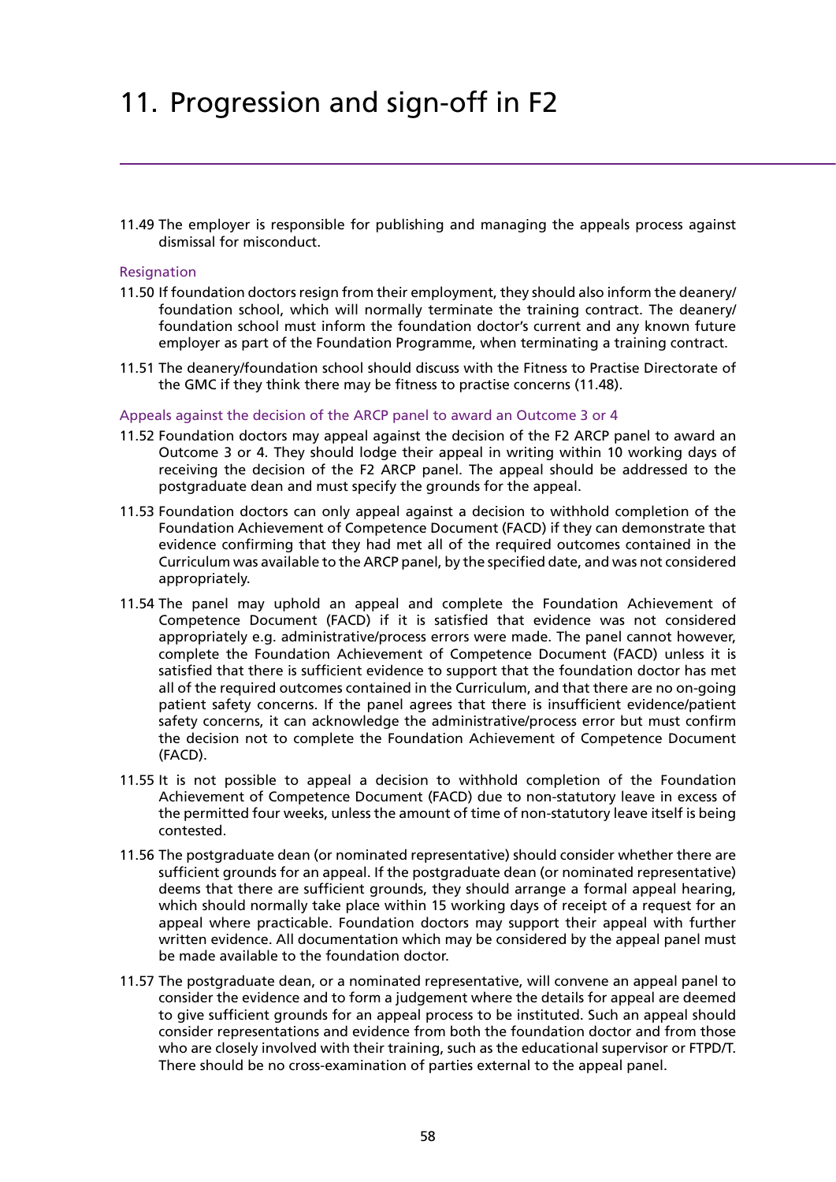# 11. Progression and sign-off in F2

11.49 The employer is responsible for publishing and managing the appeals process against dismissal for misconduct.

### Resignation

11.50 If foundation doctors resign from their employment, they should also inform the deanery/foundation school, which will normally terminate the training contract. The deanery/foundation school must inform the foundation doctor's current and any known future employer as part of the Foundation Programme, when terminating a training contract.

11.51 The deanery/foundation school should discuss with the Fitness to Practise Directorate of the GMC if they think there may be fitness to practise concerns (11.48).

### Appeals against the decision of the ARCP panel to award an Outcome 3 or 4

11.52 Foundation doctors may appeal against the decision of the F2 ARCP panel to award an Outcome 3 or 4. They should lodge their appeal in writing within 10 working days of receiving the decision of the F2 ARCP panel. The appeal should be addressed to the postgraduate dean and must specify the grounds for the appeal.

11.53 Foundation doctors can only appeal against a decision to withhold completion of the Foundation Achievement of Competence Document (FACD) if they can demonstrate that evidence confirming that they had met all of the required outcomes contained in the Curriculum was available to the ARCP panel, by the specified date, and was not considered appropriately.

11.54 The panel may uphold an appeal and complete the Foundation Achievement of Competence Document (FACD) if it is satisfied that evidence was not considered appropriately e.g. administrative/process errors were made. The panel cannot however, complete the Foundation Achievement of Competence Document (FACD) unless it is satisfied that there is sufficient evidence to support that the foundation doctor has met all of the required outcomes contained in the Curriculum, and that there are no on-going patient safety concerns. If the panel agrees that there is insufficient evidence/patient safety concerns, it can acknowledge the administrative/process error but must confirm the decision not to complete the Foundation Achievement of Competence Document (FACD).

11.55 It is not possible to appeal a decision to withhold completion of the Foundation Achievement of Competence Document (FACD) due to non-statutory leave in excess of the permitted four weeks, unless the amount of time of non-statutory leave itself is being contested.

11.56 The postgraduate dean (or nominated representative) should consider whether there are sufficient grounds for an appeal. If the postgraduate dean (or nominated representative) deems that there are sufficient grounds, they should arrange a formal appeal hearing, which should normally take place within 15 working days of receipt of a request for an appeal where practicable. Foundation doctors may support their appeal with further written evidence. All documentation which may be considered by the appeal panel must be made available to the foundation doctor.

11.57 The postgraduate dean, or a nominated representative, will convene an appeal panel to consider the evidence and to form a judgement where the details for appeal are deemed to give sufficient grounds for an appeal process to be instituted. Such an appeal should consider representations and evidence from both the foundation doctor and from those who are closely involved with their training, such as the educational supervisor or FTPD/T. There should be no cross-examination of parties external to the appeal panel.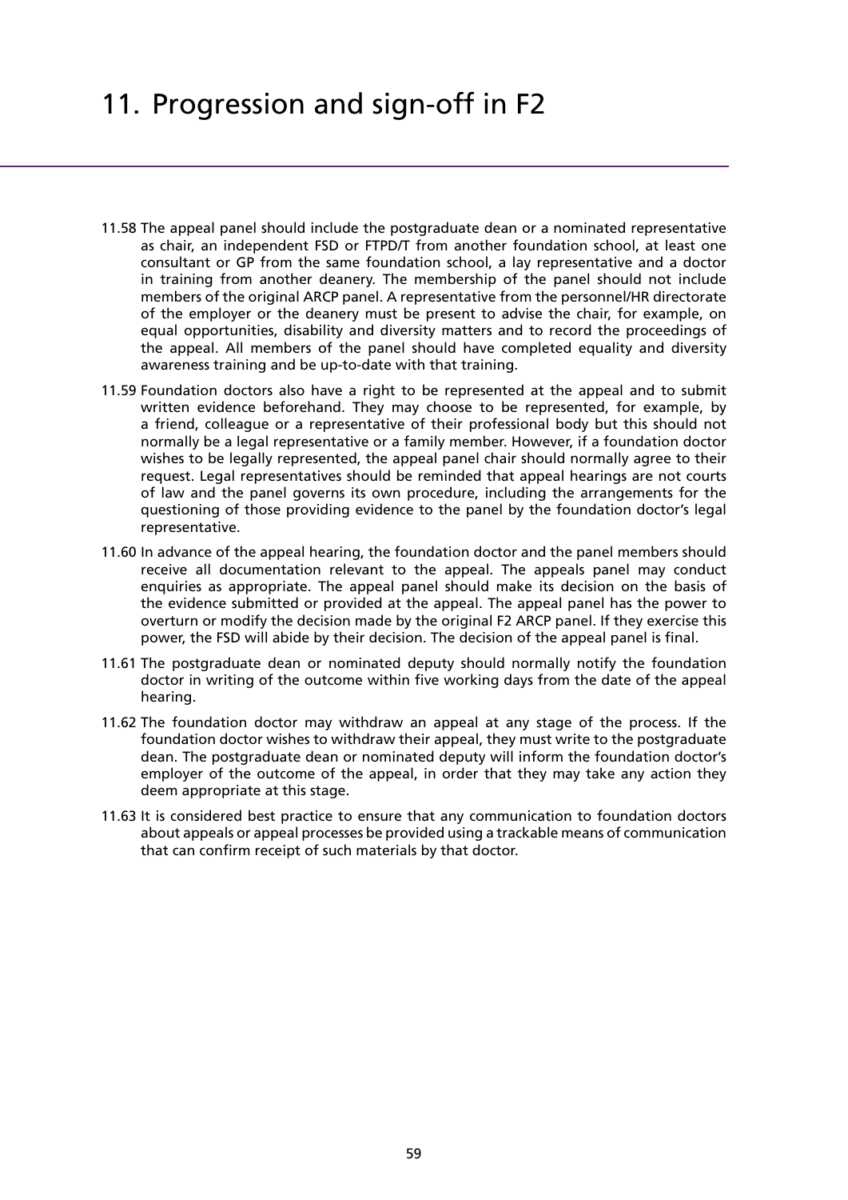# 11. Progression and sign-off in F2

11.58 The appeal panel should include the postgraduate dean or a nominated representative as chair, an independent FSD or FTPD/T from another foundation school, at least one consultant or GP from the same foundation school, a lay representative and a doctor in training from another deanery. The membership of the panel should not include members of the original ARCP panel. A representative from the personnel/HR directorate of the employer or the deanery must be present to advise the chair, for example, on equal opportunities, disability and diversity matters and to record the proceedings of the appeal. All members of the panel should have completed equality and diversity awareness training and be up-to-date with that training.

11.59 Foundation doctors also have a right to be represented at the appeal and to submit written evidence beforehand. They may choose to be represented, for example, by a friend, colleague or a representative of their professional body but this should not normally be a legal representative or a family member. However, if a foundation doctor wishes to be legally represented, the appeal panel chair should normally agree to their request. Legal representatives should be reminded that appeal hearings are not courts of law and the panel governs its own procedure, including the arrangements for the questioning of those providing evidence to the panel by the foundation doctor's legal representative.

11.60 In advance of the appeal hearing, the foundation doctor and the panel members should receive all documentation relevant to the appeal. The appeals panel may conduct enquiries as appropriate. The appeal panel should make its decision on the basis of the evidence submitted or provided at the appeal. The appeal panel has the power to overturn or modify the decision made by the original F2 ARCP panel. If they exercise this power, the FSD will abide by their decision. The decision of the appeal panel is final.

11.61 The postgraduate dean or nominated deputy should normally notify the foundation doctor in writing of the outcome within five working days from the date of the appeal hearing.

11.62 The foundation doctor may withdraw an appeal at any stage of the process. If the foundation doctor wishes to withdraw their appeal, they must write to the postgraduate dean. The postgraduate dean or nominated deputy will inform the foundation doctor's employer of the outcome of the appeal, in order that they may take any action they deem appropriate at this stage.

11.63 It is considered best practice to ensure that any communication to foundation doctors about appeals or appeal processes be provided using a trackable means of communication that can confirm receipt of such materials by that doctor.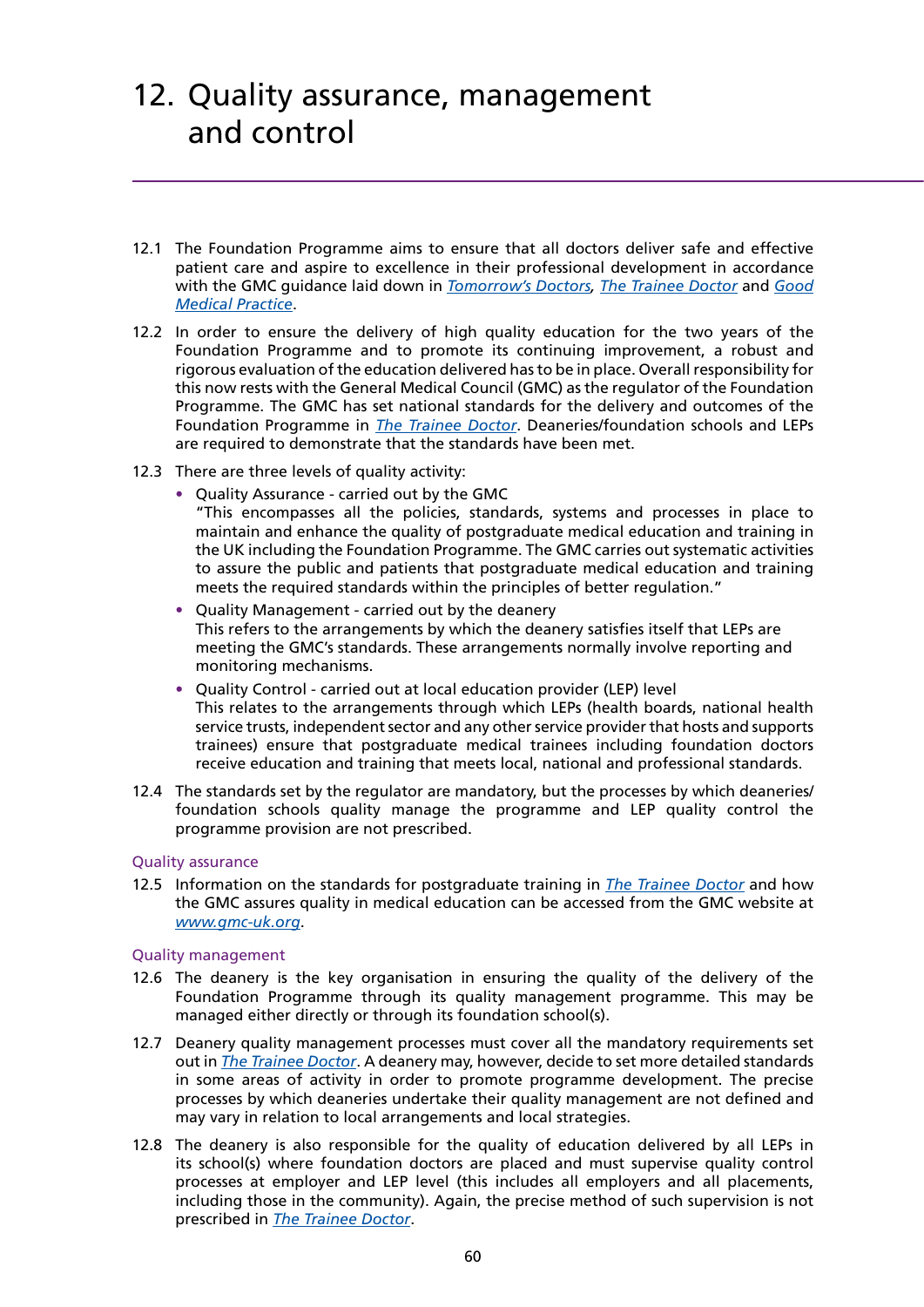# 12. Quality assurance, management and control

12.1 The Foundation Programme aims to ensure that all doctors deliver safe and effective patient care and aspire to excellence in their professional development in accordance with the GMC guidance laid down in *Tomorrow's Doctors*, *The Trainee Doctor* and *Good Medical Practice*.

12.2 In order to ensure the delivery of high quality education for the two years of the Foundation Programme and to promote its continuing improvement, a robust and rigorous evaluation of the education delivered has to be in place. Overall responsibility for this now rests with the General Medical Council (GMC) as the regulator of the Foundation Programme. The GMC has set national standards for the delivery and outcomes of the Foundation Programme in *The Trainee Doctor*. Deaneries/foundation schools and LEPs are required to demonstrate that the standards have been met.

12.3 There are three levels of quality activity:

- Quality Assurance - carried out by the GMC
  "This encompasses all the policies, standards, systems and processes in place to maintain and enhance the quality of postgraduate medical education and training in the UK including the Foundation Programme. The GMC carries out systematic activities to assure the public and patients that postgraduate medical education and training meets the required standards within the principles of better regulation."
- Quality Management - carried out by the deanery
  This refers to the arrangements by which the deanery satisfies itself that LEPs are meeting the GMC's standards. These arrangements normally involve reporting and monitoring mechanisms.
- Quality Control - carried out at local education provider (LEP) level
  This relates to the arrangements through which LEPs (health boards, national health service trusts, independent sector and any other service provider that hosts and supports trainees) ensure that postgraduate medical trainees including foundation doctors receive education and training that meets local, national and professional standards.

12.4 The standards set by the regulator are mandatory, but the processes by which deaneries/foundation schools quality manage the programme and LEP quality control the programme provision are not prescribed.

## Quality assurance

12.5 Information on the standards for postgraduate training in *The Trainee Doctor* and how the GMC assures quality in medical education can be accessed from the GMC website at www.gmc-uk.org.

## Quality management

12.6 The deanery is the key organisation in ensuring the quality of the delivery of the Foundation Programme through its quality management programme. This may be managed either directly or through its foundation school(s).

12.7 Deanery quality management processes must cover all the mandatory requirements set out in *The Trainee Doctor*. A deanery may, however, decide to set more detailed standards in some areas of activity in order to promote programme development. The precise processes by which deaneries undertake their quality management are not defined and may vary in relation to local arrangements and local strategies.

12.8 The deanery is also responsible for the quality of education delivered by all LEPs in its school(s) where foundation doctors are placed and must supervise quality control processes at employer and LEP level (this includes all employers and all placements, including those in the community). Again, the precise method of such supervision is not prescribed in *The Trainee Doctor*.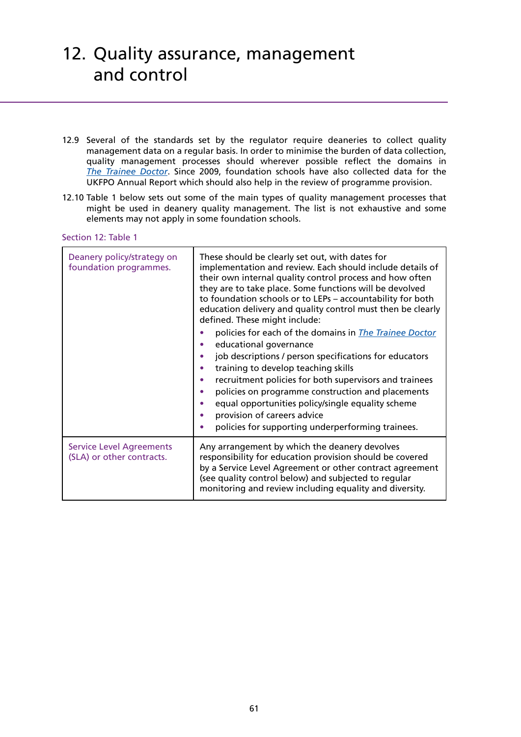# 12. Quality assurance, management and control

12.9 Several of the standards set by the regulator require deaneries to collect quality management data on a regular basis. In order to minimise the burden of data collection, quality management processes should wherever possible reflect the domains in *The Trainee Doctor*. Since 2009, foundation schools have also collected data for the UKFPO Annual Report which should also help in the review of programme provision.

12.10 Table 1 below sets out some of the main types of quality management processes that might be used in deanery quality management. The list is not exhaustive and some elements may not apply in some foundation schools.

Section 12: Table 1

| | |
|---|---|
| Deanery policy/strategy on foundation programmes. | These should be clearly set out, with dates for implementation and review. Each should include details of their own internal quality control process and how often they are to take place. Some functions will be devolved to foundation schools or to LEPs – accountability for both education delivery and quality control must then be clearly defined. These might include:<br>• policies for each of the domains in *The Trainee Doctor*<br>• educational governance<br>• job descriptions / person specifications for educators<br>• training to develop teaching skills<br>• recruitment policies for both supervisors and trainees<br>• policies on programme construction and placements<br>• equal opportunities policy/single equality scheme<br>• provision of careers advice<br>• policies for supporting underperforming trainees. |
| Service Level Agreements (SLA) or other contracts. | Any arrangement by which the deanery devolves responsibility for education provision should be covered by a Service Level Agreement or other contract agreement (see quality control below) and subjected to regular monitoring and review including equality and diversity. |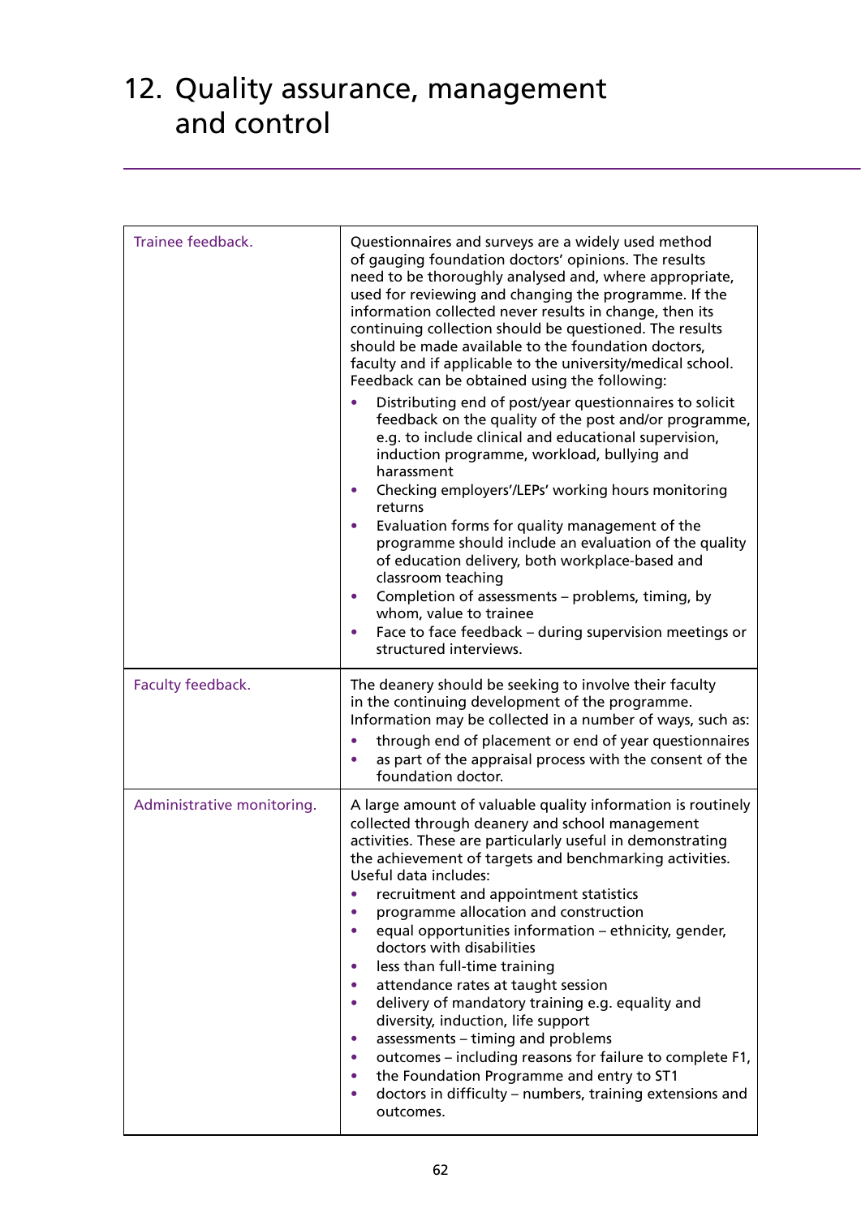# 12. Quality assurance, management and control

| | |
|---|---|
| Trainee feedback. | Questionnaires and surveys are a widely used method of gauging foundation doctors' opinions. The results need to be thoroughly analysed and, where appropriate, used for reviewing and changing the programme. If the information collected never results in change, then its continuing collection should be questioned. The results should be made available to the foundation doctors, faculty and if applicable to the university/medical school. Feedback can be obtained using the following:<br>• Distributing end of post/year questionnaires to solicit feedback on the quality of the post and/or programme, e.g. to include clinical and educational supervision, induction programme, workload, bullying and harassment<br>• Checking employers'/LEPs' working hours monitoring returns<br>• Evaluation forms for quality management of the programme should include an evaluation of the quality of education delivery, both workplace-based and classroom teaching<br>• Completion of assessments – problems, timing, by whom, value to trainee<br>• Face to face feedback – during supervision meetings or structured interviews. |
| Faculty feedback. | The deanery should be seeking to involve their faculty in the continuing development of the programme. Information may be collected in a number of ways, such as:<br>• through end of placement or end of year questionnaires<br>• as part of the appraisal process with the consent of the foundation doctor. |
| Administrative monitoring. | A large amount of valuable quality information is routinely collected through deanery and school management activities. These are particularly useful in demonstrating the achievement of targets and benchmarking activities. Useful data includes:<br>• recruitment and appointment statistics<br>• programme allocation and construction<br>• equal opportunities information – ethnicity, gender, doctors with disabilities<br>• less than full-time training<br>• attendance rates at taught session<br>• delivery of mandatory training e.g. equality and diversity, induction, life support<br>• assessments – timing and problems<br>• outcomes – including reasons for failure to complete F1,<br>• the Foundation Programme and entry to ST1<br>• doctors in difficulty – numbers, training extensions and outcomes. |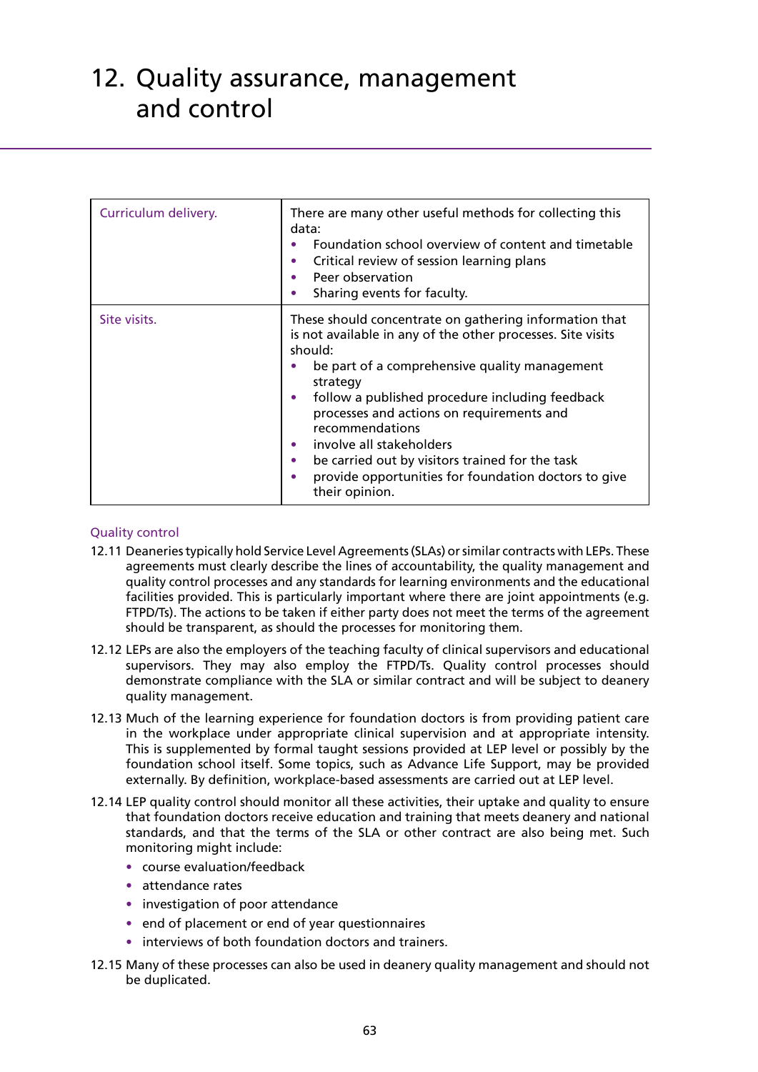# 12. Quality assurance, management and control

| | |
|---|---|
| Curriculum delivery. | There are many other useful methods for collecting this data:<br>• Foundation school overview of content and timetable<br>• Critical review of session learning plans<br>• Peer observation<br>• Sharing events for faculty. |
| Site visits. | These should concentrate on gathering information that is not available in any of the other processes. Site visits should:<br>• be part of a comprehensive quality management strategy<br>• follow a published procedure including feedback processes and actions on requirements and recommendations<br>• involve all stakeholders<br>• be carried out by visitors trained for the task<br>• provide opportunities for foundation doctors to give their opinion. |

### Quality control

12.11 Deaneries typically hold Service Level Agreements (SLAs) or similar contracts with LEPs. These agreements must clearly describe the lines of accountability, the quality management and quality control processes and any standards for learning environments and the educational facilities provided. This is particularly important where there are joint appointments (e.g. FTPD/Ts). The actions to be taken if either party does not meet the terms of the agreement should be transparent, as should the processes for monitoring them.

12.12 LEPs are also the employers of the teaching faculty of clinical supervisors and educational supervisors. They may also employ the FTPD/Ts. Quality control processes should demonstrate compliance with the SLA or similar contract and will be subject to deanery quality management.

12.13 Much of the learning experience for foundation doctors is from providing patient care in the workplace under appropriate clinical supervision and at appropriate intensity. This is supplemented by formal taught sessions provided at LEP level or possibly by the foundation school itself. Some topics, such as Advance Life Support, may be provided externally. By definition, workplace-based assessments are carried out at LEP level.

12.14 LEP quality control should monitor all these activities, their uptake and quality to ensure that foundation doctors receive education and training that meets deanery and national standards, and that the terms of the SLA or other contract are also being met. Such monitoring might include:

- course evaluation/feedback
- attendance rates
- investigation of poor attendance
- end of placement or end of year questionnaires
- interviews of both foundation doctors and trainers.

12.15 Many of these processes can also be used in deanery quality management and should not be duplicated.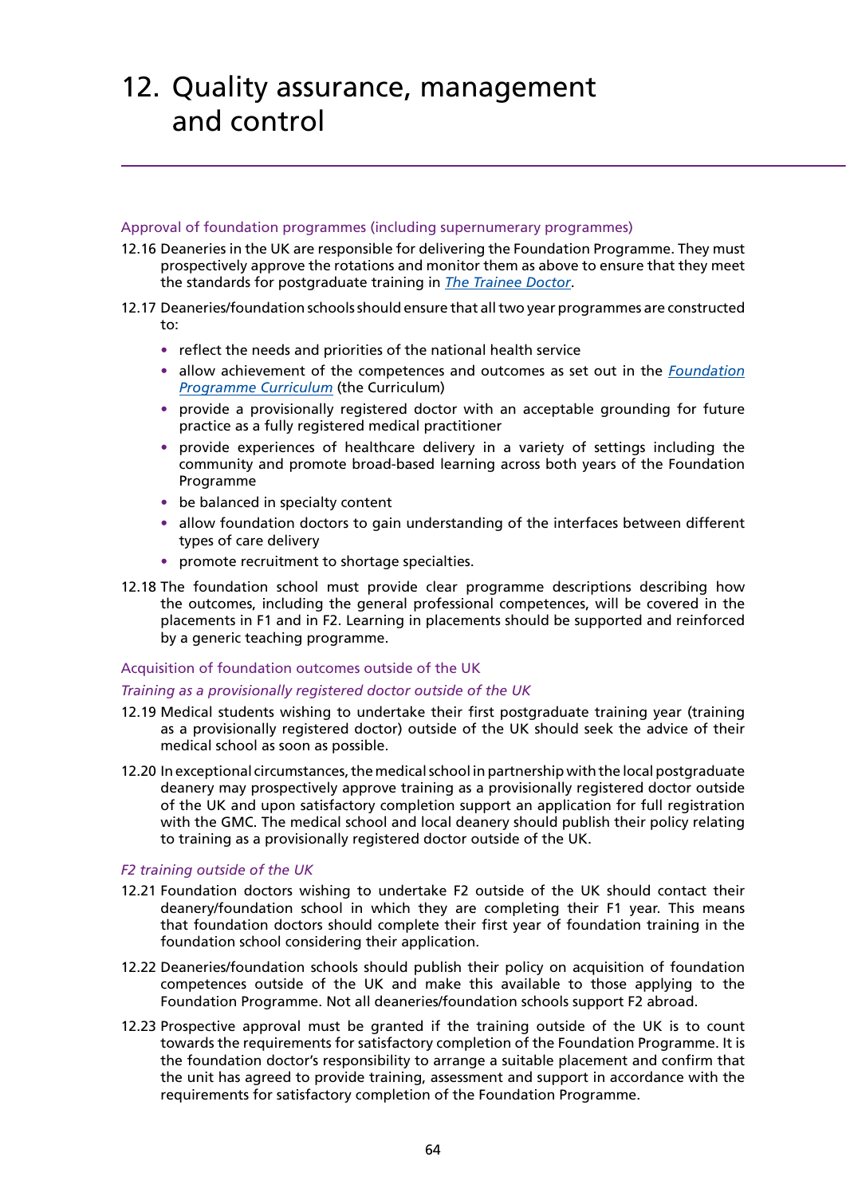# 12. Quality assurance, management and control

### Approval of foundation programmes (including supernumerary programmes)

12.16 Deaneries in the UK are responsible for delivering the Foundation Programme. They must prospectively approve the rotations and monitor them as above to ensure that they meet the standards for postgraduate training in *The Trainee Doctor*.

12.17 Deaneries/foundation schools should ensure that all two year programmes are constructed to:

- reflect the needs and priorities of the national health service
- allow achievement of the competences and outcomes as set out in the *Foundation Programme Curriculum* (the Curriculum)
- provide a provisionally registered doctor with an acceptable grounding for future practice as a fully registered medical practitioner
- provide experiences of healthcare delivery in a variety of settings including the community and promote broad-based learning across both years of the Foundation Programme
- be balanced in specialty content
- allow foundation doctors to gain understanding of the interfaces between different types of care delivery
- promote recruitment to shortage specialties.

12.18 The foundation school must provide clear programme descriptions describing how the outcomes, including the general professional competences, will be covered in the placements in F1 and in F2. Learning in placements should be supported and reinforced by a generic teaching programme.

### Acquisition of foundation outcomes outside of the UK

#### *Training as a provisionally registered doctor outside of the UK*

12.19 Medical students wishing to undertake their first postgraduate training year (training as a provisionally registered doctor) outside of the UK should seek the advice of their medical school as soon as possible.

12.20 In exceptional circumstances, the medical school in partnership with the local postgraduate deanery may prospectively approve training as a provisionally registered doctor outside of the UK and upon satisfactory completion support an application for full registration with the GMC. The medical school and local deanery should publish their policy relating to training as a provisionally registered doctor outside of the UK.

#### *F2 training outside of the UK*

12.21 Foundation doctors wishing to undertake F2 outside of the UK should contact their deanery/foundation school in which they are completing their F1 year. This means that foundation doctors should complete their first year of foundation training in the foundation school considering their application.

12.22 Deaneries/foundation schools should publish their policy on acquisition of foundation competences outside of the UK and make this available to those applying to the Foundation Programme. Not all deaneries/foundation schools support F2 abroad.

12.23 Prospective approval must be granted if the training outside of the UK is to count towards the requirements for satisfactory completion of the Foundation Programme. It is the foundation doctor's responsibility to arrange a suitable placement and confirm that the unit has agreed to provide training, assessment and support in accordance with the requirements for satisfactory completion of the Foundation Programme.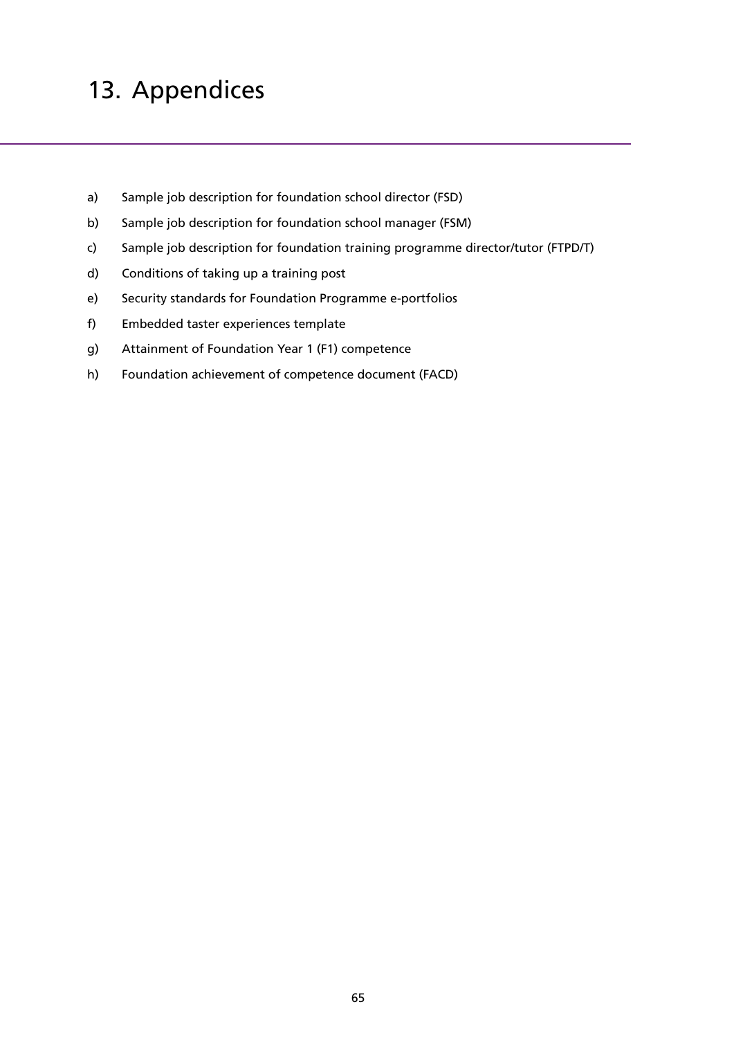# 13. Appendices

a) Sample job description for foundation school director (FSD)

b) Sample job description for foundation school manager (FSM)

c) Sample job description for foundation training programme director/tutor (FTPD/T)

d) Conditions of taking up a training post

e) Security standards for Foundation Programme e-portfolios

f) Embedded taster experiences template

g) Attainment of Foundation Year 1 (F1) competence

h) Foundation achievement of competence document (FACD)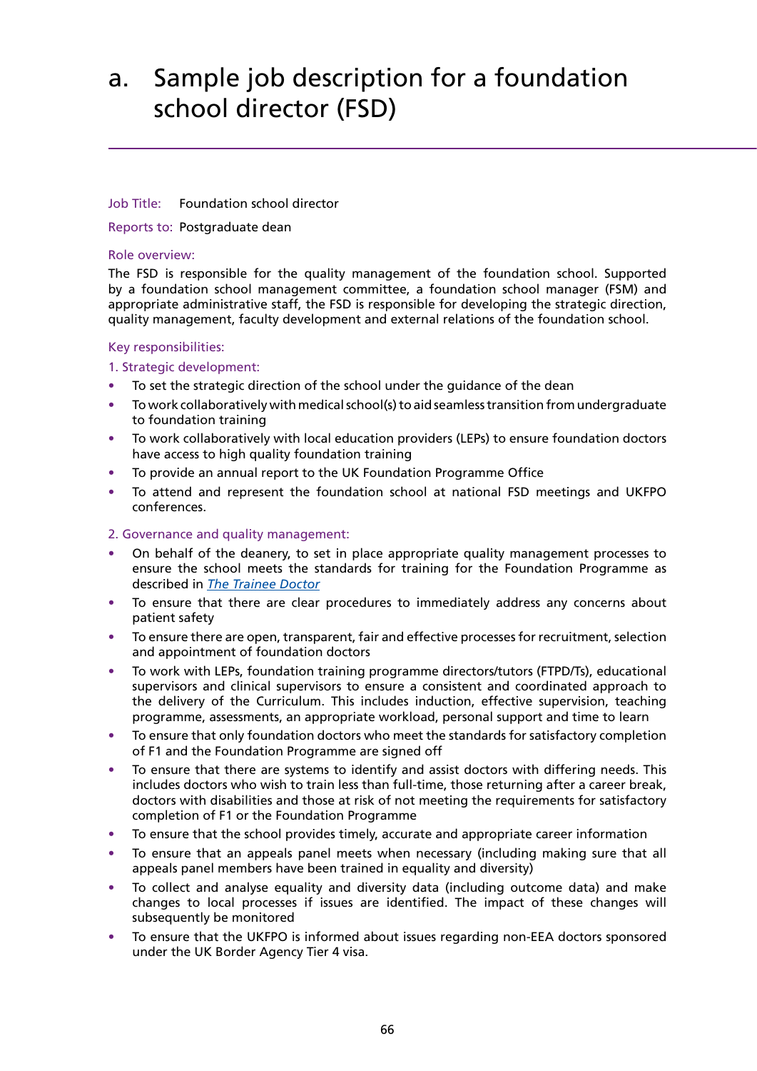# a. Sample job description for a foundation school director (FSD)

Job Title: Foundation school director

Reports to: Postgraduate dean

Role overview:

The FSD is responsible for the quality management of the foundation school. Supported by a foundation school management committee, a foundation school manager (FSM) and appropriate administrative staff, the FSD is responsible for developing the strategic direction, quality management, faculty development and external relations of the foundation school.

Key responsibilities:

1. Strategic development:

- To set the strategic direction of the school under the guidance of the dean
- To work collaboratively with medical school(s) to aid seamless transition from undergraduate to foundation training
- To work collaboratively with local education providers (LEPs) to ensure foundation doctors have access to high quality foundation training
- To provide an annual report to the UK Foundation Programme Office
- To attend and represent the foundation school at national FSD meetings and UKFPO conferences.

2. Governance and quality management:

- On behalf of the deanery, to set in place appropriate quality management processes to ensure the school meets the standards for training for the Foundation Programme as described in *The Trainee Doctor*
- To ensure that there are clear procedures to immediately address any concerns about patient safety
- To ensure there are open, transparent, fair and effective processes for recruitment, selection and appointment of foundation doctors
- To work with LEPs, foundation training programme directors/tutors (FTPD/Ts), educational supervisors and clinical supervisors to ensure a consistent and coordinated approach to the delivery of the Curriculum. This includes induction, effective supervision, teaching programme, assessments, an appropriate workload, personal support and time to learn
- To ensure that only foundation doctors who meet the standards for satisfactory completion of F1 and the Foundation Programme are signed off
- To ensure that there are systems to identify and assist doctors with differing needs. This includes doctors who wish to train less than full-time, those returning after a career break, doctors with disabilities and those at risk of not meeting the requirements for satisfactory completion of F1 or the Foundation Programme
- To ensure that the school provides timely, accurate and appropriate career information
- To ensure that an appeals panel meets when necessary (including making sure that all appeals panel members have been trained in equality and diversity)
- To collect and analyse equality and diversity data (including outcome data) and make changes to local processes if issues are identified. The impact of these changes will subsequently be monitored
- To ensure that the UKFPO is informed about issues regarding non-EEA doctors sponsored under the UK Border Agency Tier 4 visa.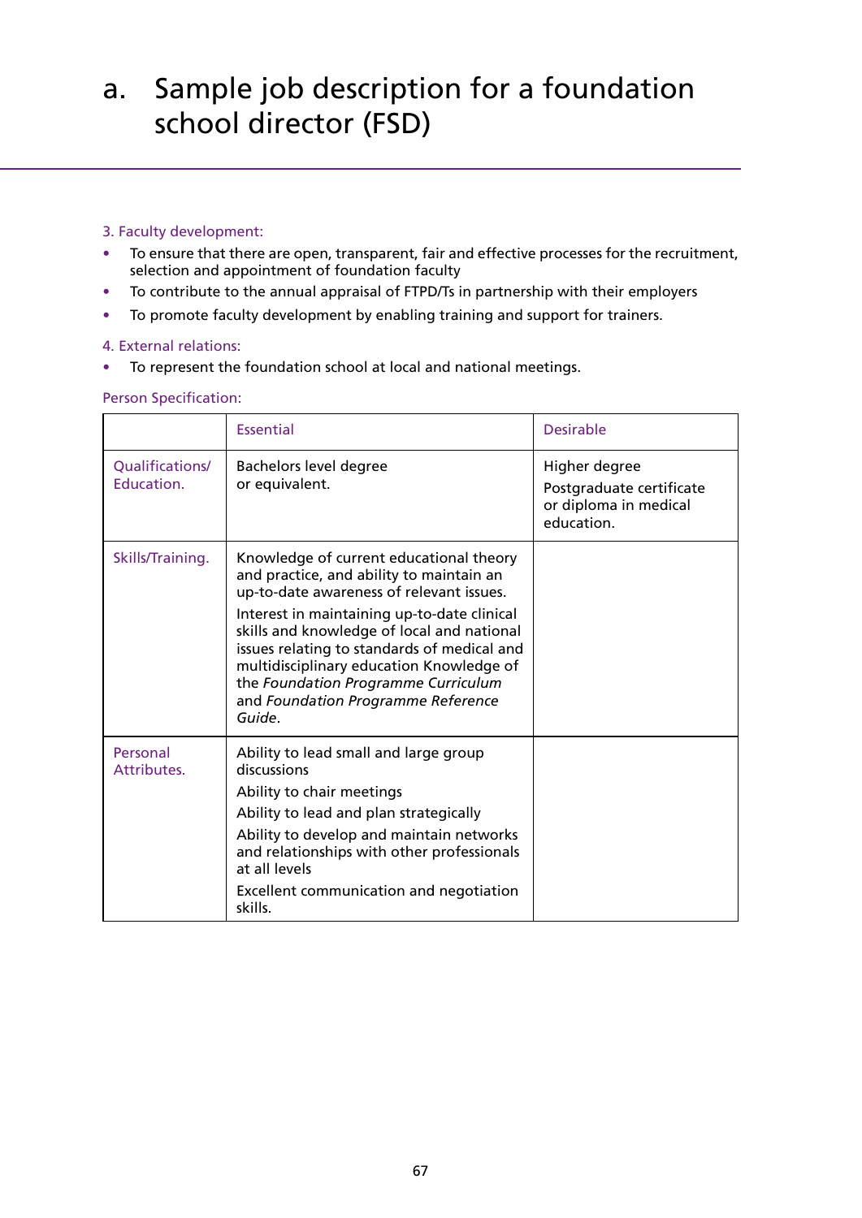# a. Sample job description for a foundation school director (FSD)

3. Faculty development:

- To ensure that there are open, transparent, fair and effective processes for the recruitment, selection and appointment of foundation faculty
- To contribute to the annual appraisal of FTPD/Ts in partnership with their employers
- To promote faculty development by enabling training and support for trainers.

4. External relations:

- To represent the foundation school at local and national meetings.

Person Specification:

| | Essential | Desirable |
|---|---|---|
| Qualifications/ Education. | Bachelors level degree or equivalent. | Higher degree<br>Postgraduate certificate or diploma in medical education. |
| Skills/Training. | Knowledge of current educational theory and practice, and ability to maintain an up-to-date awareness of relevant issues.<br>Interest in maintaining up-to-date clinical skills and knowledge of local and national issues relating to standards of medical and multidisciplinary education Knowledge of the *Foundation Programme Curriculum* and *Foundation Programme Reference Guide*. | |
| Personal Attributes. | Ability to lead small and large group discussions<br>Ability to chair meetings<br>Ability to lead and plan strategically<br>Ability to develop and maintain networks and relationships with other professionals at all levels<br>Excellent communication and negotiation skills. | |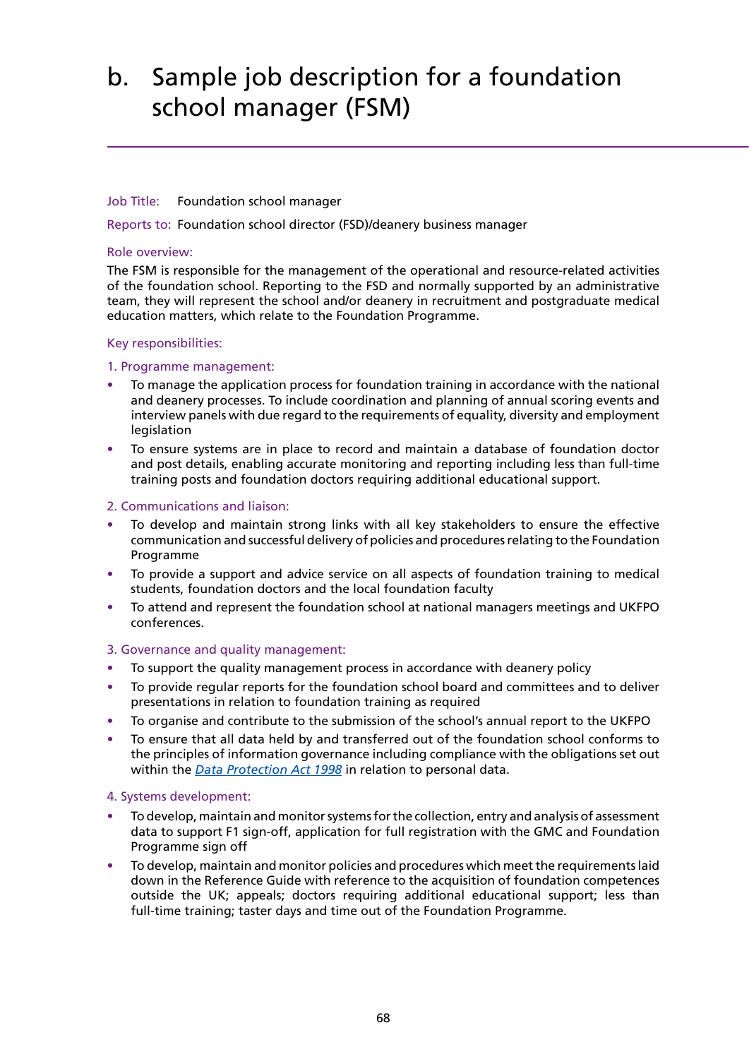# b. Sample job description for a foundation school manager (FSM)

Job Title: Foundation school manager

Reports to: Foundation school director (FSD)/deanery business manager

Role overview:

The FSM is responsible for the management of the operational and resource-related activities of the foundation school. Reporting to the FSD and normally supported by an administrative team, they will represent the school and/or deanery in recruitment and postgraduate medical education matters, which relate to the Foundation Programme.

Key responsibilities:

1. Programme management:

- To manage the application process for foundation training in accordance with the national and deanery processes. To include coordination and planning of annual scoring events and interview panels with due regard to the requirements of equality, diversity and employment legislation
- To ensure systems are in place to record and maintain a database of foundation doctor and post details, enabling accurate monitoring and reporting including less than full-time training posts and foundation doctors requiring additional educational support.

2. Communications and liaison:

- To develop and maintain strong links with all key stakeholders to ensure the effective communication and successful delivery of policies and procedures relating to the Foundation Programme
- To provide a support and advice service on all aspects of foundation training to medical students, foundation doctors and the local foundation faculty
- To attend and represent the foundation school at national managers meetings and UKFPO conferences.

3. Governance and quality management:

- To support the quality management process in accordance with deanery policy
- To provide regular reports for the foundation school board and committees and to deliver presentations in relation to foundation training as required
- To organise and contribute to the submission of the school's annual report to the UKFPO
- To ensure that all data held by and transferred out of the foundation school conforms to the principles of information governance including compliance with the obligations set out within the *Data Protection Act 1998* in relation to personal data.

4. Systems development:

- To develop, maintain and monitor systems for the collection, entry and analysis of assessment data to support F1 sign-off, application for full registration with the GMC and Foundation Programme sign off
- To develop, maintain and monitor policies and procedures which meet the requirements laid down in the Reference Guide with reference to the acquisition of foundation competences outside the UK; appeals; doctors requiring additional educational support; less than full-time training; taster days and time out of the Foundation Programme.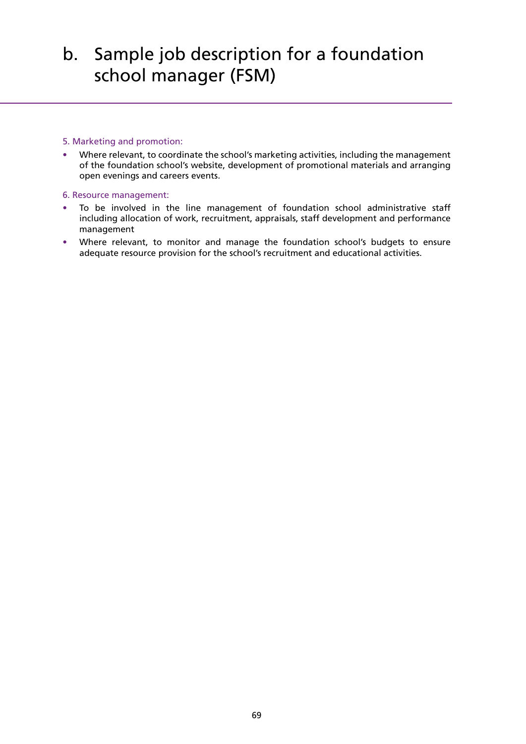# b. Sample job description for a foundation school manager (FSM)

5. Marketing and promotion:

- Where relevant, to coordinate the school's marketing activities, including the management of the foundation school's website, development of promotional materials and arranging open evenings and careers events.

6. Resource management:

- To be involved in the line management of foundation school administrative staff including allocation of work, recruitment, appraisals, staff development and performance management
- Where relevant, to monitor and manage the foundation school's budgets to ensure adequate resource provision for the school's recruitment and educational activities.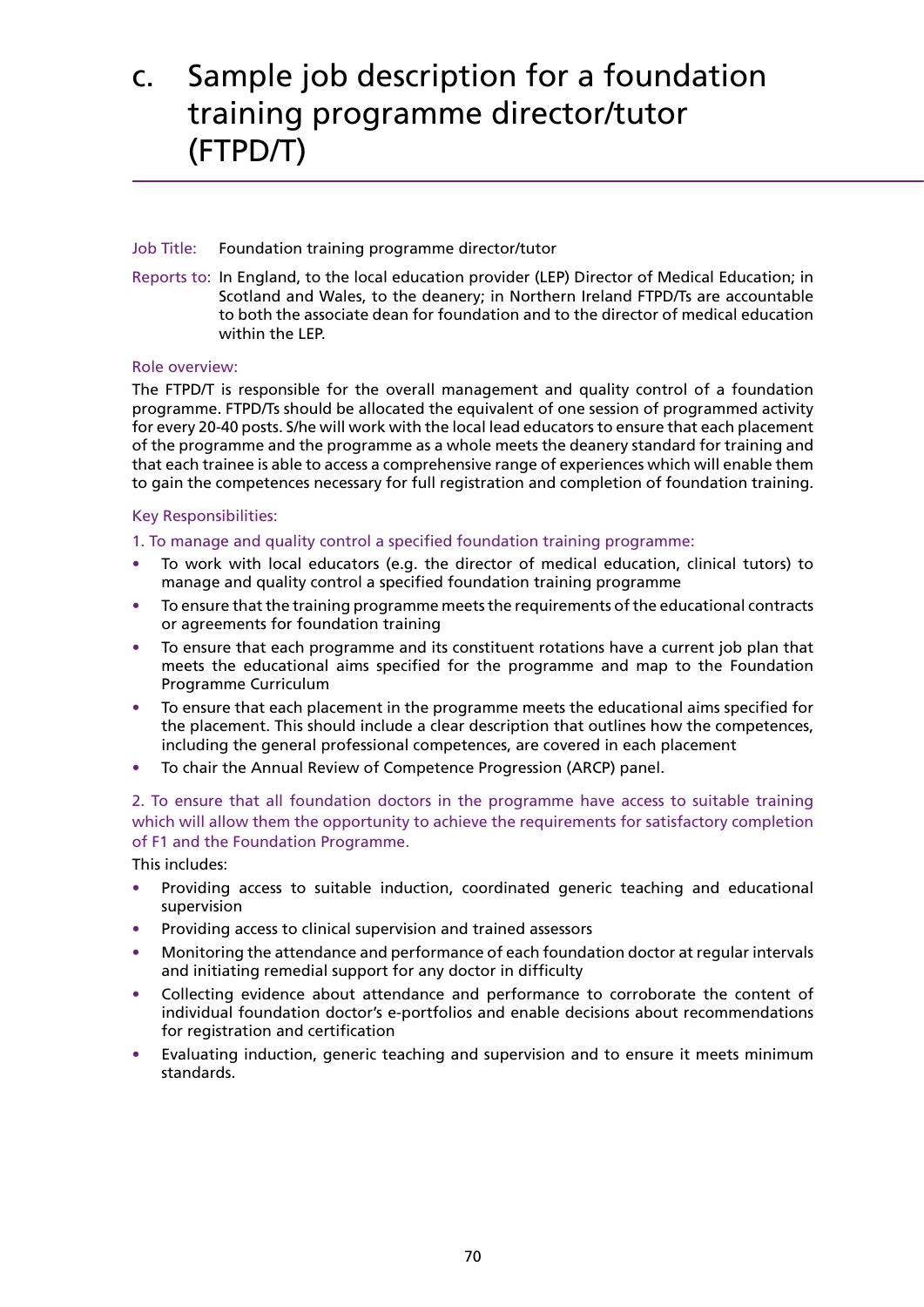# c. Sample job description for a foundation training programme director/tutor (FTPD/T)

Job Title: Foundation training programme director/tutor

Reports to: In England, to the local education provider (LEP) Director of Medical Education; in Scotland and Wales, to the deanery; in Northern Ireland FTPD/Ts are accountable to both the associate dean for foundation and to the director of medical education within the LEP.

Role overview:

The FTPD/T is responsible for the overall management and quality control of a foundation programme. FTPD/Ts should be allocated the equivalent of one session of programmed activity for every 20-40 posts. S/he will work with the local lead educators to ensure that each placement of the programme and the programme as a whole meets the deanery standard for training and that each trainee is able to access a comprehensive range of experiences which will enable them to gain the competences necessary for full registration and completion of foundation training.

Key Responsibilities:

1. To manage and quality control a specified foundation training programme:

- To work with local educators (e.g. the director of medical education, clinical tutors) to manage and quality control a specified foundation training programme
- To ensure that the training programme meets the requirements of the educational contracts or agreements for foundation training
- To ensure that each programme and its constituent rotations have a current job plan that meets the educational aims specified for the programme and map to the Foundation Programme Curriculum
- To ensure that each placement in the programme meets the educational aims specified for the placement. This should include a clear description that outlines how the competences, including the general professional competences, are covered in each placement
- To chair the Annual Review of Competence Progression (ARCP) panel.

2. To ensure that all foundation doctors in the programme have access to suitable training which will allow them the opportunity to achieve the requirements for satisfactory completion of F1 and the Foundation Programme.

This includes:

- Providing access to suitable induction, coordinated generic teaching and educational supervision
- Providing access to clinical supervision and trained assessors
- Monitoring the attendance and performance of each foundation doctor at regular intervals and initiating remedial support for any doctor in difficulty
- Collecting evidence about attendance and performance to corroborate the content of individual foundation doctor's e-portfolios and enable decisions about recommendations for registration and certification
- Evaluating induction, generic teaching and supervision and to ensure it meets minimum standards.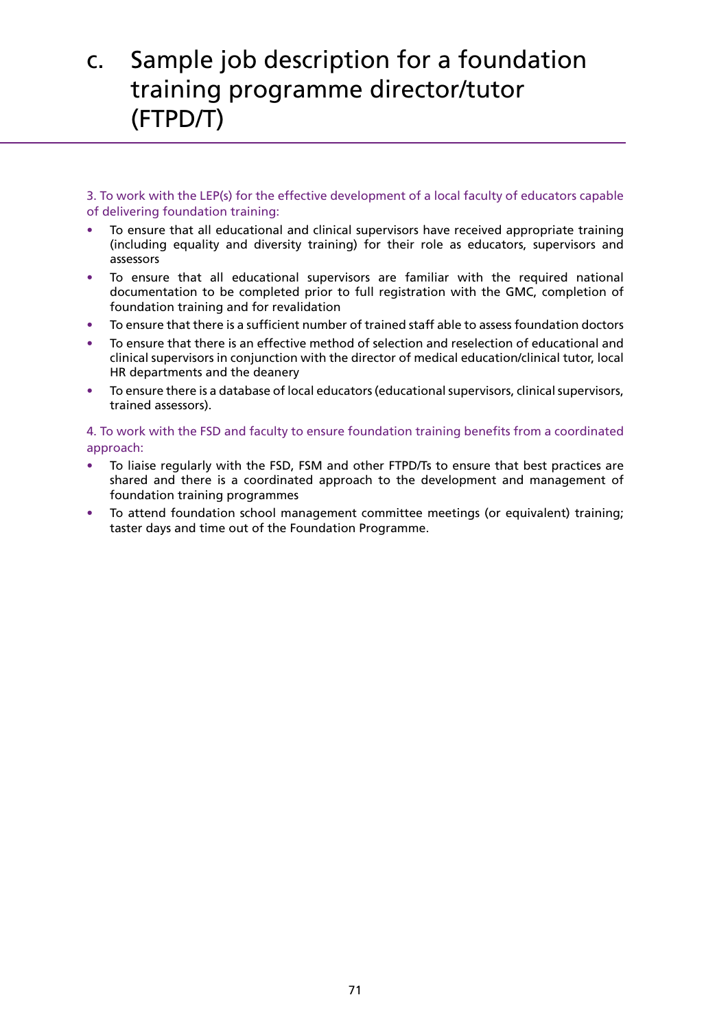# c. Sample job description for a foundation training programme director/tutor (FTPD/T)

3. To work with the LEP(s) for the effective development of a local faculty of educators capable of delivering foundation training:

- To ensure that all educational and clinical supervisors have received appropriate training (including equality and diversity training) for their role as educators, supervisors and assessors
- To ensure that all educational supervisors are familiar with the required national documentation to be completed prior to full registration with the GMC, completion of foundation training and for revalidation
- To ensure that there is a sufficient number of trained staff able to assess foundation doctors
- To ensure that there is an effective method of selection and reselection of educational and clinical supervisors in conjunction with the director of medical education/clinical tutor, local HR departments and the deanery
- To ensure there is a database of local educators (educational supervisors, clinical supervisors, trained assessors).

4. To work with the FSD and faculty to ensure foundation training benefits from a coordinated approach:

- To liaise regularly with the FSD, FSM and other FTPD/Ts to ensure that best practices are shared and there is a coordinated approach to the development and management of foundation training programmes
- To attend foundation school management committee meetings (or equivalent) training; taster days and time out of the Foundation Programme.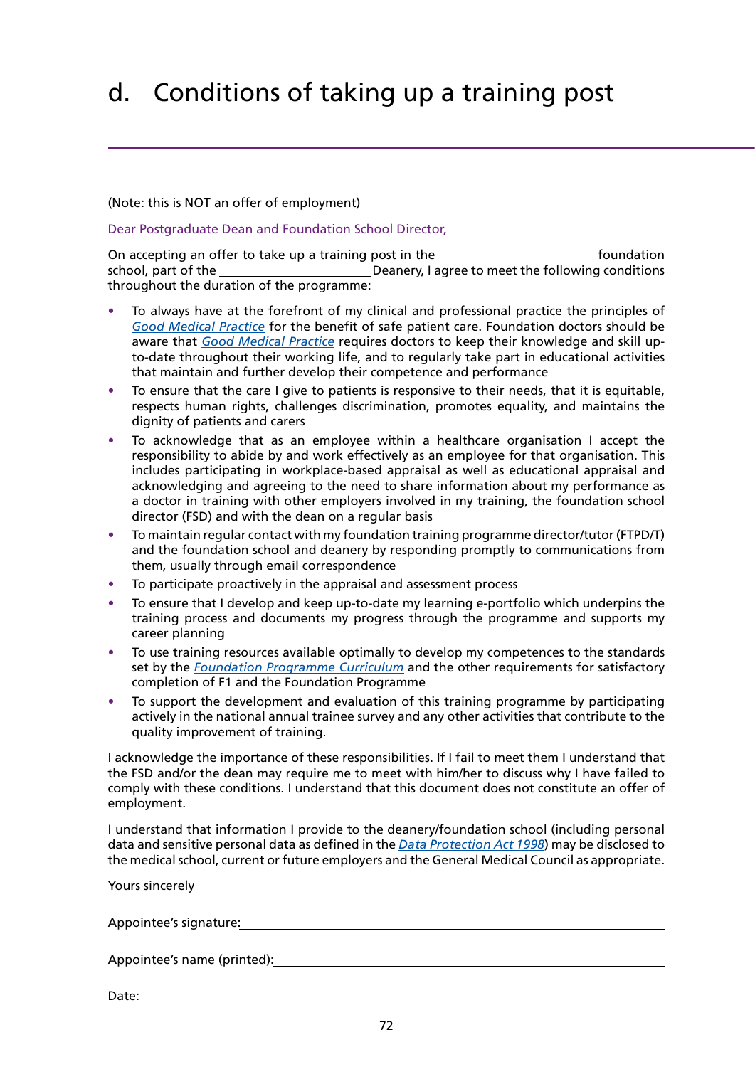# d. Conditions of taking up a training post

(Note: this is NOT an offer of employment)

Dear Postgraduate Dean and Foundation School Director,

On accepting an offer to take up a training post in the ______________________ foundation school, part of the ______________________ Deanery, I agree to meet the following conditions throughout the duration of the programme:

- To always have at the forefront of my clinical and professional practice the principles of *Good Medical Practice* for the benefit of safe patient care. Foundation doctors should be aware that *Good Medical Practice* requires doctors to keep their knowledge and skill up-to-date throughout their working life, and to regularly take part in educational activities that maintain and further develop their competence and performance
- To ensure that the care I give to patients is responsive to their needs, that it is equitable, respects human rights, challenges discrimination, promotes equality, and maintains the dignity of patients and carers
- To acknowledge that as an employee within a healthcare organisation I accept the responsibility to abide by and work effectively as an employee for that organisation. This includes participating in workplace-based appraisal as well as educational appraisal and acknowledging and agreeing to the need to share information about my performance as a doctor in training with other employers involved in my training, the foundation school director (FSD) and with the dean on a regular basis
- To maintain regular contact with my foundation training programme director/tutor (FTPD/T) and the foundation school and deanery by responding promptly to communications from them, usually through email correspondence
- To participate proactively in the appraisal and assessment process
- To ensure that I develop and keep up-to-date my learning e-portfolio which underpins the training process and documents my progress through the programme and supports my career planning
- To use training resources available optimally to develop my competences to the standards set by the *Foundation Programme Curriculum* and the other requirements for satisfactory completion of F1 and the Foundation Programme
- To support the development and evaluation of this training programme by participating actively in the national annual trainee survey and any other activities that contribute to the quality improvement of training.

I acknowledge the importance of these responsibilities. If I fail to meet them I understand that the FSD and/or the dean may require me to meet with him/her to discuss why I have failed to comply with these conditions. I understand that this document does not constitute an offer of employment.

I understand that information I provide to the deanery/foundation school (including personal data and sensitive personal data as defined in the *Data Protection Act 1998*) may be disclosed to the medical school, current or future employers and the General Medical Council as appropriate.

Yours sincerely

Appointee's signature: ______________________________________________

Appointee's name (printed): ______________________________________________

Date: ______________________________________________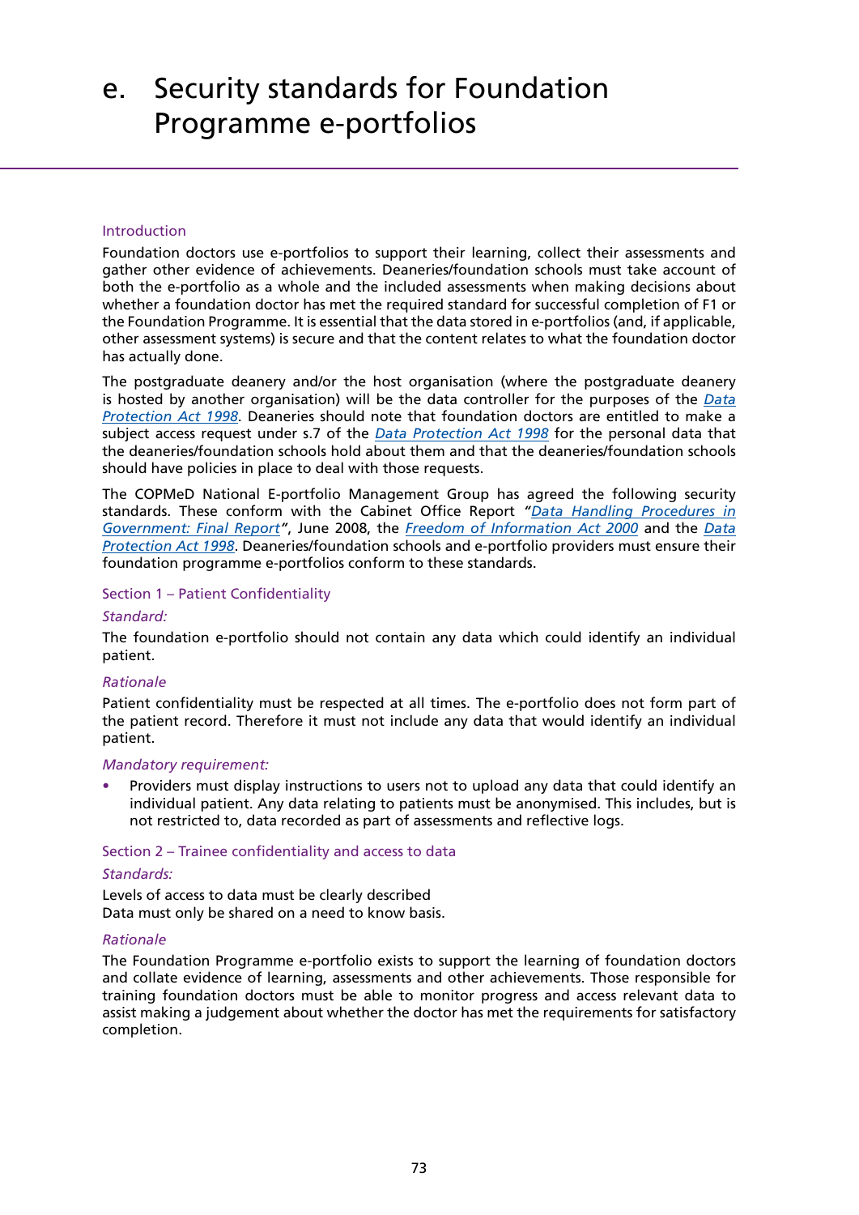# e. Security standards for Foundation Programme e-portfolios

### Introduction

Foundation doctors use e-portfolios to support their learning, collect their assessments and gather other evidence of achievements. Deaneries/foundation schools must take account of both the e-portfolio as a whole and the included assessments when making decisions about whether a foundation doctor has met the required standard for successful completion of F1 or the Foundation Programme. It is essential that the data stored in e-portfolios (and, if applicable, other assessment systems) is secure and that the content relates to what the foundation doctor has actually done.

The postgraduate deanery and/or the host organisation (where the postgraduate deanery is hosted by another organisation) will be the data controller for the purposes of the *Data Protection Act 1998*. Deaneries should note that foundation doctors are entitled to make a subject access request under s.7 of the *Data Protection Act 1998* for the personal data that the deaneries/foundation schools hold about them and that the deaneries/foundation schools should have policies in place to deal with those requests.

The COPMeD National E-portfolio Management Group has agreed the following security standards. These conform with the Cabinet Office Report *"Data Handling Procedures in Government: Final Report"*, June 2008, the *Freedom of Information Act 2000* and the *Data Protection Act 1998*. Deaneries/foundation schools and e-portfolio providers must ensure their foundation programme e-portfolios conform to these standards.

### Section 1 – Patient Confidentiality

*Standard:*

The foundation e-portfolio should not contain any data which could identify an individual patient.

*Rationale*

Patient confidentiality must be respected at all times. The e-portfolio does not form part of the patient record. Therefore it must not include any data that would identify an individual patient.

*Mandatory requirement:*

- Providers must display instructions to users not to upload any data that could identify an individual patient. Any data relating to patients must be anonymised. This includes, but is not restricted to, data recorded as part of assessments and reflective logs.

### Section 2 – Trainee confidentiality and access to data

*Standards:*

Levels of access to data must be clearly described
Data must only be shared on a need to know basis.

*Rationale*

The Foundation Programme e-portfolio exists to support the learning of foundation doctors and collate evidence of learning, assessments and other achievements. Those responsible for training foundation doctors must be able to monitor progress and access relevant data to assist making a judgement about whether the doctor has met the requirements for satisfactory completion.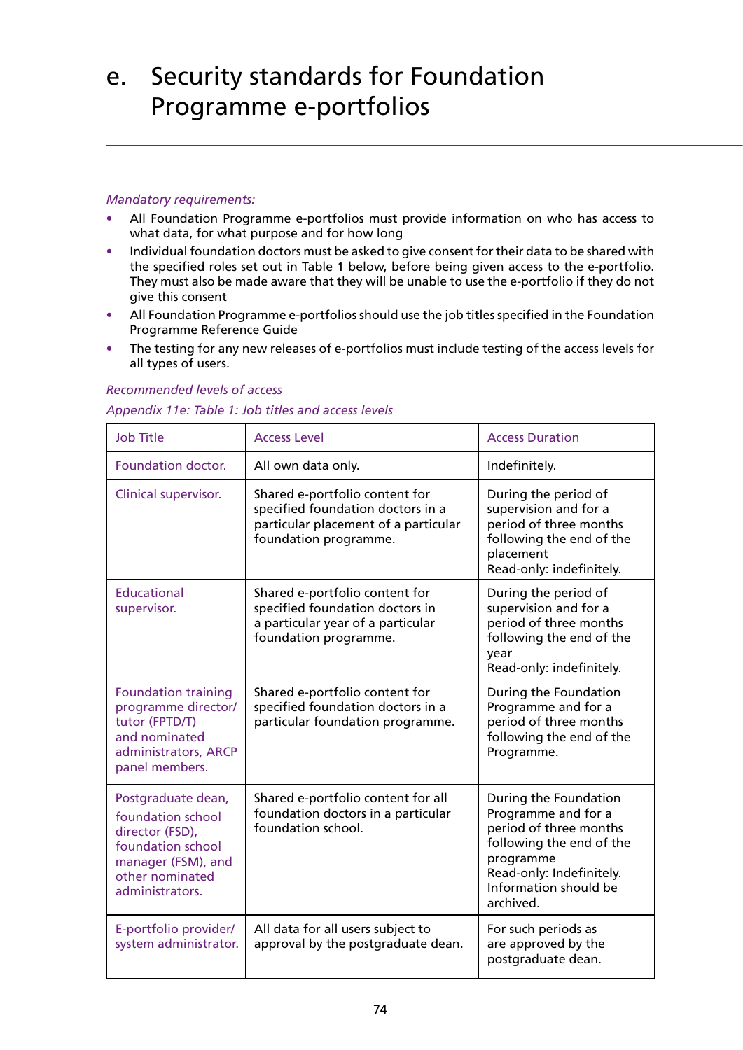# e. Security standards for Foundation Programme e-portfolios

*Mandatory requirements:*

- All Foundation Programme e-portfolios must provide information on who has access to what data, for what purpose and for how long
- Individual foundation doctors must be asked to give consent for their data to be shared with the specified roles set out in Table 1 below, before being given access to the e-portfolio. They must also be made aware that they will be unable to use the e-portfolio if they do not give this consent
- All Foundation Programme e-portfolios should use the job titles specified in the Foundation Programme Reference Guide
- The testing for any new releases of e-portfolios must include testing of the access levels for all types of users.

*Recommended levels of access*

*Appendix 11e: Table 1: Job titles and access levels*

| Job Title | Access Level | Access Duration |
|---|---|---|
| Foundation doctor. | All own data only. | Indefinitely. |
| Clinical supervisor. | Shared e-portfolio content for specified foundation doctors in a particular placement of a particular foundation programme. | During the period of supervision and for a period of three months following the end of the placement<br>Read-only: indefinitely. |
| Educational supervisor. | Shared e-portfolio content for specified foundation doctors in a particular year of a particular foundation programme. | During the period of supervision and for a period of three months following the end of the year<br>Read-only: indefinitely. |
| Foundation training programme director/ tutor (FPTD/T) and nominated administrators, ARCP panel members. | Shared e-portfolio content for specified foundation doctors in a particular foundation programme. | During the Foundation Programme and for a period of three months following the end of the Programme. |
| Postgraduate dean, foundation school director (FSD), foundation school manager (FSM), and other nominated administrators. | Shared e-portfolio content for all foundation doctors in a particular foundation school. | During the Foundation Programme and for a period of three months following the end of the programme<br>Read-only: Indefinitely. Information should be archived. |
| E-portfolio provider/ system administrator. | All data for all users subject to approval by the postgraduate dean. | For such periods as are approved by the postgraduate dean. |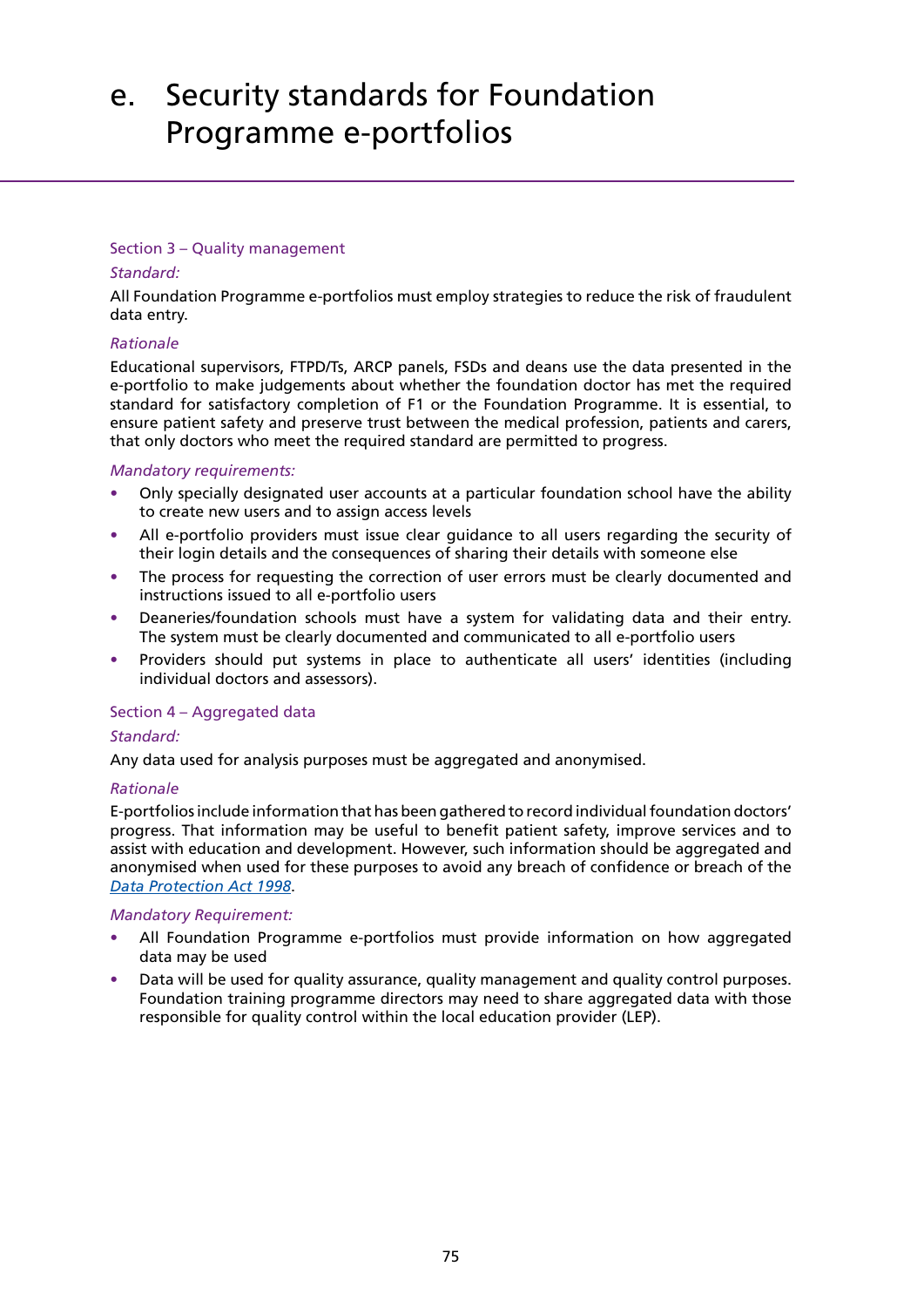# e. Security standards for Foundation Programme e-portfolios

## Section 3 – Quality management

*Standard:*

All Foundation Programme e-portfolios must employ strategies to reduce the risk of fraudulent data entry.

*Rationale*

Educational supervisors, FTPD/Ts, ARCP panels, FSDs and deans use the data presented in the e-portfolio to make judgements about whether the foundation doctor has met the required standard for satisfactory completion of F1 or the Foundation Programme. It is essential, to ensure patient safety and preserve trust between the medical profession, patients and carers, that only doctors who meet the required standard are permitted to progress.

*Mandatory requirements:*

- Only specially designated user accounts at a particular foundation school have the ability to create new users and to assign access levels
- All e-portfolio providers must issue clear guidance to all users regarding the security of their login details and the consequences of sharing their details with someone else
- The process for requesting the correction of user errors must be clearly documented and instructions issued to all e-portfolio users
- Deaneries/foundation schools must have a system for validating data and their entry. The system must be clearly documented and communicated to all e-portfolio users
- Providers should put systems in place to authenticate all users' identities (including individual doctors and assessors).

## Section 4 – Aggregated data

*Standard:*

Any data used for analysis purposes must be aggregated and anonymised.

*Rationale*

E-portfolios include information that has been gathered to record individual foundation doctors' progress. That information may be useful to benefit patient safety, improve services and to assist with education and development. However, such information should be aggregated and anonymised when used for these purposes to avoid any breach of confidence or breach of the *Data Protection Act 1998*.

*Mandatory Requirement:*

- All Foundation Programme e-portfolios must provide information on how aggregated data may be used
- Data will be used for quality assurance, quality management and quality control purposes. Foundation training programme directors may need to share aggregated data with those responsible for quality control within the local education provider (LEP).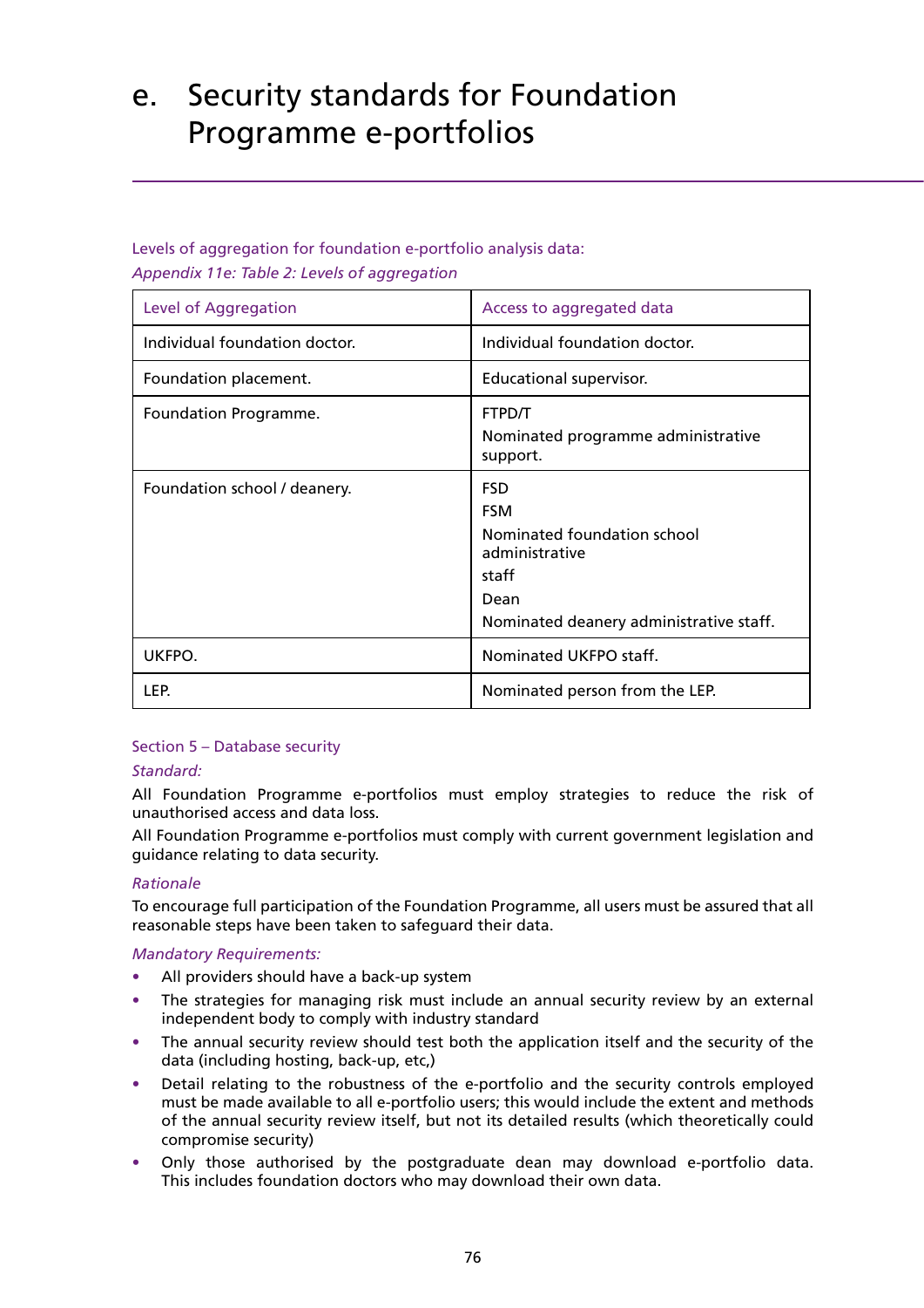# e. Security standards for Foundation Programme e-portfolios

Levels of aggregation for foundation e-portfolio analysis data:

*Appendix 11e: Table 2: Levels of aggregation*

| Level of Aggregation | Access to aggregated data |
|---|---|
| Individual foundation doctor. | Individual foundation doctor. |
| Foundation placement. | Educational supervisor. |
| Foundation Programme. | FTPD/T<br>Nominated programme administrative support. |
| Foundation school / deanery. | FSD<br>FSM<br>Nominated foundation school administrative<br>staff<br>Dean<br>Nominated deanery administrative staff. |
| UKFPO. | Nominated UKFPO staff. |
| LEP. | Nominated person from the LEP. |

Section 5 – Database security

*Standard:*

All Foundation Programme e-portfolios must employ strategies to reduce the risk of unauthorised access and data loss.

All Foundation Programme e-portfolios must comply with current government legislation and guidance relating to data security.

*Rationale*

To encourage full participation of the Foundation Programme, all users must be assured that all reasonable steps have been taken to safeguard their data.

*Mandatory Requirements:*

- All providers should have a back-up system
- The strategies for managing risk must include an annual security review by an external independent body to comply with industry standard
- The annual security review should test both the application itself and the security of the data (including hosting, back-up, etc,)
- Detail relating to the robustness of the e-portfolio and the security controls employed must be made available to all e-portfolio users; this would include the extent and methods of the annual security review itself, but not its detailed results (which theoretically could compromise security)
- Only those authorised by the postgraduate dean may download e-portfolio data. This includes foundation doctors who may download their own data.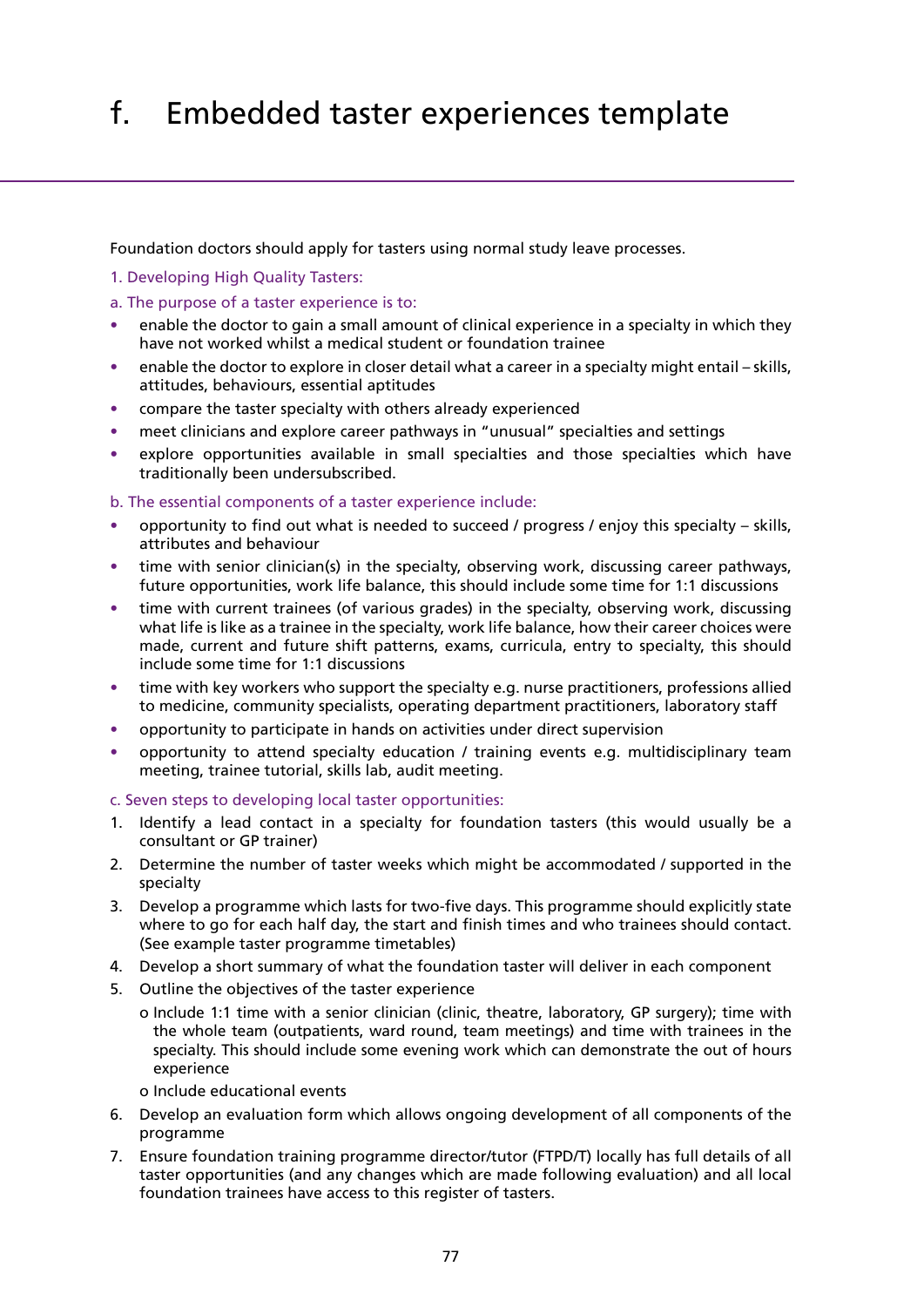# f. Embedded taster experiences template

Foundation doctors should apply for tasters using normal study leave processes.

1. Developing High Quality Tasters:

a. The purpose of a taster experience is to:

- enable the doctor to gain a small amount of clinical experience in a specialty in which they have not worked whilst a medical student or foundation trainee
- enable the doctor to explore in closer detail what a career in a specialty might entail – skills, attitudes, behaviours, essential aptitudes
- compare the taster specialty with others already experienced
- meet clinicians and explore career pathways in "unusual" specialties and settings
- explore opportunities available in small specialties and those specialties which have traditionally been undersubscribed.

b. The essential components of a taster experience include:

- opportunity to find out what is needed to succeed / progress / enjoy this specialty – skills, attributes and behaviour
- time with senior clinician(s) in the specialty, observing work, discussing career pathways, future opportunities, work life balance, this should include some time for 1:1 discussions
- time with current trainees (of various grades) in the specialty, observing work, discussing what life is like as a trainee in the specialty, work life balance, how their career choices were made, current and future shift patterns, exams, curricula, entry to specialty, this should include some time for 1:1 discussions
- time with key workers who support the specialty e.g. nurse practitioners, professions allied to medicine, community specialists, operating department practitioners, laboratory staff
- opportunity to participate in hands on activities under direct supervision
- opportunity to attend specialty education / training events e.g. multidisciplinary team meeting, trainee tutorial, skills lab, audit meeting.

c. Seven steps to developing local taster opportunities:

1. Identify a lead contact in a specialty for foundation tasters (this would usually be a consultant or GP trainer)
2. Determine the number of taster weeks which might be accommodated / supported in the specialty
3. Develop a programme which lasts for two-five days. This programme should explicitly state where to go for each half day, the start and finish times and who trainees should contact. (See example taster programme timetables)
4. Develop a short summary of what the foundation taster will deliver in each component
5. Outline the objectives of the taster experience
   - o Include 1:1 time with a senior clinician (clinic, theatre, laboratory, GP surgery); time with the whole team (outpatients, ward round, team meetings) and time with trainees in the specialty. This should include some evening work which can demonstrate the out of hours experience
   - o Include educational events
6. Develop an evaluation form which allows ongoing development of all components of the programme
7. Ensure foundation training programme director/tutor (FTPD/T) locally has full details of all taster opportunities (and any changes which are made following evaluation) and all local foundation trainees have access to this register of tasters.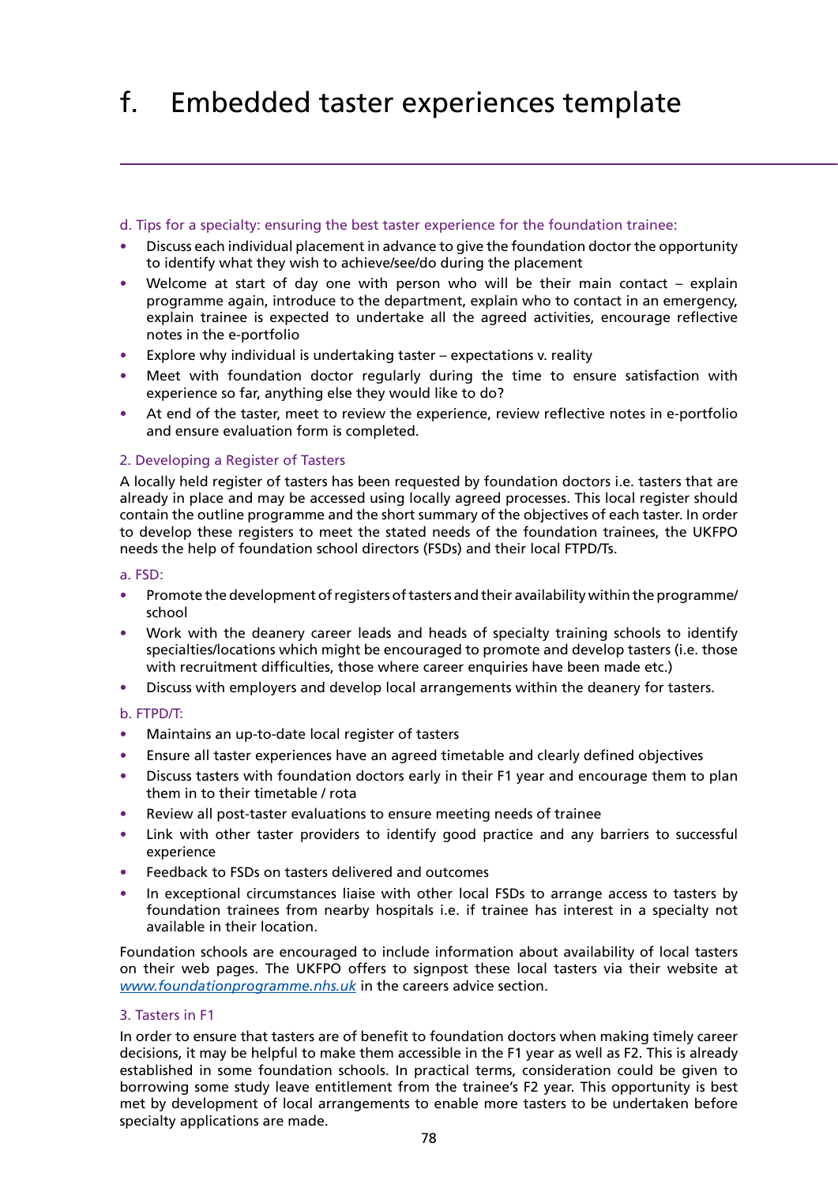# f. Embedded taster experiences template

d. Tips for a specialty: ensuring the best taster experience for the foundation trainee:

- Discuss each individual placement in advance to give the foundation doctor the opportunity to identify what they wish to achieve/see/do during the placement
- Welcome at start of day one with person who will be their main contact – explain programme again, introduce to the department, explain who to contact in an emergency, explain trainee is expected to undertake all the agreed activities, encourage reflective notes in the e-portfolio
- Explore why individual is undertaking taster – expectations v. reality
- Meet with foundation doctor regularly during the time to ensure satisfaction with experience so far, anything else they would like to do?
- At end of the taster, meet to review the experience, review reflective notes in e-portfolio and ensure evaluation form is completed.

2. Developing a Register of Tasters

A locally held register of tasters has been requested by foundation doctors i.e. tasters that are already in place and may be accessed using locally agreed processes. This local register should contain the outline programme and the short summary of the objectives of each taster. In order to develop these registers to meet the stated needs of the foundation trainees, the UKFPO needs the help of foundation school directors (FSDs) and their local FTPD/Ts.

a. FSD:

- Promote the development of registers of tasters and their availability within the programme/school
- Work with the deanery career leads and heads of specialty training schools to identify specialties/locations which might be encouraged to promote and develop tasters (i.e. those with recruitment difficulties, those where career enquiries have been made etc.)
- Discuss with employers and develop local arrangements within the deanery for tasters.

b. FTPD/T:

- Maintains an up-to-date local register of tasters
- Ensure all taster experiences have an agreed timetable and clearly defined objectives
- Discuss tasters with foundation doctors early in their F1 year and encourage them to plan them in to their timetable / rota
- Review all post-taster evaluations to ensure meeting needs of trainee
- Link with other taster providers to identify good practice and any barriers to successful experience
- Feedback to FSDs on tasters delivered and outcomes
- In exceptional circumstances liaise with other local FSDs to arrange access to tasters by foundation trainees from nearby hospitals i.e. if trainee has interest in a specialty not available in their location.

Foundation schools are encouraged to include information about availability of local tasters on their web pages. The UKFPO offers to signpost these local tasters via their website at *www.foundationprogramme.nhs.uk* in the careers advice section.

3. Tasters in F1

In order to ensure that tasters are of benefit to foundation doctors when making timely career decisions, it may be helpful to make them accessible in the F1 year as well as F2. This is already established in some foundation schools. In practical terms, consideration could be given to borrowing some study leave entitlement from the trainee's F2 year. This opportunity is best met by development of local arrangements to enable more tasters to be undertaken before specialty applications are made.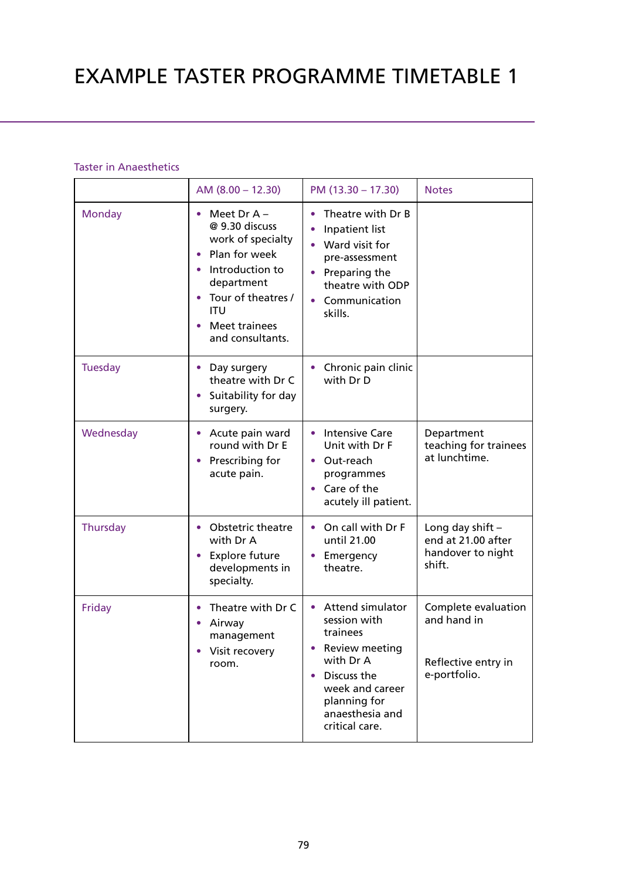# EXAMPLE TASTER PROGRAMME TIMETABLE 1

Taster in Anaesthetics

| | AM (8.00 – 12.30) | PM (13.30 – 17.30) | Notes |
|---|---|---|---|
| Monday | • Meet Dr A – @ 9.30 discuss work of specialty<br>• Plan for week<br>• Introduction to department<br>• Tour of theatres / ITU<br>• Meet trainees and consultants. | • Theatre with Dr B<br>• Inpatient list<br>• Ward visit for pre-assessment<br>• Preparing the theatre with ODP<br>• Communication skills. | |
| Tuesday | • Day surgery theatre with Dr C<br>• Suitability for day surgery. | • Chronic pain clinic with Dr D | |
| Wednesday | • Acute pain ward round with Dr E<br>• Prescribing for acute pain. | • Intensive Care Unit with Dr F<br>• Out-reach programmes<br>• Care of the acutely ill patient. | Department teaching for trainees at lunchtime. |
| Thursday | • Obstetric theatre with Dr A<br>• Explore future developments in specialty. | • On call with Dr F until 21.00<br>• Emergency theatre. | Long day shift – end at 21.00 after handover to night shift. |
| Friday | • Theatre with Dr C<br>• Airway management<br>• Visit recovery room. | • Attend simulator session with trainees<br>• Review meeting with Dr A<br>• Discuss the week and career planning for anaesthesia and critical care. | Complete evaluation and hand in<br><br>Reflective entry in e-portfolio. |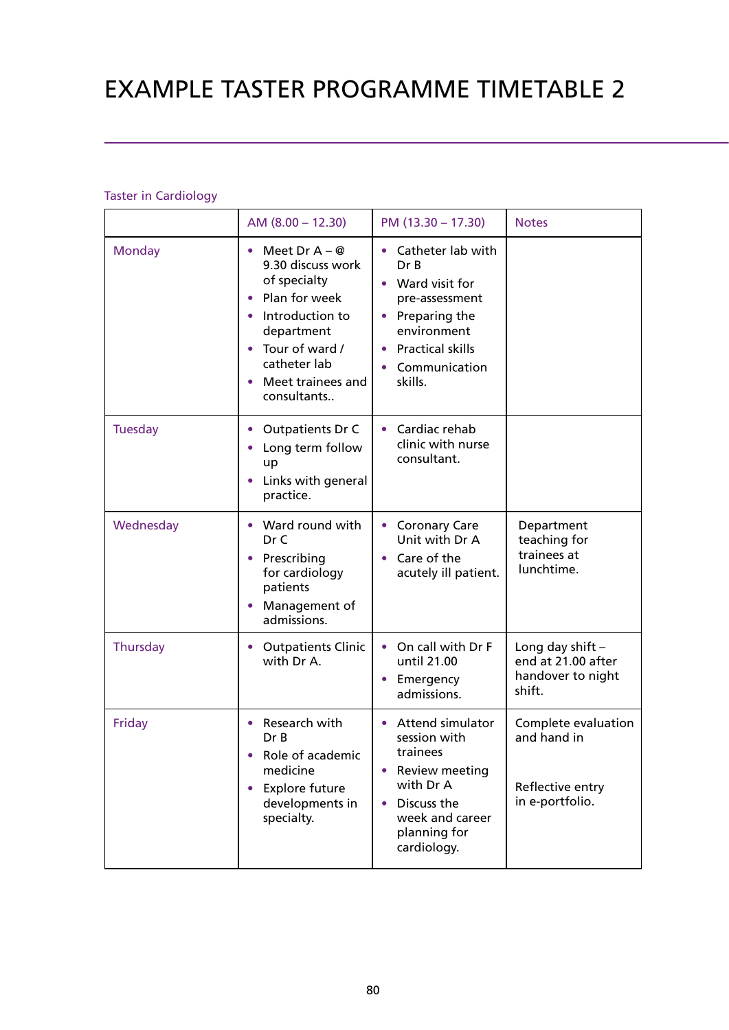# EXAMPLE TASTER PROGRAMME TIMETABLE 2

Taster in Cardiology

| | AM (8.00 – 12.30) | PM (13.30 – 17.30) | Notes |
|---|---|---|---|
| Monday | • Meet Dr A – @ 9.30 discuss work of specialty<br>• Plan for week<br>• Introduction to department<br>• Tour of ward / catheter lab<br>• Meet trainees and consultants.. | • Catheter lab with Dr B<br>• Ward visit for pre-assessment<br>• Preparing the environment<br>• Practical skills<br>• Communication skills. | |
| Tuesday | • Outpatients Dr C<br>• Long term follow up<br>• Links with general practice. | • Cardiac rehab clinic with nurse consultant. | |
| Wednesday | • Ward round with Dr C<br>• Prescribing for cardiology patients<br>• Management of admissions. | • Coronary Care Unit with Dr A<br>• Care of the acutely ill patient. | Department teaching for trainees at lunchtime. |
| Thursday | • Outpatients Clinic with Dr A. | • On call with Dr F until 21.00<br>• Emergency admissions. | Long day shift – end at 21.00 after handover to night shift. |
| Friday | • Research with Dr B<br>• Role of academic medicine<br>• Explore future developments in specialty. | • Attend simulator session with trainees<br>• Review meeting with Dr A<br>• Discuss the week and career planning for cardiology. | Complete evaluation and hand in<br><br>Reflective entry in e-portfolio. |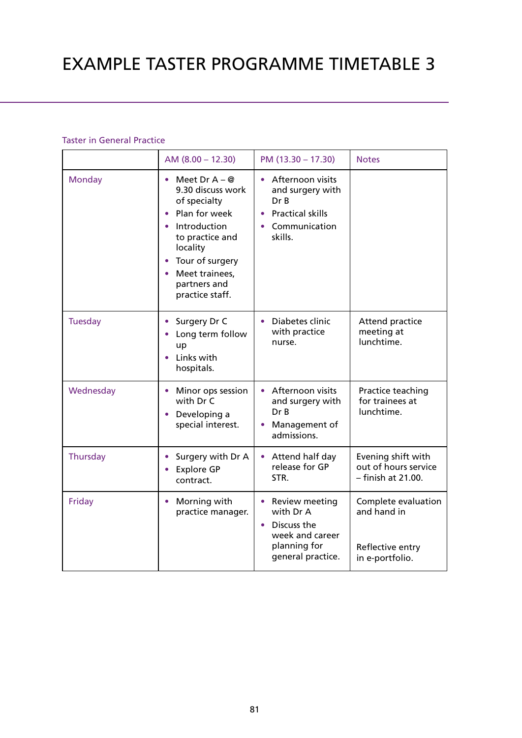# EXAMPLE TASTER PROGRAMME TIMETABLE 3

Taster in General Practice

| | AM (8.00 – 12.30) | PM (13.30 – 17.30) | Notes |
|---|---|---|---|
| Monday | • Meet Dr A – @ 9.30 discuss work of specialty<br>• Plan for week<br>• Introduction to practice and locality<br>• Tour of surgery<br>• Meet trainees, partners and practice staff. | • Afternoon visits and surgery with Dr B<br>• Practical skills<br>• Communication skills. | |
| Tuesday | • Surgery Dr C<br>• Long term follow up<br>• Links with hospitals. | • Diabetes clinic with practice nurse. | Attend practice meeting at lunchtime. |
| Wednesday | • Minor ops session with Dr C<br>• Developing a special interest. | • Afternoon visits and surgery with Dr B<br>• Management of admissions. | Practice teaching for trainees at lunchtime. |
| Thursday | • Surgery with Dr A<br>• Explore GP contract. | • Attend half day release for GP STR. | Evening shift with out of hours service – finish at 21.00. |
| Friday | • Morning with practice manager. | • Review meeting with Dr A<br>• Discuss the week and career planning for general practice. | Complete evaluation and hand in<br><br>Reflective entry in e-portfolio. |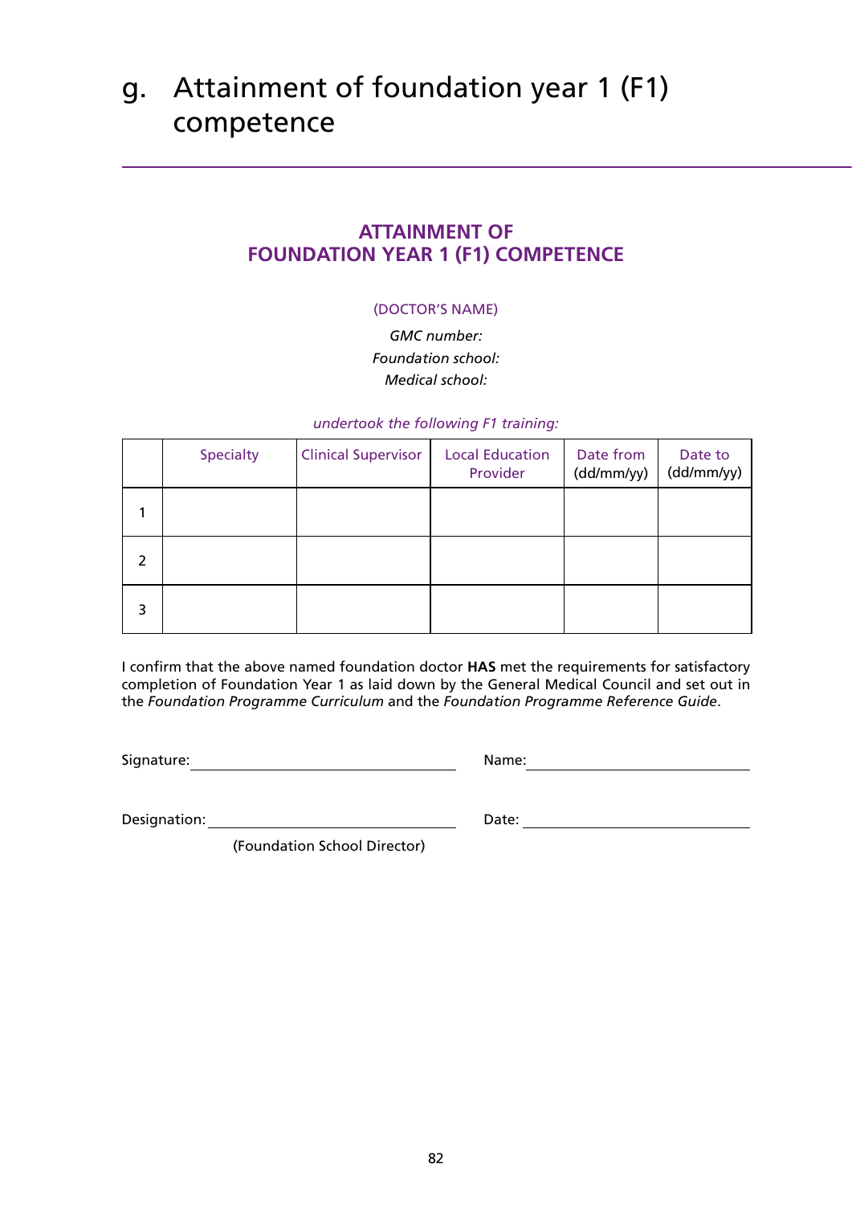# g. Attainment of foundation year 1 (F1) competence

## ATTAINMENT OF FOUNDATION YEAR 1 (F1) COMPETENCE

(DOCTOR'S NAME)

*GMC number:*
*Foundation school:*
*Medical school:*

*undertook the following F1 training:*

| | Specialty | Clinical Supervisor | Local Education Provider | Date from (dd/mm/yy) | Date to (dd/mm/yy) |
|---|---|---|---|---|---|
| 1 | | | | | |
| 2 | | | | | |
| 3 | | | | | |

I confirm that the above named foundation doctor **HAS** met the requirements for satisfactory completion of Foundation Year 1 as laid down by the General Medical Council and set out in the *Foundation Programme Curriculum* and the *Foundation Programme Reference Guide*.

Signature: ______________________________ Name: ______________________________

Designation: ______________________________ Date: ______________________________
(Foundation School Director)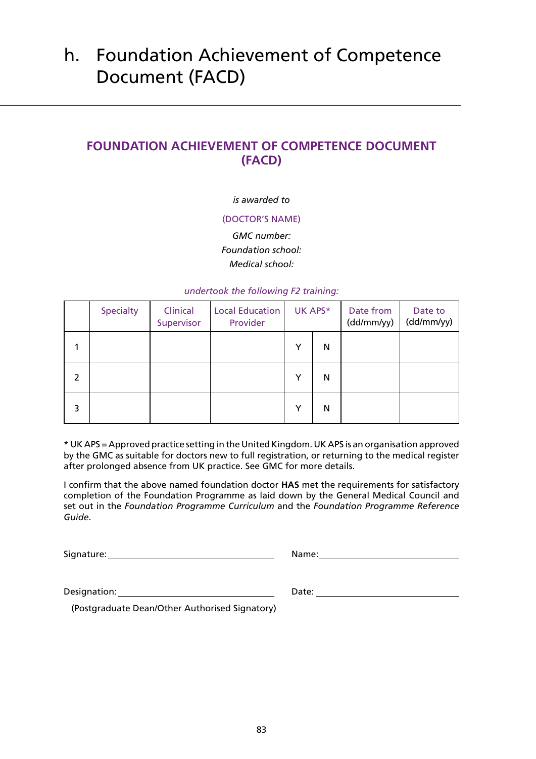# h. Foundation Achievement of Competence Document (FACD)

## FOUNDATION ACHIEVEMENT OF COMPETENCE DOCUMENT (FACD)

*is awarded to*

(DOCTOR'S NAME)

*GMC number:*

*Foundation school:*

*Medical school:*

*undertook the following F2 training:*

| | Specialty | Clinical Supervisor | Local Education Provider | UK APS* | | Date from (dd/mm/yy) | Date to (dd/mm/yy) |
|---|---|---|---|---|---|---|---|
| 1 | | | | Y | N | | |
| 2 | | | | Y | N | | |
| 3 | | | | Y | N | | |

* UK APS = Approved practice setting in the United Kingdom. UK APS is an organisation approved by the GMC as suitable for doctors new to full registration, or returning to the medical register after prolonged absence from UK practice. See GMC for more details.

I confirm that the above named foundation doctor **HAS** met the requirements for satisfactory completion of the Foundation Programme as laid down by the General Medical Council and set out in the *Foundation Programme Curriculum* and the *Foundation Programme Reference Guide*.

Signature: ______________________________ Name: ______________________________

Designation: ______________________________ Date: ______________________________

(Postgraduate Dean/Other Authorised Signatory)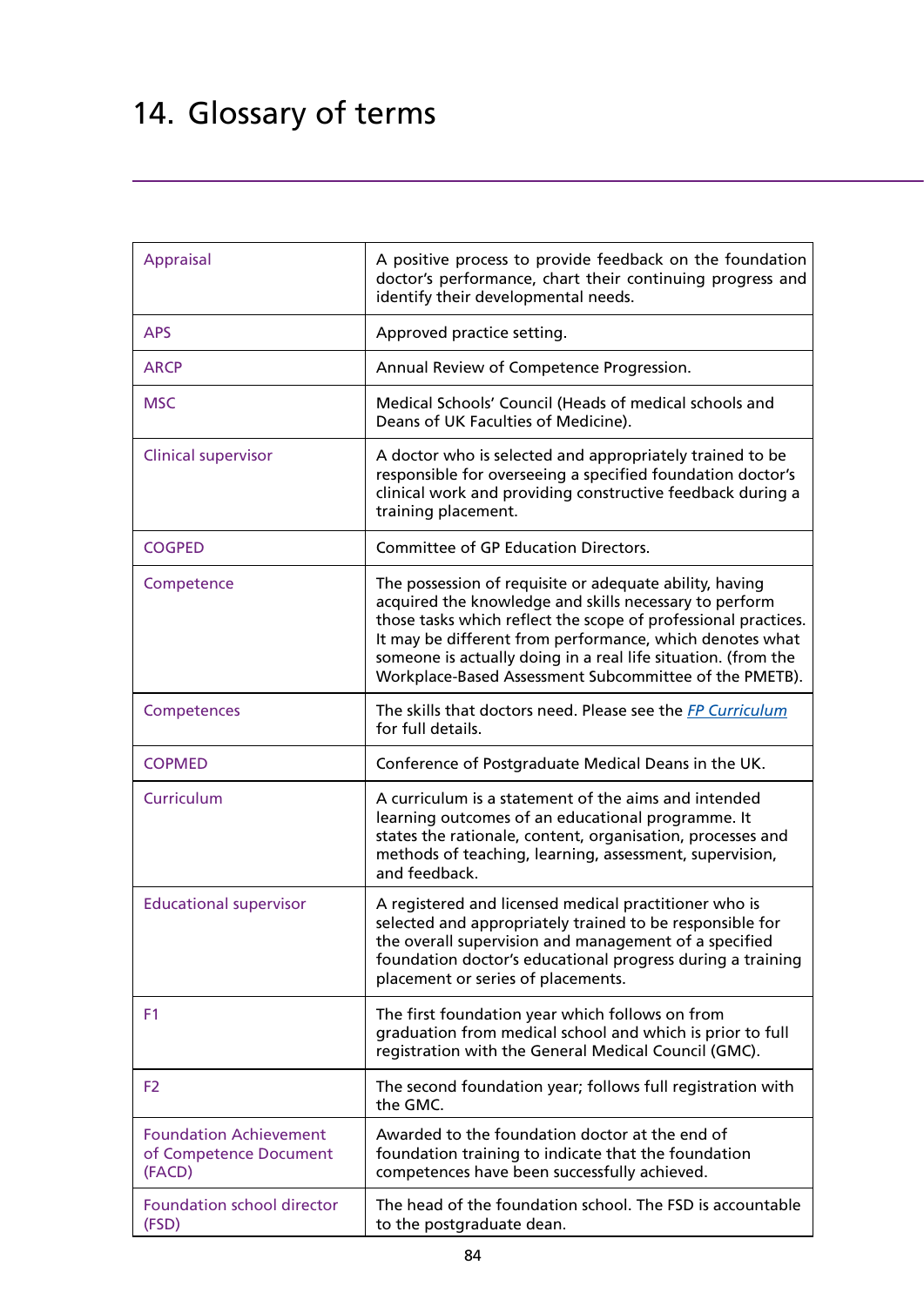# 14. Glossary of terms

| | |
|---|---|
| Appraisal | A positive process to provide feedback on the foundation doctor's performance, chart their continuing progress and identify their developmental needs. |
| APS | Approved practice setting. |
| ARCP | Annual Review of Competence Progression. |
| MSC | Medical Schools' Council (Heads of medical schools and Deans of UK Faculties of Medicine). |
| Clinical supervisor | A doctor who is selected and appropriately trained to be responsible for overseeing a specified foundation doctor's clinical work and providing constructive feedback during a training placement. |
| COGPED | Committee of GP Education Directors. |
| Competence | The possession of requisite or adequate ability, having acquired the knowledge and skills necessary to perform those tasks which reflect the scope of professional practices. It may be different from performance, which denotes what someone is actually doing in a real life situation. (from the Workplace-Based Assessment Subcommittee of the PMETB). |
| Competences | The skills that doctors need. Please see the *FP Curriculum* for full details. |
| COPMED | Conference of Postgraduate Medical Deans in the UK. |
| Curriculum | A curriculum is a statement of the aims and intended learning outcomes of an educational programme. It states the rationale, content, organisation, processes and methods of teaching, learning, assessment, supervision, and feedback. |
| Educational supervisor | A registered and licensed medical practitioner who is selected and appropriately trained to be responsible for the overall supervision and management of a specified foundation doctor's educational progress during a training placement or series of placements. |
| F1 | The first foundation year which follows on from graduation from medical school and which is prior to full registration with the General Medical Council (GMC). |
| F2 | The second foundation year; follows full registration with the GMC. |
| Foundation Achievement of Competence Document (FACD) | Awarded to the foundation doctor at the end of foundation training to indicate that the foundation competences have been successfully achieved. |
| Foundation school director (FSD) | The head of the foundation school. The FSD is accountable to the postgraduate dean. |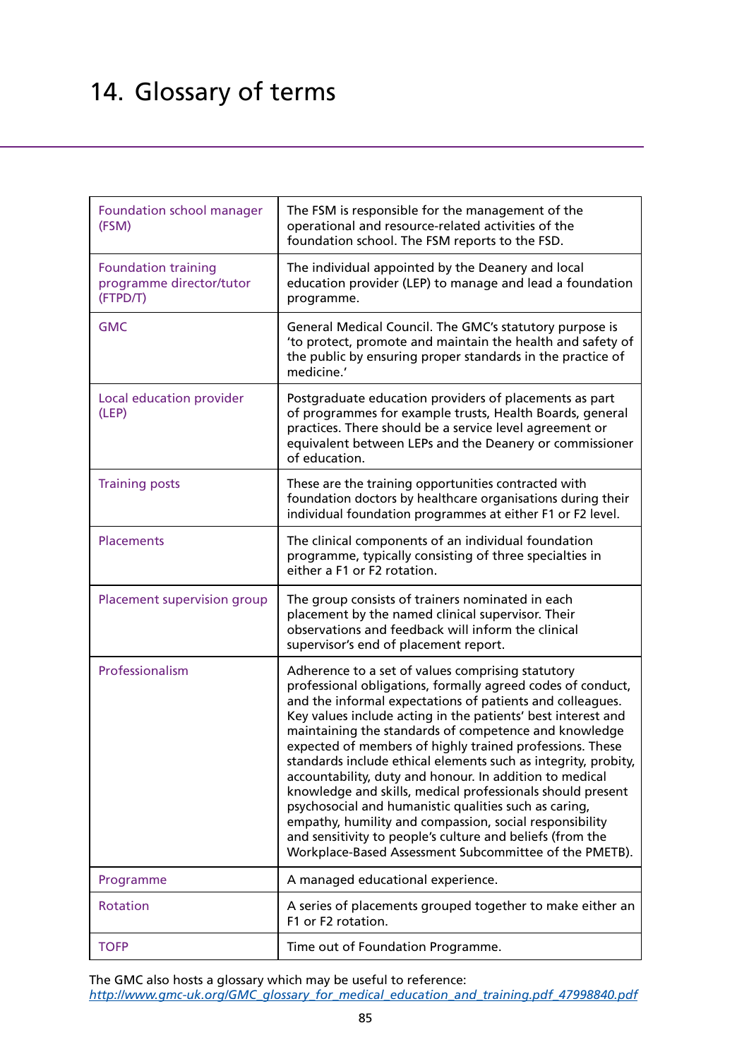# 14. Glossary of terms

| | |
|---|---|
| Foundation school manager (FSM) | The FSM is responsible for the management of the operational and resource-related activities of the foundation school. The FSM reports to the FSD. |
| Foundation training programme director/tutor (FTPD/T) | The individual appointed by the Deanery and local education provider (LEP) to manage and lead a foundation programme. |
| GMC | General Medical Council. The GMC's statutory purpose is 'to protect, promote and maintain the health and safety of the public by ensuring proper standards in the practice of medicine.' |
| Local education provider (LEP) | Postgraduate education providers of placements as part of programmes for example trusts, Health Boards, general practices. There should be a service level agreement or equivalent between LEPs and the Deanery or commissioner of education. |
| Training posts | These are the training opportunities contracted with foundation doctors by healthcare organisations during their individual foundation programmes at either F1 or F2 level. |
| Placements | The clinical components of an individual foundation programme, typically consisting of three specialties in either a F1 or F2 rotation. |
| Placement supervision group | The group consists of trainers nominated in each placement by the named clinical supervisor. Their observations and feedback will inform the clinical supervisor's end of placement report. |
| Professionalism | Adherence to a set of values comprising statutory professional obligations, formally agreed codes of conduct, and the informal expectations of patients and colleagues. Key values include acting in the patients' best interest and maintaining the standards of competence and knowledge expected of members of highly trained professions. These standards include ethical elements such as integrity, probity, accountability, duty and honour. In addition to medical knowledge and skills, medical professionals should present psychosocial and humanistic qualities such as caring, empathy, humility and compassion, social responsibility and sensitivity to people's culture and beliefs (from the Workplace-Based Assessment Subcommittee of the PMETB). |
| Programme | A managed educational experience. |
| Rotation | A series of placements grouped together to make either an F1 or F2 rotation. |
| TOFP | Time out of Foundation Programme. |

The GMC also hosts a glossary which may be useful to reference:
*http://www.gmc-uk.org/GMC_glossary_for_medical_education_and_training.pdf_47998840.pdf*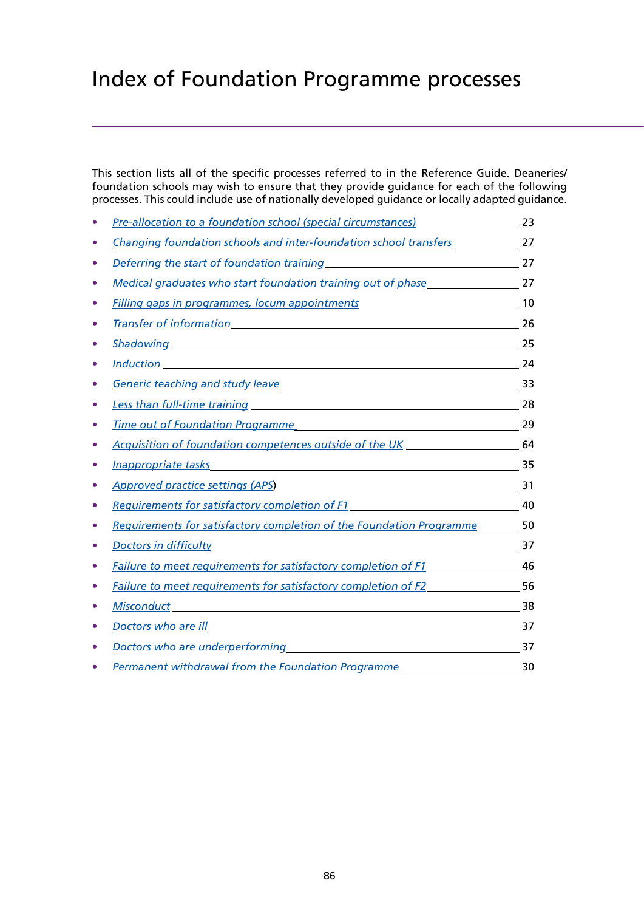# Index of Foundation Programme processes

This section lists all of the specific processes referred to in the Reference Guide. Deaneries/foundation schools may wish to ensure that they provide guidance for each of the following processes. This could include use of nationally developed guidance or locally adapted guidance.

- *Pre-allocation to a foundation school (special circumstances)* 23
- *Changing foundation schools and inter-foundation school transfers* 27
- *Deferring the start of foundation training* 27
- *Medical graduates who start foundation training out of phase* 27
- *Filling gaps in programmes, locum appointments* 10
- *Transfer of information* 26
- *Shadowing* 25
- *Induction* 24
- *Generic teaching and study leave* 33
- *Less than full-time training* 28
- *Time out of Foundation Programme* 29
- *Acquisition of foundation competences outside of the UK* 64
- *Inappropriate tasks* 35
- *Approved practice settings (APS)* 31
- *Requirements for satisfactory completion of F1* 40
- *Requirements for satisfactory completion of the Foundation Programme* 50
- *Doctors in difficulty* 37
- *Failure to meet requirements for satisfactory completion of F1* 46
- *Failure to meet requirements for satisfactory completion of F2* 56
- *Misconduct* 38
- *Doctors who are ill* 37
- *Doctors who are underperforming* 37
- *Permanent withdrawal from the Foundation Programme* 30